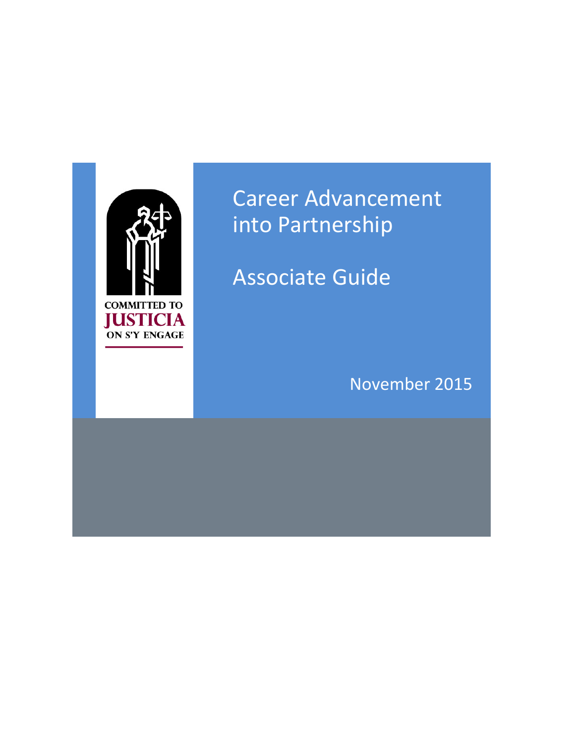COMMITTED TO
JUSTICIA
ON S'Y ENGAGE

# Career Advancement into Partnership

## Associate Guide

November 2015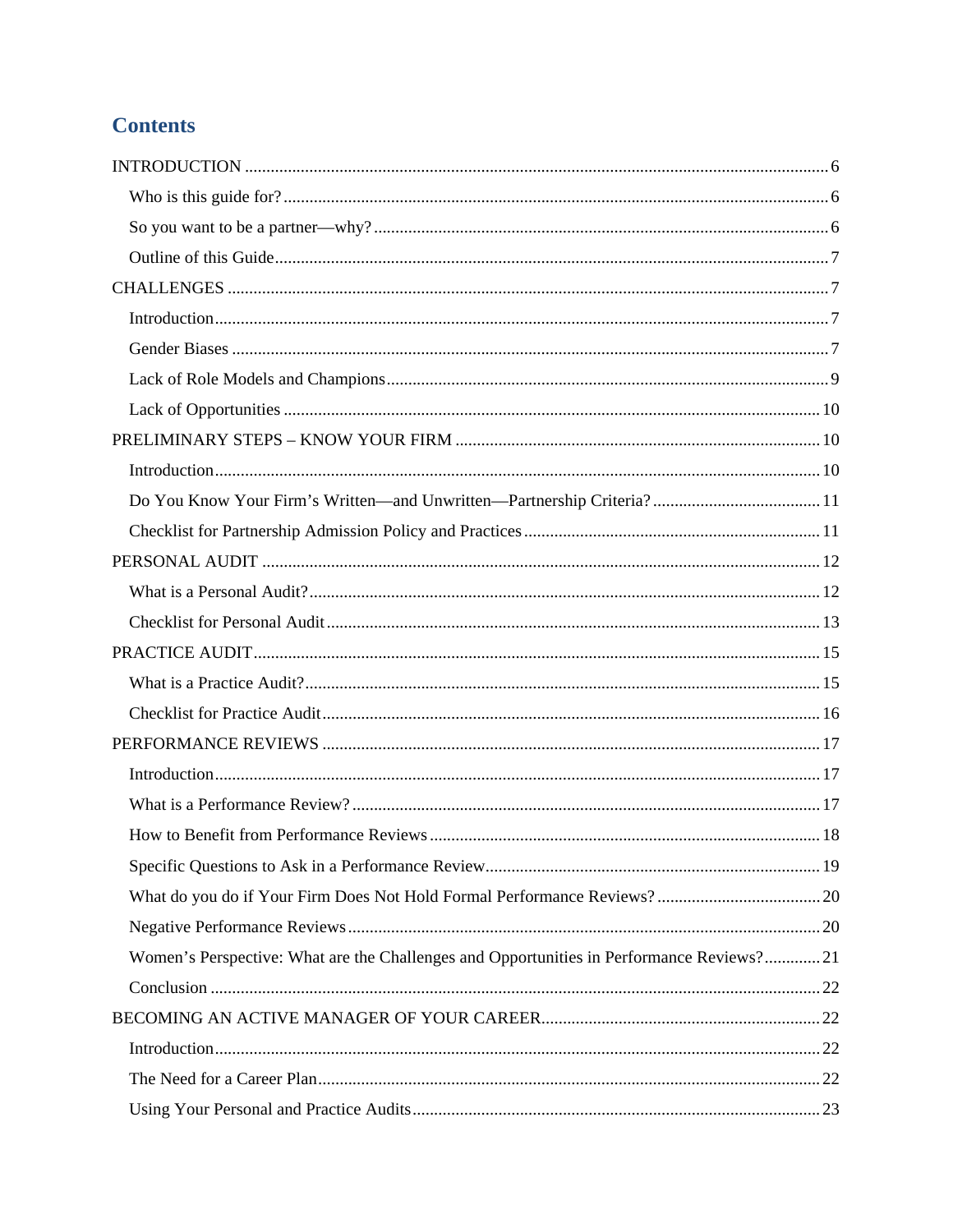# Contents

- INTRODUCTION ... 6
  - Who is this guide for? ... 6
  - So you want to be a partner—why? ... 6
  - Outline of this Guide ... 7
- CHALLENGES ... 7
  - Introduction ... 7
  - Gender Biases ... 7
  - Lack of Role Models and Champions ... 9
  - Lack of Opportunities ... 10
- PRELIMINARY STEPS – KNOW YOUR FIRM ... 10
  - Introduction ... 10
  - Do You Know Your Firm's Written—and Unwritten—Partnership Criteria? ... 11
  - Checklist for Partnership Admission Policy and Practices ... 11
- PERSONAL AUDIT ... 12
  - What is a Personal Audit? ... 12
  - Checklist for Personal Audit ... 13
- PRACTICE AUDIT ... 15
  - What is a Practice Audit? ... 15
  - Checklist for Practice Audit ... 16
- PERFORMANCE REVIEWS ... 17
  - Introduction ... 17
  - What is a Performance Review? ... 17
  - How to Benefit from Performance Reviews ... 18
  - Specific Questions to Ask in a Performance Review ... 19
  - What do you do if Your Firm Does Not Hold Formal Performance Reviews? ... 20
  - Negative Performance Reviews ... 20
  - Women's Perspective: What are the Challenges and Opportunities in Performance Reviews? ... 21
  - Conclusion ... 22
- BECOMING AN ACTIVE MANAGER OF YOUR CAREER ... 22
  - Introduction ... 22
  - The Need for a Career Plan ... 22
  - Using Your Personal and Practice Audits ... 23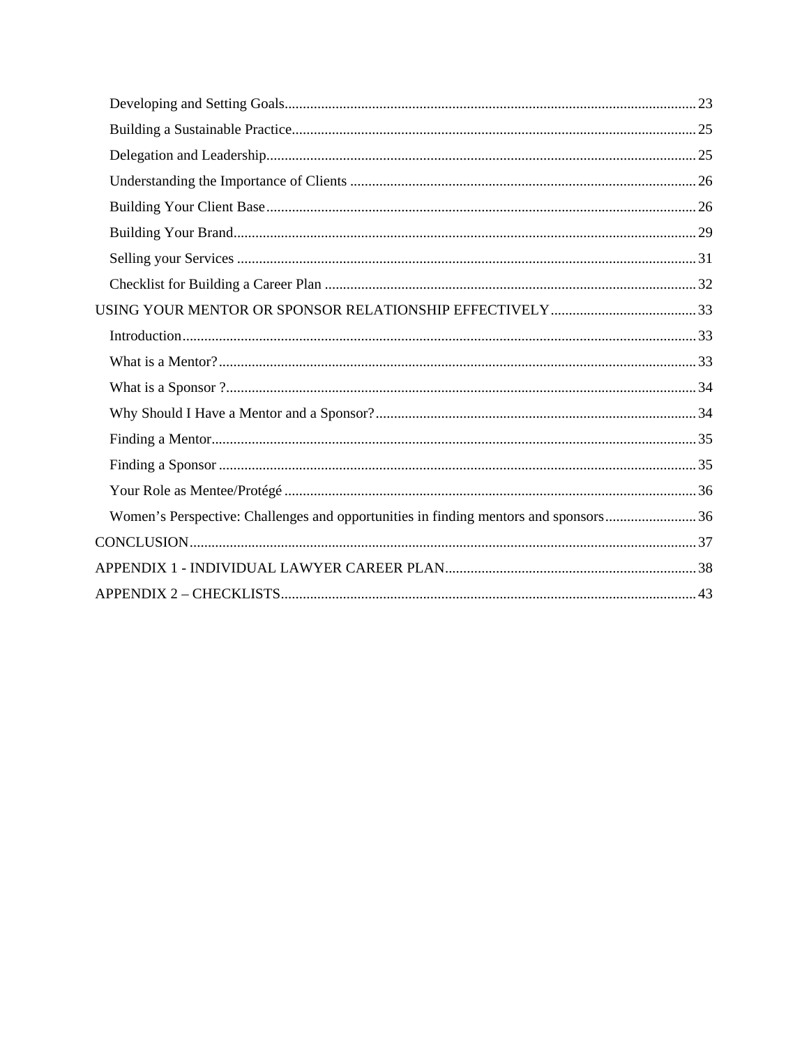- Developing and Setting Goals ..... 23
- Building a Sustainable Practice ..... 25
- Delegation and Leadership ..... 25
- Understanding the Importance of Clients ..... 26
- Building Your Client Base ..... 26
- Building Your Brand ..... 29
- Selling your Services ..... 31
- Checklist for Building a Career Plan ..... 32

USING YOUR MENTOR OR SPONSOR RELATIONSHIP EFFECTIVELY ..... 33

- Introduction ..... 33
- What is a Mentor? ..... 33
- What is a Sponsor ? ..... 34
- Why Should I Have a Mentor and a Sponsor? ..... 34
- Finding a Mentor ..... 35
- Finding a Sponsor ..... 35
- Your Role as Mentee/Protégé ..... 36
- Women's Perspective: Challenges and opportunities in finding mentors and sponsors ..... 36

CONCLUSION ..... 37

APPENDIX 1 - INDIVIDUAL LAWYER CAREER PLAN ..... 38

APPENDIX 2 – CHECKLISTS ..... 43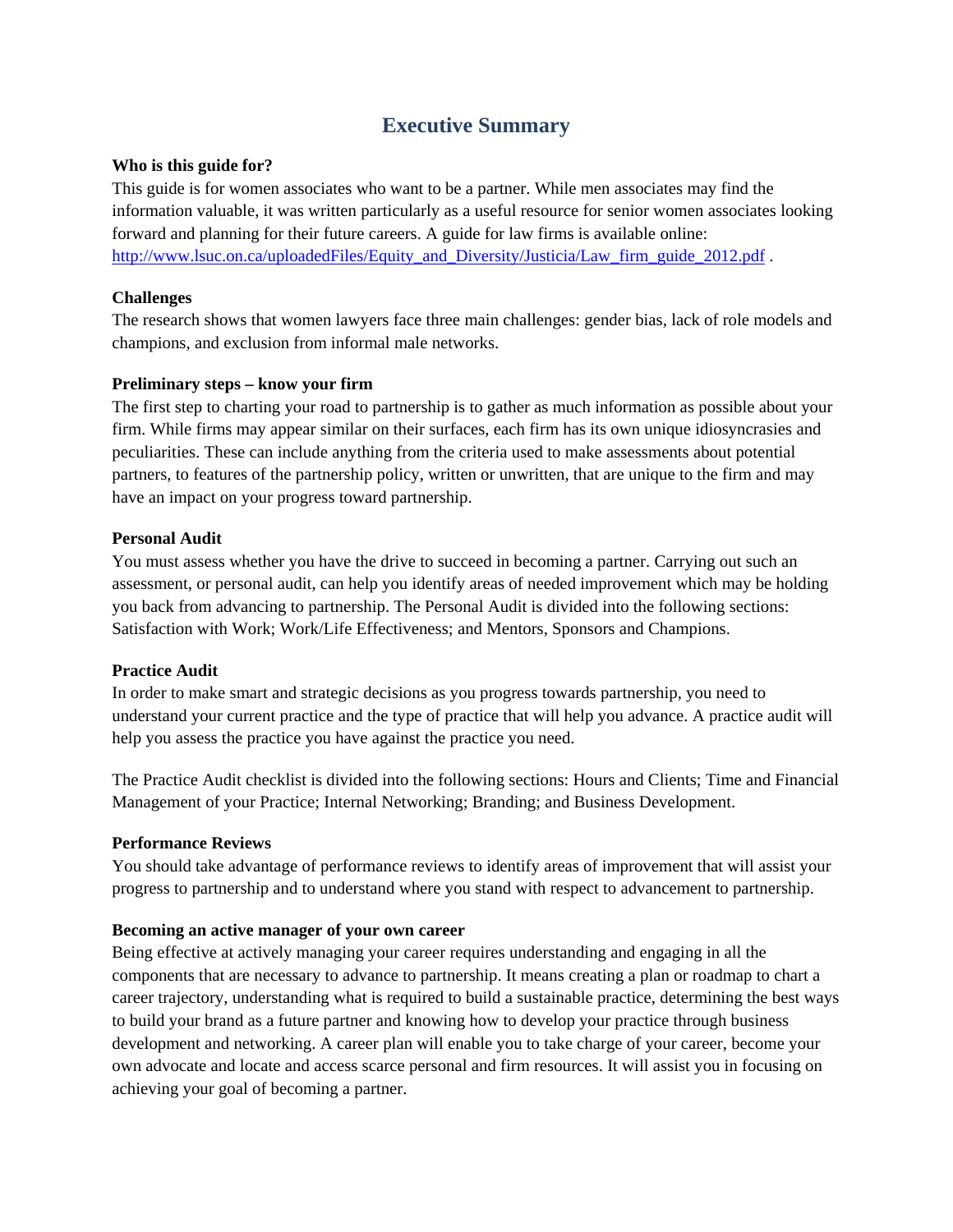# Executive Summary

**Who is this guide for?**

This guide is for women associates who want to be a partner. While men associates may find the information valuable, it was written particularly as a useful resource for senior women associates looking forward and planning for their future careers. A guide for law firms is available online: http://www.lsuc.on.ca/uploadedFiles/Equity_and_Diversity/Justicia/Law_firm_guide_2012.pdf .

**Challenges**

The research shows that women lawyers face three main challenges: gender bias, lack of role models and champions, and exclusion from informal male networks.

**Preliminary steps – know your firm**

The first step to charting your road to partnership is to gather as much information as possible about your firm. While firms may appear similar on their surfaces, each firm has its own unique idiosyncrasies and peculiarities. These can include anything from the criteria used to make assessments about potential partners, to features of the partnership policy, written or unwritten, that are unique to the firm and may have an impact on your progress toward partnership.

**Personal Audit**

You must assess whether you have the drive to succeed in becoming a partner. Carrying out such an assessment, or personal audit, can help you identify areas of needed improvement which may be holding you back from advancing to partnership. The Personal Audit is divided into the following sections: Satisfaction with Work; Work/Life Effectiveness; and Mentors, Sponsors and Champions.

**Practice Audit**

In order to make smart and strategic decisions as you progress towards partnership, you need to understand your current practice and the type of practice that will help you advance. A practice audit will help you assess the practice you have against the practice you need.

The Practice Audit checklist is divided into the following sections: Hours and Clients; Time and Financial Management of your Practice; Internal Networking; Branding; and Business Development.

**Performance Reviews**

You should take advantage of performance reviews to identify areas of improvement that will assist your progress to partnership and to understand where you stand with respect to advancement to partnership.

**Becoming an active manager of your own career**

Being effective at actively managing your career requires understanding and engaging in all the components that are necessary to advance to partnership. It means creating a plan or roadmap to chart a career trajectory, understanding what is required to build a sustainable practice, determining the best ways to build your brand as a future partner and knowing how to develop your practice through business development and networking. A career plan will enable you to take charge of your career, become your own advocate and locate and access scarce personal and firm resources. It will assist you in focusing on achieving your goal of becoming a partner.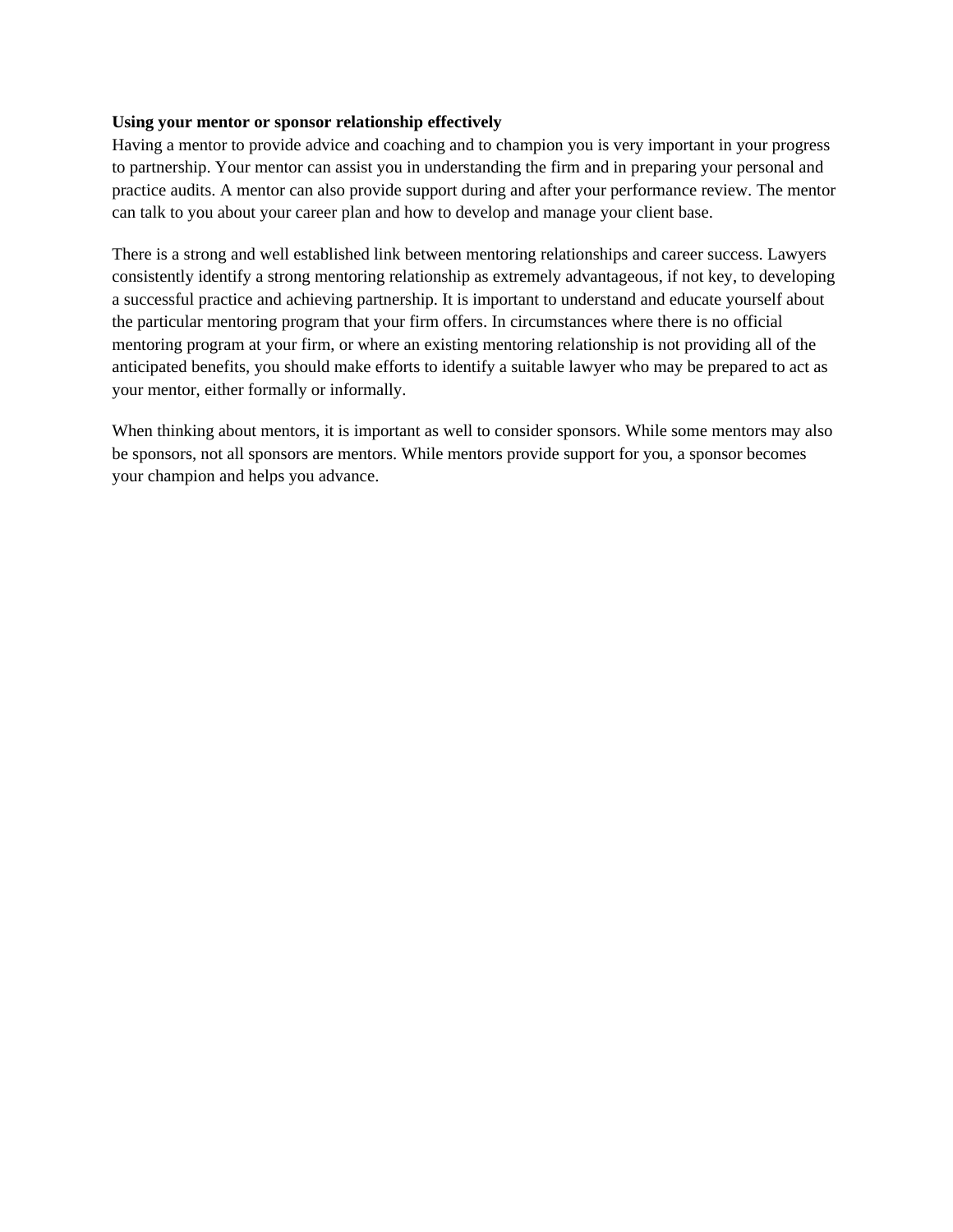**Using your mentor or sponsor relationship effectively**

Having a mentor to provide advice and coaching and to champion you is very important in your progress to partnership. Your mentor can assist you in understanding the firm and in preparing your personal and practice audits. A mentor can also provide support during and after your performance review. The mentor can talk to you about your career plan and how to develop and manage your client base.

There is a strong and well established link between mentoring relationships and career success. Lawyers consistently identify a strong mentoring relationship as extremely advantageous, if not key, to developing a successful practice and achieving partnership. It is important to understand and educate yourself about the particular mentoring program that your firm offers. In circumstances where there is no official mentoring program at your firm, or where an existing mentoring relationship is not providing all of the anticipated benefits, you should make efforts to identify a suitable lawyer who may be prepared to act as your mentor, either formally or informally.

When thinking about mentors, it is important as well to consider sponsors. While some mentors may also be sponsors, not all sponsors are mentors. While mentors provide support for you, a sponsor becomes your champion and helps you advance.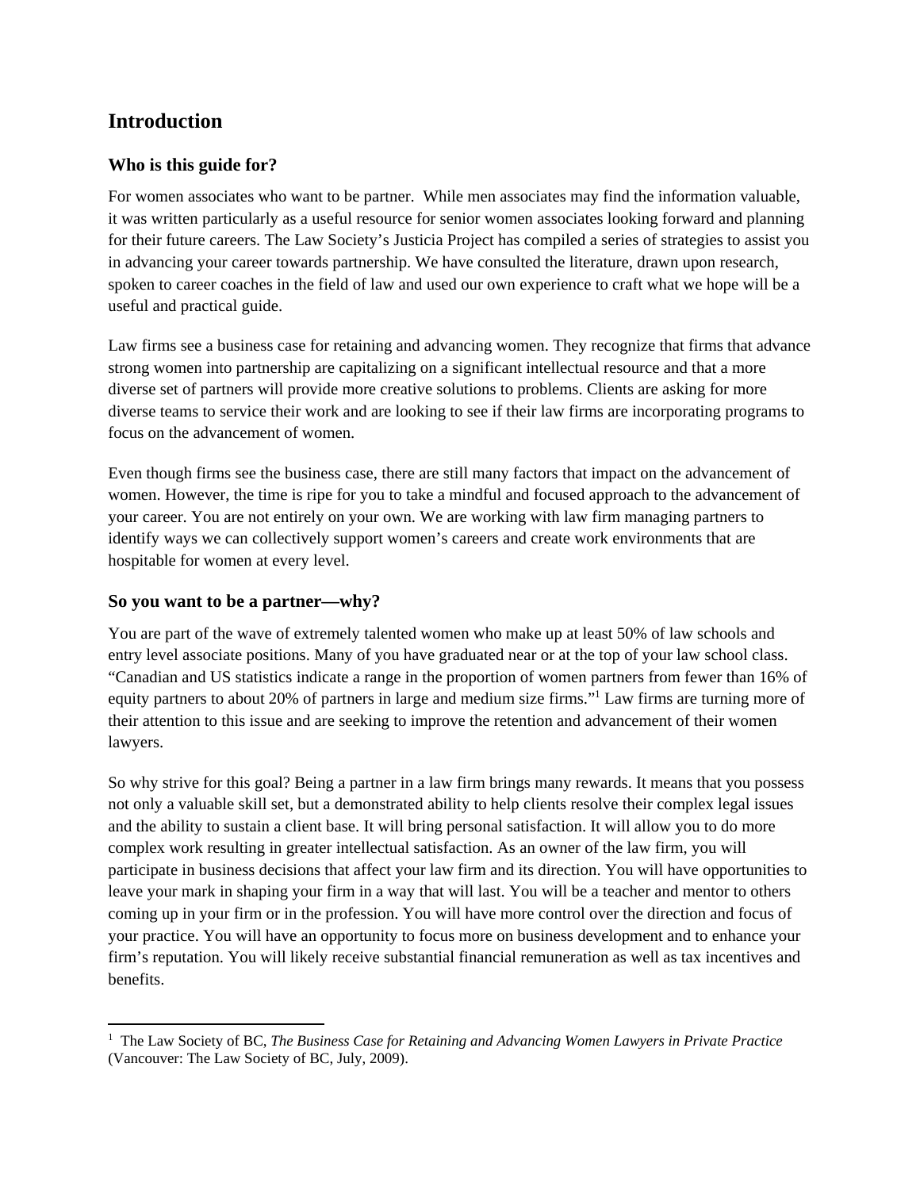## Introduction

### Who is this guide for?

For women associates who want to be partner. While men associates may find the information valuable, it was written particularly as a useful resource for senior women associates looking forward and planning for their future careers. The Law Society's Justicia Project has compiled a series of strategies to assist you in advancing your career towards partnership. We have consulted the literature, drawn upon research, spoken to career coaches in the field of law and used our own experience to craft what we hope will be a useful and practical guide.

Law firms see a business case for retaining and advancing women. They recognize that firms that advance strong women into partnership are capitalizing on a significant intellectual resource and that a more diverse set of partners will provide more creative solutions to problems. Clients are asking for more diverse teams to service their work and are looking to see if their law firms are incorporating programs to focus on the advancement of women.

Even though firms see the business case, there are still many factors that impact on the advancement of women. However, the time is ripe for you to take a mindful and focused approach to the advancement of your career. You are not entirely on your own. We are working with law firm managing partners to identify ways we can collectively support women's careers and create work environments that are hospitable for women at every level.

### So you want to be a partner—why?

You are part of the wave of extremely talented women who make up at least 50% of law schools and entry level associate positions. Many of you have graduated near or at the top of your law school class. "Canadian and US statistics indicate a range in the proportion of women partners from fewer than 16% of equity partners to about 20% of partners in large and medium size firms."[1] Law firms are turning more of their attention to this issue and are seeking to improve the retention and advancement of their women lawyers.

So why strive for this goal? Being a partner in a law firm brings many rewards. It means that you possess not only a valuable skill set, but a demonstrated ability to help clients resolve their complex legal issues and the ability to sustain a client base. It will bring personal satisfaction. It will allow you to do more complex work resulting in greater intellectual satisfaction. As an owner of the law firm, you will participate in business decisions that affect your law firm and its direction. You will have opportunities to leave your mark in shaping your firm in a way that will last. You will be a teacher and mentor to others coming up in your firm or in the profession. You will have more control over the direction and focus of your practice. You will have an opportunity to focus more on business development and to enhance your firm's reputation. You will likely receive substantial financial remuneration as well as tax incentives and benefits.

---

[1] The Law Society of BC, *The Business Case for Retaining and Advancing Women Lawyers in Private Practice* (Vancouver: The Law Society of BC, July, 2009).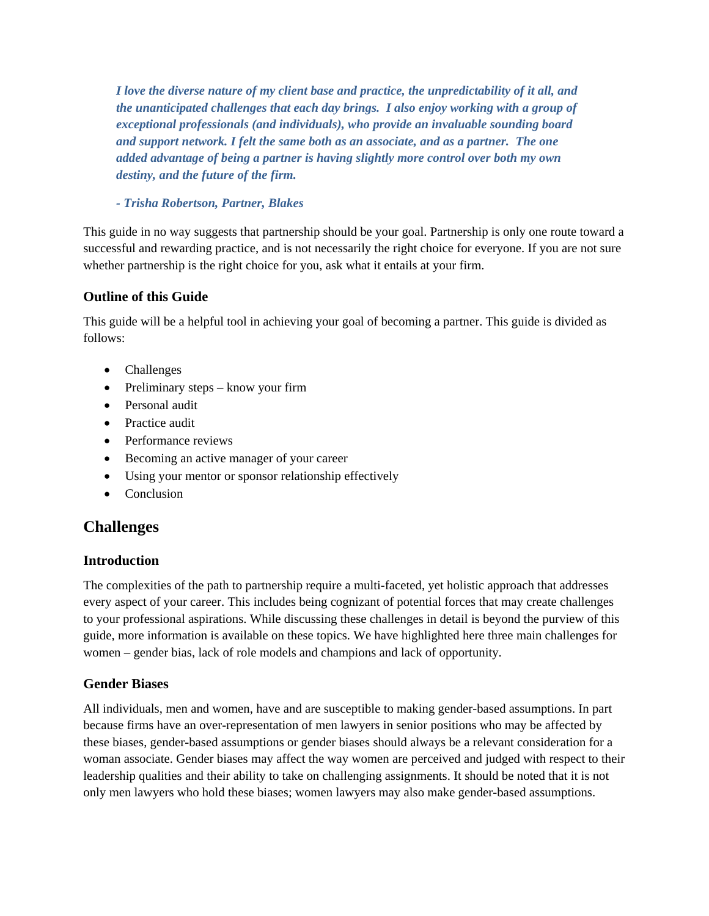> ***I love the diverse nature of my client base and practice, the unpredictability of it all, and the unanticipated challenges that each day brings. I also enjoy working with a group of exceptional professionals (and individuals), who provide an invaluable sounding board and support network. I felt the same both as an associate, and as a partner. The one added advantage of being a partner is having slightly more control over both my own destiny, and the future of the firm.***
>
> ***- Trisha Robertson, Partner, Blakes***

This guide in no way suggests that partnership should be your goal. Partnership is only one route toward a successful and rewarding practice, and is not necessarily the right choice for everyone. If you are not sure whether partnership is the right choice for you, ask what it entails at your firm.

### Outline of this Guide

This guide will be a helpful tool in achieving your goal of becoming a partner. This guide is divided as follows:

- Challenges
- Preliminary steps – know your firm
- Personal audit
- Practice audit
- Performance reviews
- Becoming an active manager of your career
- Using your mentor or sponsor relationship effectively
- Conclusion

## Challenges

### Introduction

The complexities of the path to partnership require a multi-faceted, yet holistic approach that addresses every aspect of your career. This includes being cognizant of potential forces that may create challenges to your professional aspirations. While discussing these challenges in detail is beyond the purview of this guide, more information is available on these topics. We have highlighted here three main challenges for women – gender bias, lack of role models and champions and lack of opportunity.

### Gender Biases

All individuals, men and women, have and are susceptible to making gender-based assumptions. In part because firms have an over-representation of men lawyers in senior positions who may be affected by these biases, gender-based assumptions or gender biases should always be a relevant consideration for a woman associate. Gender biases may affect the way women are perceived and judged with respect to their leadership qualities and their ability to take on challenging assignments. It should be noted that it is not only men lawyers who hold these biases; women lawyers may also make gender-based assumptions.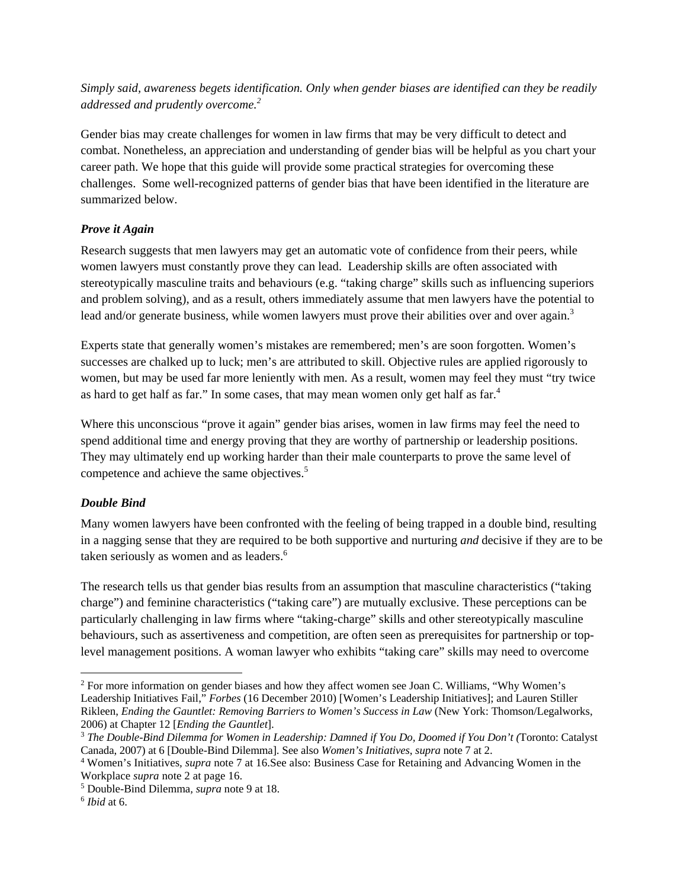*Simply said, awareness begets identification. Only when gender biases are identified can they be readily addressed and prudently overcome.*[2]

Gender bias may create challenges for women in law firms that may be very difficult to detect and combat. Nonetheless, an appreciation and understanding of gender bias will be helpful as you chart your career path. We hope that this guide will provide some practical strategies for overcoming these challenges. Some well-recognized patterns of gender bias that have been identified in the literature are summarized below.

### *Prove it Again*

Research suggests that men lawyers may get an automatic vote of confidence from their peers, while women lawyers must constantly prove they can lead. Leadership skills are often associated with stereotypically masculine traits and behaviours (e.g. "taking charge" skills such as influencing superiors and problem solving), and as a result, others immediately assume that men lawyers have the potential to lead and/or generate business, while women lawyers must prove their abilities over and over again.[3]

Experts state that generally women's mistakes are remembered; men's are soon forgotten. Women's successes are chalked up to luck; men's are attributed to skill. Objective rules are applied rigorously to women, but may be used far more leniently with men. As a result, women may feel they must "try twice as hard to get half as far." In some cases, that may mean women only get half as far.[4]

Where this unconscious "prove it again" gender bias arises, women in law firms may feel the need to spend additional time and energy proving that they are worthy of partnership or leadership positions. They may ultimately end up working harder than their male counterparts to prove the same level of competence and achieve the same objectives.[5]

### *Double Bind*

Many women lawyers have been confronted with the feeling of being trapped in a double bind, resulting in a nagging sense that they are required to be both supportive and nurturing *and* decisive if they are to be taken seriously as women and as leaders.[6]

The research tells us that gender bias results from an assumption that masculine characteristics ("taking charge") and feminine characteristics ("taking care") are mutually exclusive. These perceptions can be particularly challenging in law firms where "taking-charge" skills and other stereotypically masculine behaviours, such as assertiveness and competition, are often seen as prerequisites for partnership or top-level management positions. A woman lawyer who exhibits "taking care" skills may need to overcome

---

[2] For more information on gender biases and how they affect women see Joan C. Williams, "Why Women's Leadership Initiatives Fail," *Forbes* (16 December 2010) [Women's Leadership Initiatives]; and Lauren Stiller Rikleen, *Ending the Gauntlet: Removing Barriers to Women's Success in Law* (New York: Thomson/Legalworks, 2006) at Chapter 12 [*Ending the Gauntlet*].

[3] *The Double-Bind Dilemma for Women in Leadership: Damned if You Do, Doomed if You Don't (*Toronto: Catalyst Canada, 2007) at 6 [Double-Bind Dilemma]. See also *Women's Initiatives*, *supra* note 7 at 2.

[4] Women's Initiatives, *supra* note 7 at 16.See also: Business Case for Retaining and Advancing Women in the Workplace *supra* note 2 at page 16.

[5] Double-Bind Dilemma, *supra* note 9 at 18.

[6] *Ibid* at 6.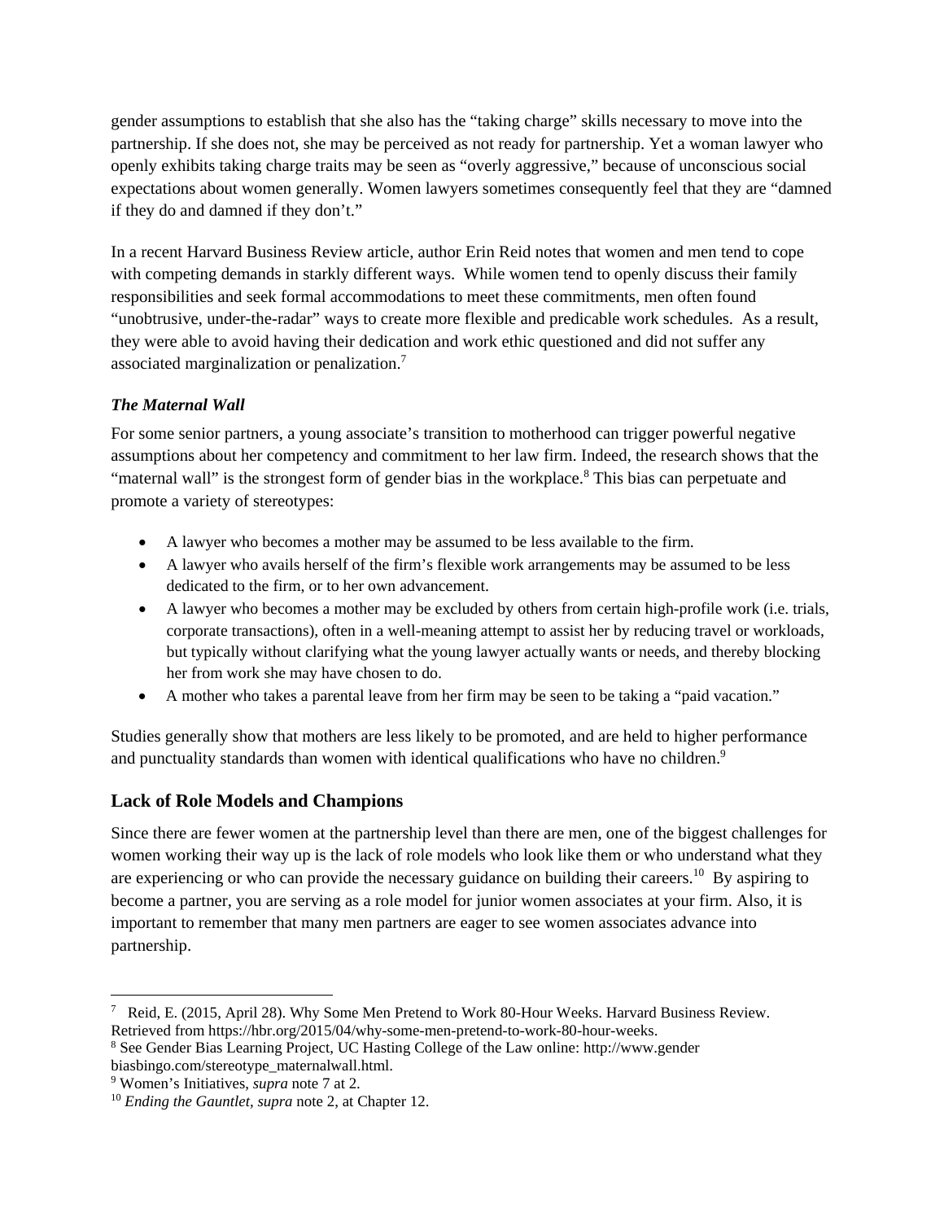gender assumptions to establish that she also has the "taking charge" skills necessary to move into the partnership. If she does not, she may be perceived as not ready for partnership. Yet a woman lawyer who openly exhibits taking charge traits may be seen as "overly aggressive," because of unconscious social expectations about women generally. Women lawyers sometimes consequently feel that they are "damned if they do and damned if they don't."

In a recent Harvard Business Review article, author Erin Reid notes that women and men tend to cope with competing demands in starkly different ways. While women tend to openly discuss their family responsibilities and seek formal accommodations to meet these commitments, men often found "unobtrusive, under-the-radar" ways to create more flexible and predicable work schedules. As a result, they were able to avoid having their dedication and work ethic questioned and did not suffer any associated marginalization or penalization.[7]

### *The Maternal Wall*

For some senior partners, a young associate's transition to motherhood can trigger powerful negative assumptions about her competency and commitment to her law firm. Indeed, the research shows that the "maternal wall" is the strongest form of gender bias in the workplace.[8] This bias can perpetuate and promote a variety of stereotypes:

- A lawyer who becomes a mother may be assumed to be less available to the firm.
- A lawyer who avails herself of the firm's flexible work arrangements may be assumed to be less dedicated to the firm, or to her own advancement.
- A lawyer who becomes a mother may be excluded by others from certain high-profile work (i.e. trials, corporate transactions), often in a well-meaning attempt to assist her by reducing travel or workloads, but typically without clarifying what the young lawyer actually wants or needs, and thereby blocking her from work she may have chosen to do.
- A mother who takes a parental leave from her firm may be seen to be taking a "paid vacation."

Studies generally show that mothers are less likely to be promoted, and are held to higher performance and punctuality standards than women with identical qualifications who have no children.[9]

## Lack of Role Models and Champions

Since there are fewer women at the partnership level than there are men, one of the biggest challenges for women working their way up is the lack of role models who look like them or who understand what they are experiencing or who can provide the necessary guidance on building their careers.[10] By aspiring to become a partner, you are serving as a role model for junior women associates at your firm. Also, it is important to remember that many men partners are eager to see women associates advance into partnership.

---

[7] Reid, E. (2015, April 28). Why Some Men Pretend to Work 80-Hour Weeks. Harvard Business Review. Retrieved from https://hbr.org/2015/04/why-some-men-pretend-to-work-80-hour-weeks.

[8] See Gender Bias Learning Project, UC Hasting College of the Law online: http://www.gender biasbingo.com/stereotype_maternalwall.html.

[9] Women's Initiatives, *supra* note 7 at 2.

[10] *Ending the Gauntlet*, *supra* note 2, at Chapter 12.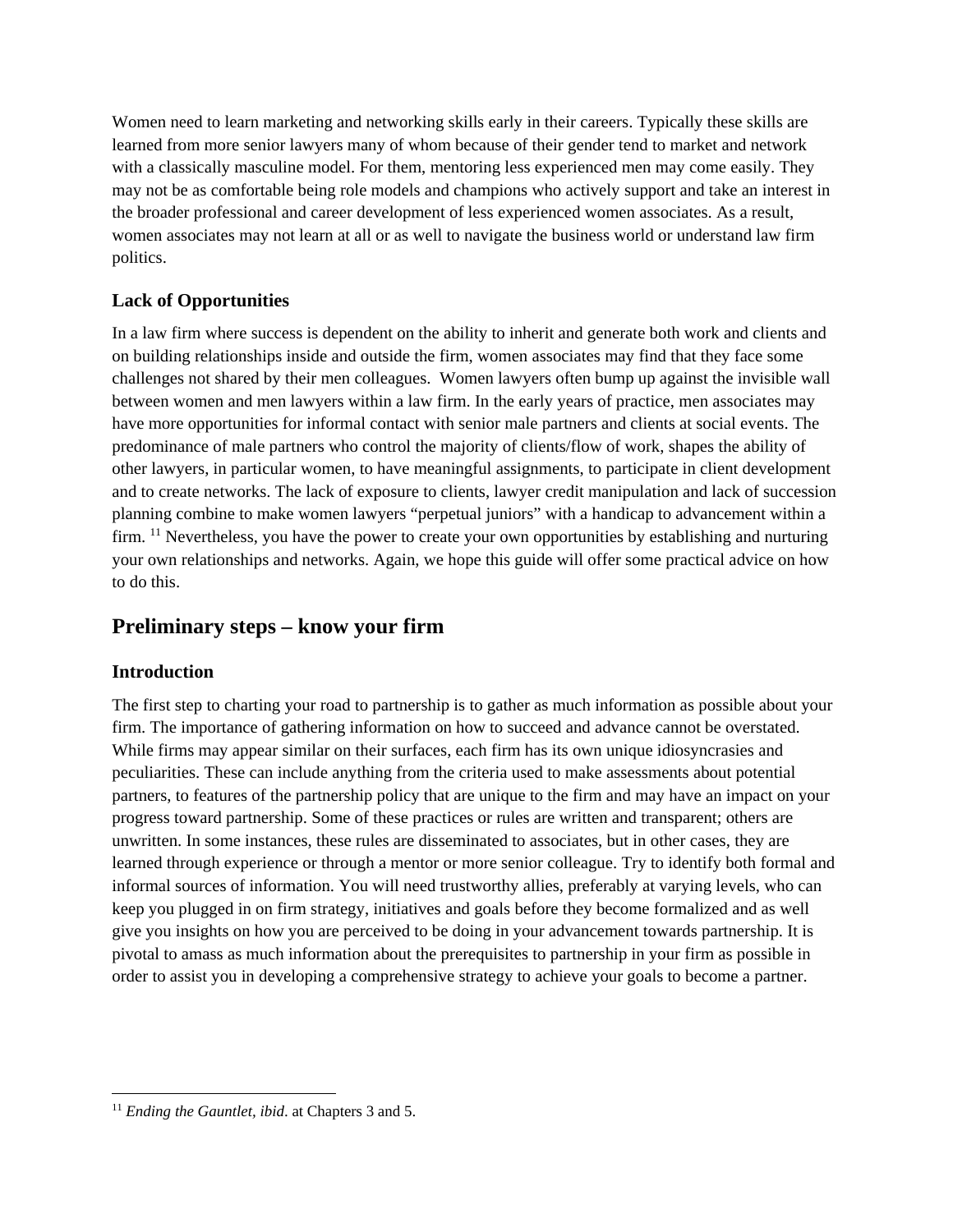Women need to learn marketing and networking skills early in their careers. Typically these skills are learned from more senior lawyers many of whom because of their gender tend to market and network with a classically masculine model. For them, mentoring less experienced men may come easily. They may not be as comfortable being role models and champions who actively support and take an interest in the broader professional and career development of less experienced women associates. As a result, women associates may not learn at all or as well to navigate the business world or understand law firm politics.

### Lack of Opportunities

In a law firm where success is dependent on the ability to inherit and generate both work and clients and on building relationships inside and outside the firm, women associates may find that they face some challenges not shared by their men colleagues. Women lawyers often bump up against the invisible wall between women and men lawyers within a law firm. In the early years of practice, men associates may have more opportunities for informal contact with senior male partners and clients at social events. The predominance of male partners who control the majority of clients/flow of work, shapes the ability of other lawyers, in particular women, to have meaningful assignments, to participate in client development and to create networks. The lack of exposure to clients, lawyer credit manipulation and lack of succession planning combine to make women lawyers "perpetual juniors" with a handicap to advancement within a firm. [11] Nevertheless, you have the power to create your own opportunities by establishing and nurturing your own relationships and networks. Again, we hope this guide will offer some practical advice on how to do this.

## Preliminary steps – know your firm

### Introduction

The first step to charting your road to partnership is to gather as much information as possible about your firm. The importance of gathering information on how to succeed and advance cannot be overstated. While firms may appear similar on their surfaces, each firm has its own unique idiosyncrasies and peculiarities. These can include anything from the criteria used to make assessments about potential partners, to features of the partnership policy that are unique to the firm and may have an impact on your progress toward partnership. Some of these practices or rules are written and transparent; others are unwritten. In some instances, these rules are disseminated to associates, but in other cases, they are learned through experience or through a mentor or more senior colleague. Try to identify both formal and informal sources of information. You will need trustworthy allies, preferably at varying levels, who can keep you plugged in on firm strategy, initiatives and goals before they become formalized and as well give you insights on how you are perceived to be doing in your advancement towards partnership. It is pivotal to amass as much information about the prerequisites to partnership in your firm as possible in order to assist you in developing a comprehensive strategy to achieve your goals to become a partner.

---

[11] *Ending the Gauntlet, ibid*. at Chapters 3 and 5.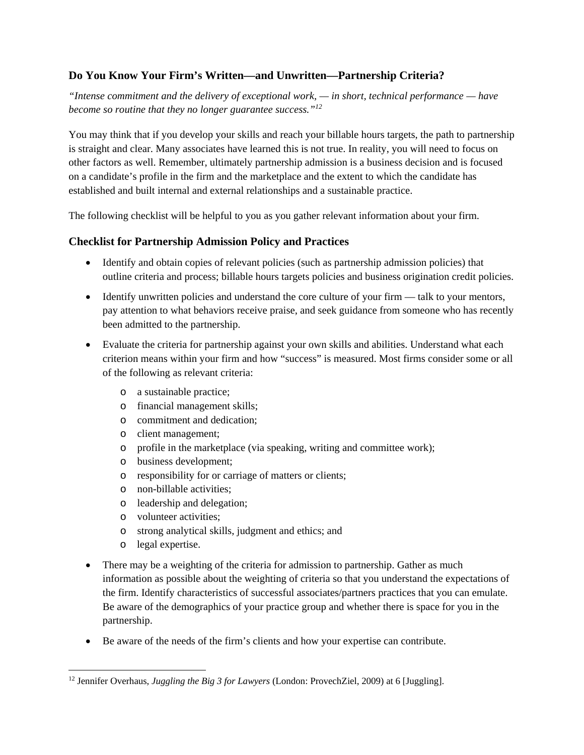## Do You Know Your Firm's Written—and Unwritten—Partnership Criteria?

*"Intense commitment and the delivery of exceptional work, — in short, technical performance — have become so routine that they no longer guarantee success."*[12]

You may think that if you develop your skills and reach your billable hours targets, the path to partnership is straight and clear. Many associates have learned this is not true. In reality, you will need to focus on other factors as well. Remember, ultimately partnership admission is a business decision and is focused on a candidate's profile in the firm and the marketplace and the extent to which the candidate has established and built internal and external relationships and a sustainable practice.

The following checklist will be helpful to you as you gather relevant information about your firm.

### Checklist for Partnership Admission Policy and Practices

- Identify and obtain copies of relevant policies (such as partnership admission policies) that outline criteria and process; billable hours targets policies and business origination credit policies.
- Identify unwritten policies and understand the core culture of your firm — talk to your mentors, pay attention to what behaviors receive praise, and seek guidance from someone who has recently been admitted to the partnership.
- Evaluate the criteria for partnership against your own skills and abilities. Understand what each criterion means within your firm and how "success" is measured. Most firms consider some or all of the following as relevant criteria:
  - a sustainable practice;
  - financial management skills;
  - commitment and dedication;
  - client management;
  - profile in the marketplace (via speaking, writing and committee work);
  - business development;
  - responsibility for or carriage of matters or clients;
  - non-billable activities;
  - leadership and delegation;
  - volunteer activities;
  - strong analytical skills, judgment and ethics; and
  - legal expertise.
- There may be a weighting of the criteria for admission to partnership. Gather as much information as possible about the weighting of criteria so that you understand the expectations of the firm. Identify characteristics of successful associates/partners practices that you can emulate. Be aware of the demographics of your practice group and whether there is space for you in the partnership.
- Be aware of the needs of the firm's clients and how your expertise can contribute.

---

[12] Jennifer Overhaus, *Juggling the Big 3 for Lawyers* (London: ProvechZiel, 2009) at 6 [Juggling].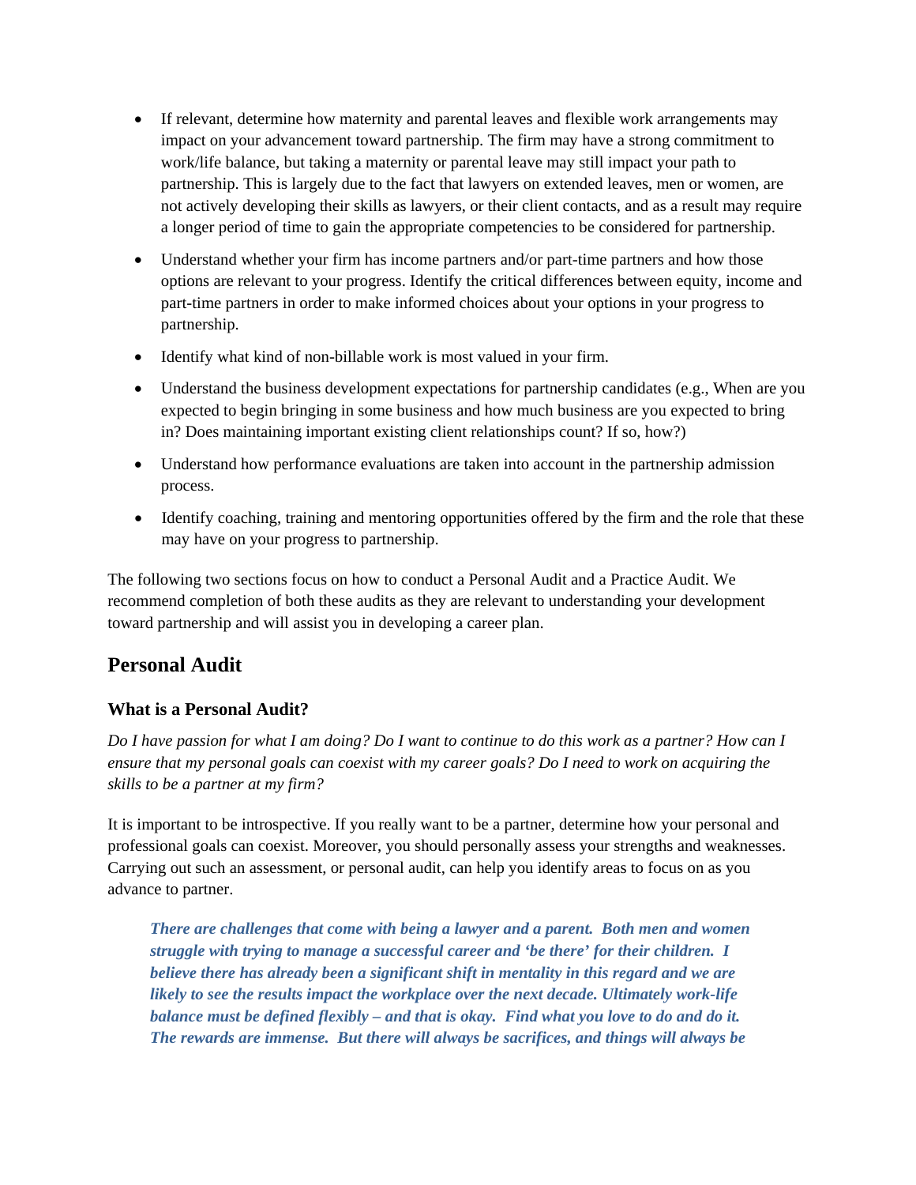- If relevant, determine how maternity and parental leaves and flexible work arrangements may impact on your advancement toward partnership. The firm may have a strong commitment to work/life balance, but taking a maternity or parental leave may still impact your path to partnership. This is largely due to the fact that lawyers on extended leaves, men or women, are not actively developing their skills as lawyers, or their client contacts, and as a result may require a longer period of time to gain the appropriate competencies to be considered for partnership.
- Understand whether your firm has income partners and/or part-time partners and how those options are relevant to your progress. Identify the critical differences between equity, income and part-time partners in order to make informed choices about your options in your progress to partnership.
- Identify what kind of non-billable work is most valued in your firm.
- Understand the business development expectations for partnership candidates (e.g., When are you expected to begin bringing in some business and how much business are you expected to bring in? Does maintaining important existing client relationships count? If so, how?)
- Understand how performance evaluations are taken into account in the partnership admission process.
- Identify coaching, training and mentoring opportunities offered by the firm and the role that these may have on your progress to partnership.

The following two sections focus on how to conduct a Personal Audit and a Practice Audit. We recommend completion of both these audits as they are relevant to understanding your development toward partnership and will assist you in developing a career plan.

## Personal Audit

### What is a Personal Audit?

*Do I have passion for what I am doing? Do I want to continue to do this work as a partner? How can I ensure that my personal goals can coexist with my career goals? Do I need to work on acquiring the skills to be a partner at my firm?*

It is important to be introspective. If you really want to be a partner, determine how your personal and professional goals can coexist. Moreover, you should personally assess your strengths and weaknesses. Carrying out such an assessment, or personal audit, can help you identify areas to focus on as you advance to partner.

> ***There are challenges that come with being a lawyer and a parent. Both men and women struggle with trying to manage a successful career and 'be there' for their children. I believe there has already been a significant shift in mentality in this regard and we are likely to see the results impact the workplace over the next decade. Ultimately work-life balance must be defined flexibly – and that is okay. Find what you love to do and do it. The rewards are immense. But there will always be sacrifices, and things will always be***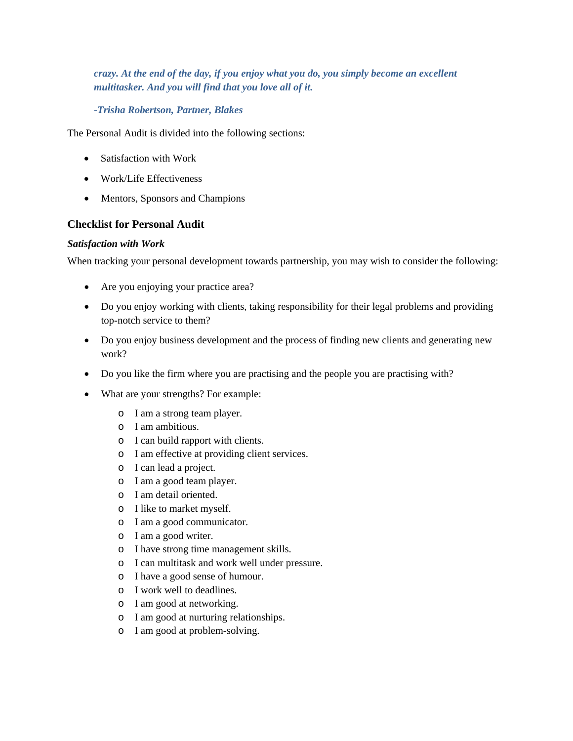***crazy. At the end of the day, if you enjoy what you do, you simply become an excellent multitasker. And you will find that you love all of it.***

***-Trisha Robertson, Partner, Blakes***

The Personal Audit is divided into the following sections:

- Satisfaction with Work
- Work/Life Effectiveness
- Mentors, Sponsors and Champions

### Checklist for Personal Audit

***Satisfaction with Work***

When tracking your personal development towards partnership, you may wish to consider the following:

- Are you enjoying your practice area?
- Do you enjoy working with clients, taking responsibility for their legal problems and providing top-notch service to them?
- Do you enjoy business development and the process of finding new clients and generating new work?
- Do you like the firm where you are practising and the people you are practising with?
- What are your strengths? For example:
  - I am a strong team player.
  - I am ambitious.
  - I can build rapport with clients.
  - I am effective at providing client services.
  - I can lead a project.
  - I am a good team player.
  - I am detail oriented.
  - I like to market myself.
  - I am a good communicator.
  - I am a good writer.
  - I have strong time management skills.
  - I can multitask and work well under pressure.
  - I have a good sense of humour.
  - I work well to deadlines.
  - I am good at networking.
  - I am good at nurturing relationships.
  - I am good at problem-solving.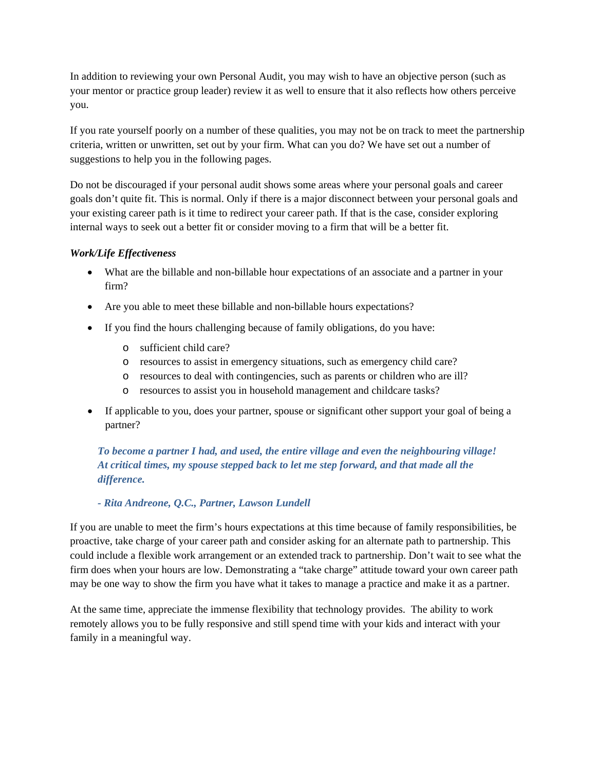In addition to reviewing your own Personal Audit, you may wish to have an objective person (such as your mentor or practice group leader) review it as well to ensure that it also reflects how others perceive you.

If you rate yourself poorly on a number of these qualities, you may not be on track to meet the partnership criteria, written or unwritten, set out by your firm. What can you do? We have set out a number of suggestions to help you in the following pages.

Do not be discouraged if your personal audit shows some areas where your personal goals and career goals don't quite fit. This is normal. Only if there is a major disconnect between your personal goals and your existing career path is it time to redirect your career path. If that is the case, consider exploring internal ways to seek out a better fit or consider moving to a firm that will be a better fit.

***Work/Life Effectiveness***

- What are the billable and non-billable hour expectations of an associate and a partner in your firm?
- Are you able to meet these billable and non-billable hours expectations?
- If you find the hours challenging because of family obligations, do you have:
  - sufficient child care?
  - resources to assist in emergency situations, such as emergency child care?
  - resources to deal with contingencies, such as parents or children who are ill?
  - resources to assist you in household management and childcare tasks?
- If applicable to you, does your partner, spouse or significant other support your goal of being a partner?

> ***To become a partner I had, and used, the entire village and even the neighbouring village! At critical times, my spouse stepped back to let me step forward, and that made all the difference.***
>
> ***- Rita Andreone, Q.C., Partner, Lawson Lundell***

If you are unable to meet the firm's hours expectations at this time because of family responsibilities, be proactive, take charge of your career path and consider asking for an alternate path to partnership. This could include a flexible work arrangement or an extended track to partnership. Don't wait to see what the firm does when your hours are low. Demonstrating a "take charge" attitude toward your own career path may be one way to show the firm you have what it takes to manage a practice and make it as a partner.

At the same time, appreciate the immense flexibility that technology provides. The ability to work remotely allows you to be fully responsive and still spend time with your kids and interact with your family in a meaningful way.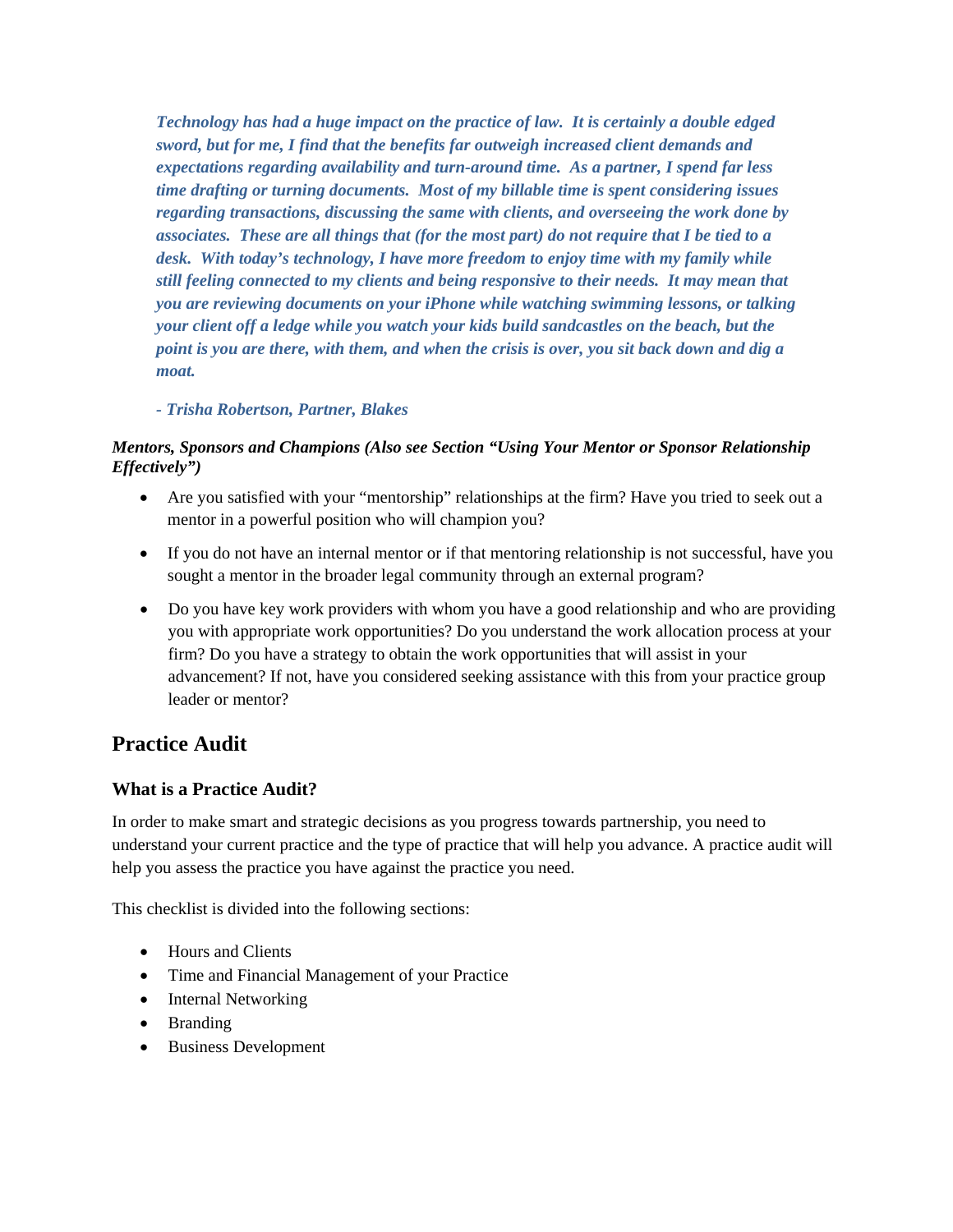> ***Technology has had a huge impact on the practice of law. It is certainly a double edged sword, but for me, I find that the benefits far outweigh increased client demands and expectations regarding availability and turn-around time. As a partner, I spend far less time drafting or turning documents. Most of my billable time is spent considering issues regarding transactions, discussing the same with clients, and overseeing the work done by associates. These are all things that (for the most part) do not require that I be tied to a desk. With today's technology, I have more freedom to enjoy time with my family while still feeling connected to my clients and being responsive to their needs. It may mean that you are reviewing documents on your iPhone while watching swimming lessons, or talking your client off a ledge while you watch your kids build sandcastles on the beach, but the point is you are there, with them, and when the crisis is over, you sit back down and dig a moat.***
>
> ***- Trisha Robertson, Partner, Blakes***

***Mentors, Sponsors and Champions (Also see Section "Using Your Mentor or Sponsor Relationship Effectively")***

- Are you satisfied with your "mentorship" relationships at the firm? Have you tried to seek out a mentor in a powerful position who will champion you?
- If you do not have an internal mentor or if that mentoring relationship is not successful, have you sought a mentor in the broader legal community through an external program?
- Do you have key work providers with whom you have a good relationship and who are providing you with appropriate work opportunities? Do you understand the work allocation process at your firm? Do you have a strategy to obtain the work opportunities that will assist in your advancement? If not, have you considered seeking assistance with this from your practice group leader or mentor?

## Practice Audit

### What is a Practice Audit?

In order to make smart and strategic decisions as you progress towards partnership, you need to understand your current practice and the type of practice that will help you advance. A practice audit will help you assess the practice you have against the practice you need.

This checklist is divided into the following sections:

- Hours and Clients
- Time and Financial Management of your Practice
- Internal Networking
- Branding
- Business Development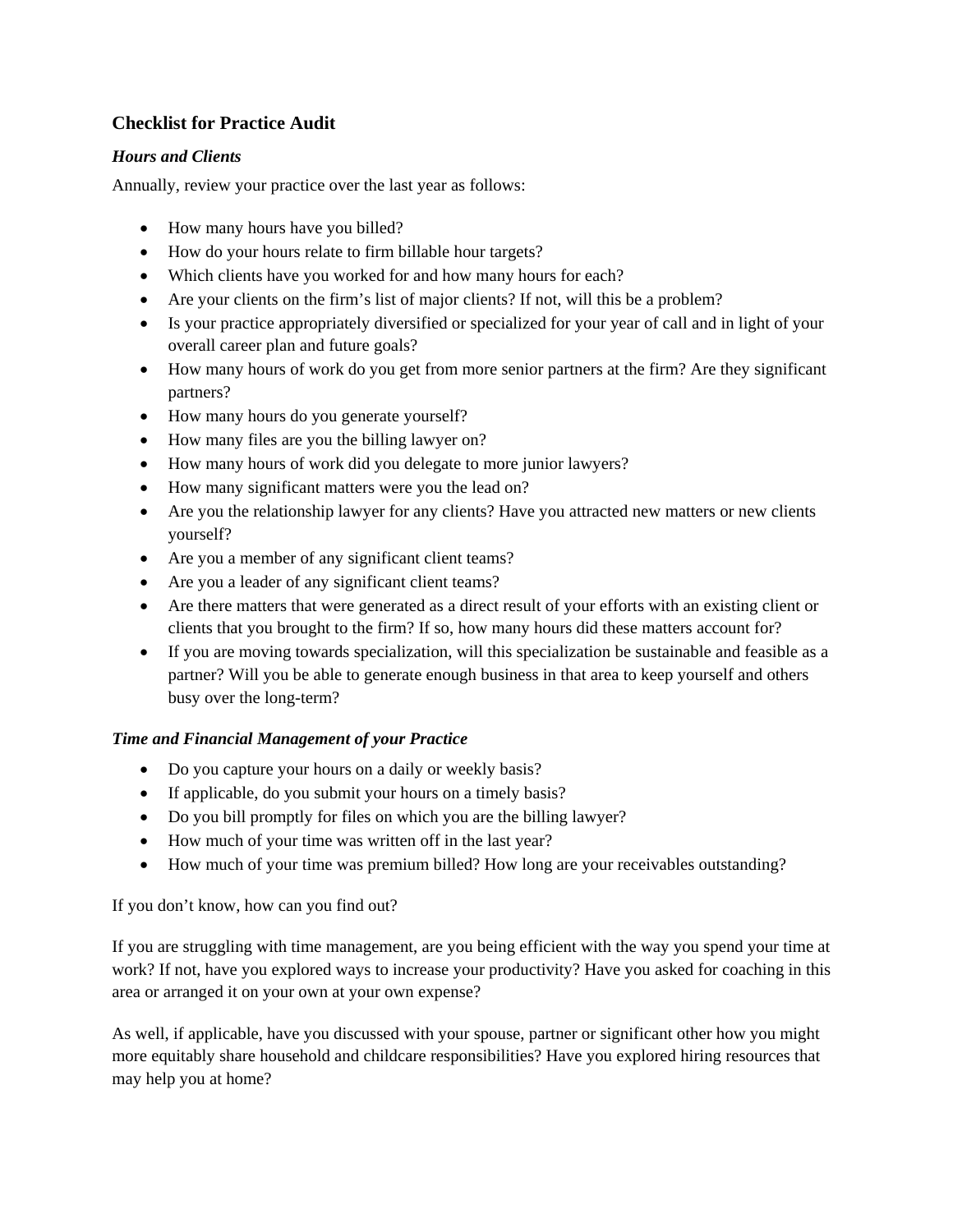### Checklist for Practice Audit

#### *Hours and Clients*

Annually, review your practice over the last year as follows:

- How many hours have you billed?
- How do your hours relate to firm billable hour targets?
- Which clients have you worked for and how many hours for each?
- Are your clients on the firm's list of major clients? If not, will this be a problem?
- Is your practice appropriately diversified or specialized for your year of call and in light of your overall career plan and future goals?
- How many hours of work do you get from more senior partners at the firm? Are they significant partners?
- How many hours do you generate yourself?
- How many files are you the billing lawyer on?
- How many hours of work did you delegate to more junior lawyers?
- How many significant matters were you the lead on?
- Are you the relationship lawyer for any clients? Have you attracted new matters or new clients yourself?
- Are you a member of any significant client teams?
- Are you a leader of any significant client teams?
- Are there matters that were generated as a direct result of your efforts with an existing client or clients that you brought to the firm? If so, how many hours did these matters account for?
- If you are moving towards specialization, will this specialization be sustainable and feasible as a partner? Will you be able to generate enough business in that area to keep yourself and others busy over the long-term?

#### *Time and Financial Management of your Practice*

- Do you capture your hours on a daily or weekly basis?
- If applicable, do you submit your hours on a timely basis?
- Do you bill promptly for files on which you are the billing lawyer?
- How much of your time was written off in the last year?
- How much of your time was premium billed? How long are your receivables outstanding?

If you don't know, how can you find out?

If you are struggling with time management, are you being efficient with the way you spend your time at work? If not, have you explored ways to increase your productivity? Have you asked for coaching in this area or arranged it on your own at your own expense?

As well, if applicable, have you discussed with your spouse, partner or significant other how you might more equitably share household and childcare responsibilities? Have you explored hiring resources that may help you at home?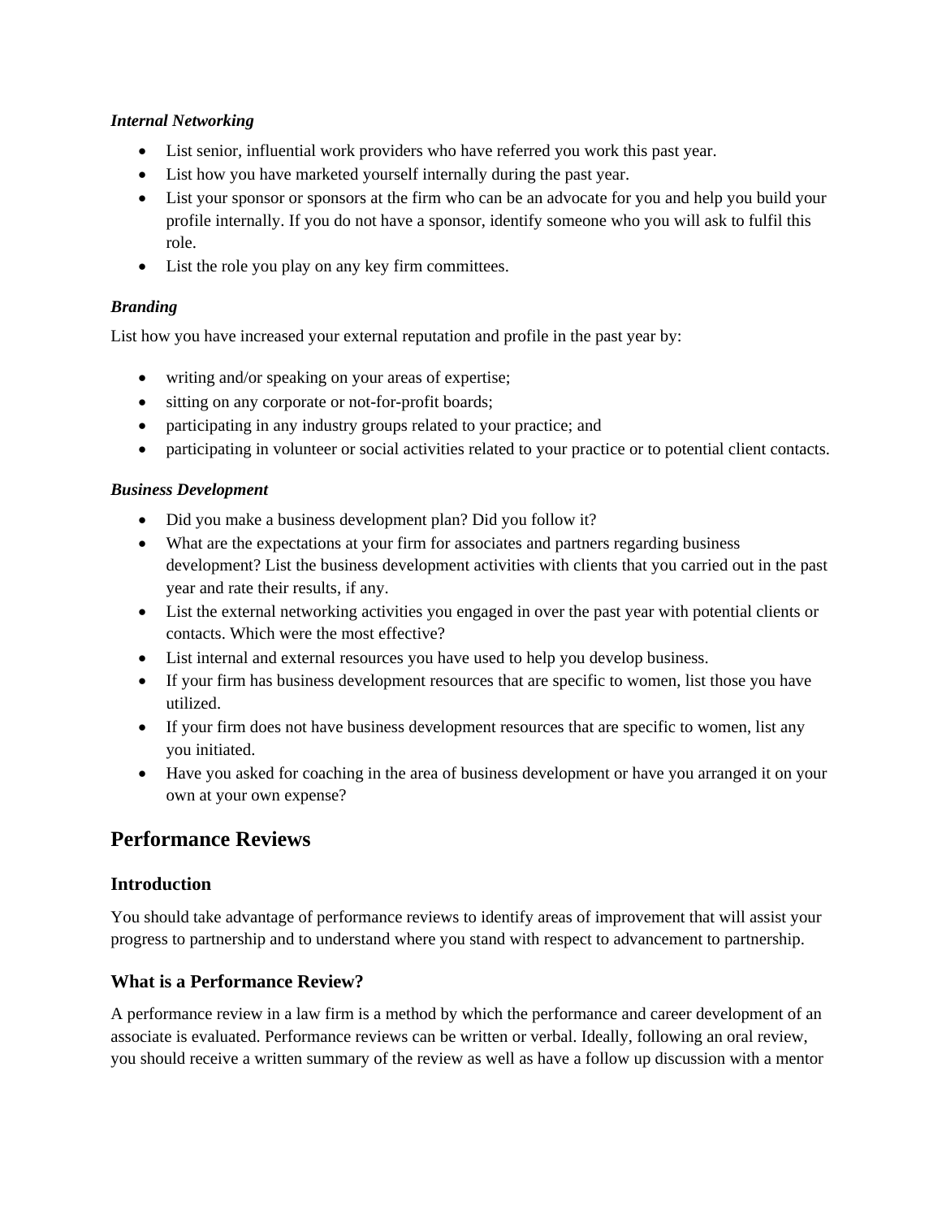***Internal Networking***

- List senior, influential work providers who have referred you work this past year.
- List how you have marketed yourself internally during the past year.
- List your sponsor or sponsors at the firm who can be an advocate for you and help you build your profile internally. If you do not have a sponsor, identify someone who you will ask to fulfil this role.
- List the role you play on any key firm committees.

***Branding***

List how you have increased your external reputation and profile in the past year by:

- writing and/or speaking on your areas of expertise;
- sitting on any corporate or not-for-profit boards;
- participating in any industry groups related to your practice; and
- participating in volunteer or social activities related to your practice or to potential client contacts.

***Business Development***

- Did you make a business development plan? Did you follow it?
- What are the expectations at your firm for associates and partners regarding business development? List the business development activities with clients that you carried out in the past year and rate their results, if any.
- List the external networking activities you engaged in over the past year with potential clients or contacts. Which were the most effective?
- List internal and external resources you have used to help you develop business.
- If your firm has business development resources that are specific to women, list those you have utilized.
- If your firm does not have business development resources that are specific to women, list any you initiated.
- Have you asked for coaching in the area of business development or have you arranged it on your own at your own expense?

## Performance Reviews

### Introduction

You should take advantage of performance reviews to identify areas of improvement that will assist your progress to partnership and to understand where you stand with respect to advancement to partnership.

### What is a Performance Review?

A performance review in a law firm is a method by which the performance and career development of an associate is evaluated. Performance reviews can be written or verbal. Ideally, following an oral review, you should receive a written summary of the review as well as have a follow up discussion with a mentor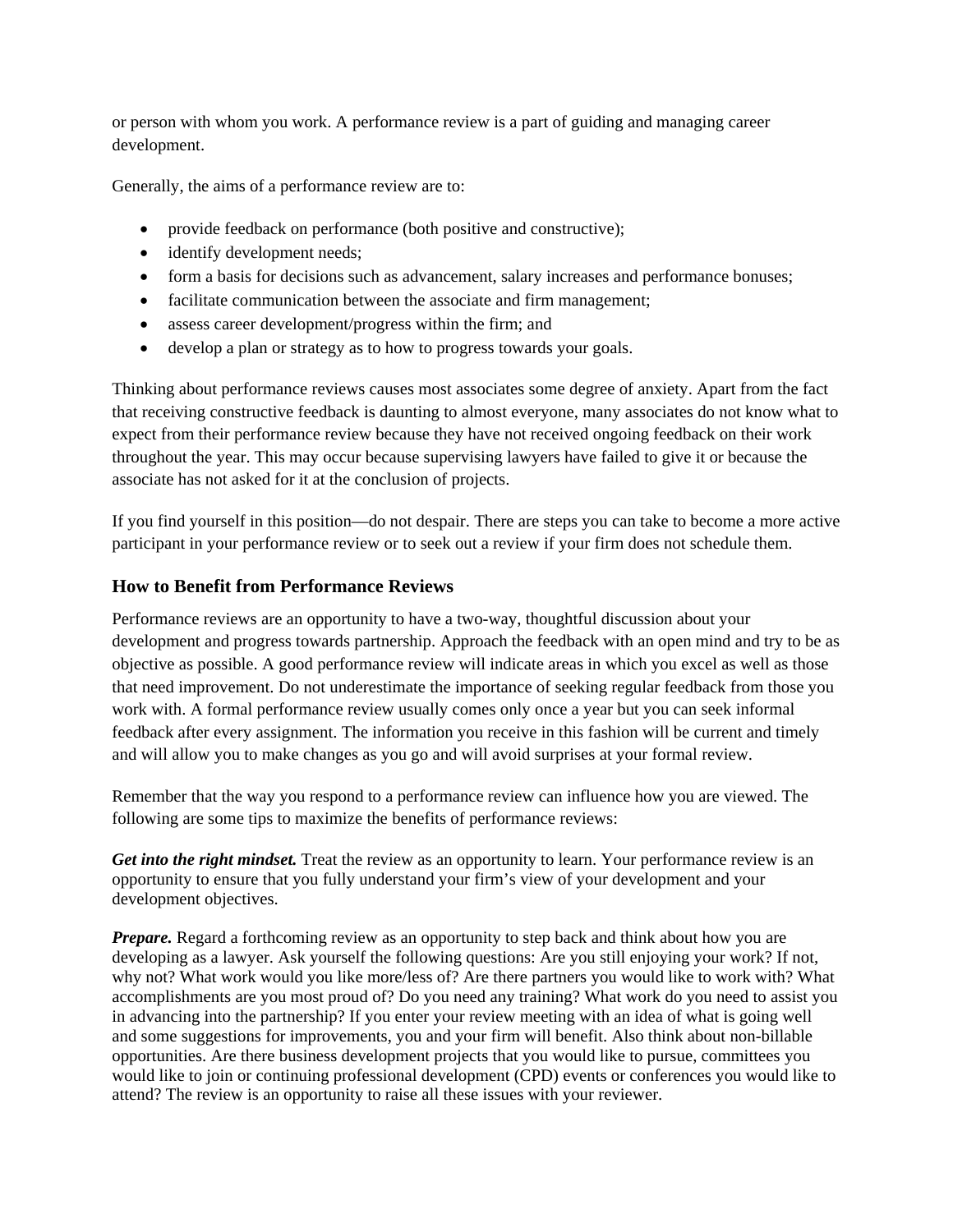or person with whom you work. A performance review is a part of guiding and managing career development.

Generally, the aims of a performance review are to:

- provide feedback on performance (both positive and constructive);
- identify development needs;
- form a basis for decisions such as advancement, salary increases and performance bonuses;
- facilitate communication between the associate and firm management;
- assess career development/progress within the firm; and
- develop a plan or strategy as to how to progress towards your goals.

Thinking about performance reviews causes most associates some degree of anxiety. Apart from the fact that receiving constructive feedback is daunting to almost everyone, many associates do not know what to expect from their performance review because they have not received ongoing feedback on their work throughout the year. This may occur because supervising lawyers have failed to give it or because the associate has not asked for it at the conclusion of projects.

If you find yourself in this position—do not despair. There are steps you can take to become a more active participant in your performance review or to seek out a review if your firm does not schedule them.

### How to Benefit from Performance Reviews

Performance reviews are an opportunity to have a two-way, thoughtful discussion about your development and progress towards partnership. Approach the feedback with an open mind and try to be as objective as possible. A good performance review will indicate areas in which you excel as well as those that need improvement. Do not underestimate the importance of seeking regular feedback from those you work with. A formal performance review usually comes only once a year but you can seek informal feedback after every assignment. The information you receive in this fashion will be current and timely and will allow you to make changes as you go and will avoid surprises at your formal review.

Remember that the way you respond to a performance review can influence how you are viewed. The following are some tips to maximize the benefits of performance reviews:

***Get into the right mindset.*** Treat the review as an opportunity to learn. Your performance review is an opportunity to ensure that you fully understand your firm's view of your development and your development objectives.

***Prepare.*** Regard a forthcoming review as an opportunity to step back and think about how you are developing as a lawyer. Ask yourself the following questions: Are you still enjoying your work? If not, why not? What work would you like more/less of? Are there partners you would like to work with? What accomplishments are you most proud of? Do you need any training? What work do you need to assist you in advancing into the partnership? If you enter your review meeting with an idea of what is going well and some suggestions for improvements, you and your firm will benefit. Also think about non-billable opportunities. Are there business development projects that you would like to pursue, committees you would like to join or continuing professional development (CPD) events or conferences you would like to attend? The review is an opportunity to raise all these issues with your reviewer.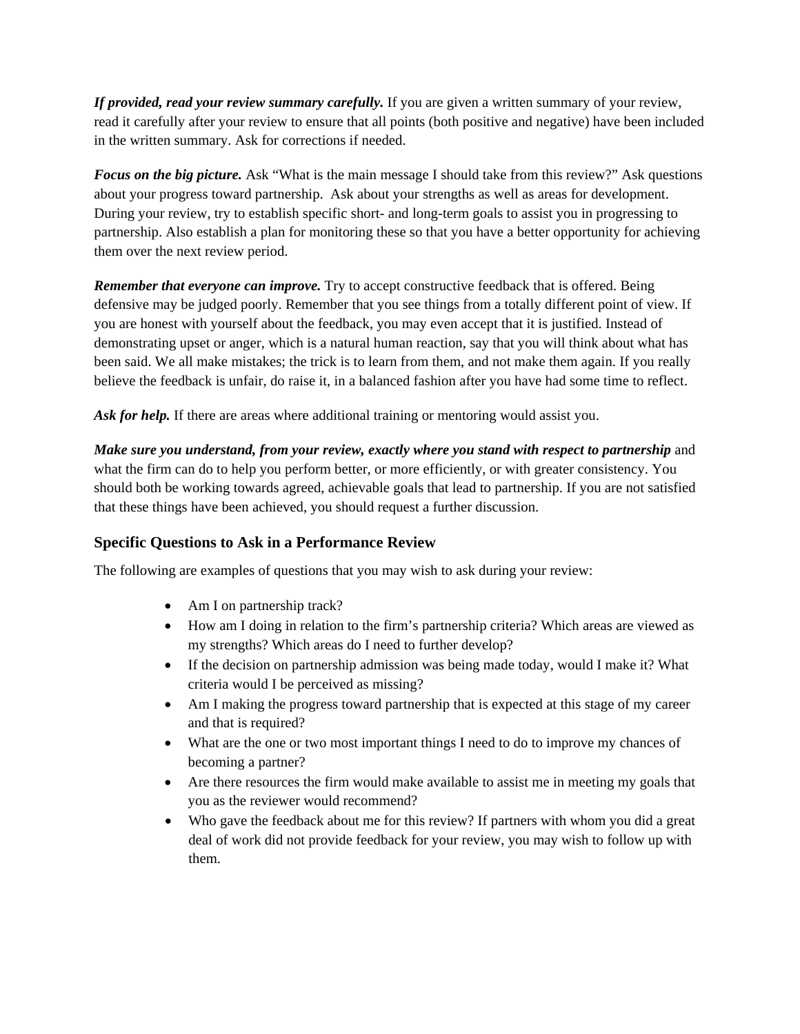***If provided, read your review summary carefully.*** If you are given a written summary of your review, read it carefully after your review to ensure that all points (both positive and negative) have been included in the written summary. Ask for corrections if needed.

***Focus on the big picture.*** Ask "What is the main message I should take from this review?" Ask questions about your progress toward partnership. Ask about your strengths as well as areas for development. During your review, try to establish specific short- and long-term goals to assist you in progressing to partnership. Also establish a plan for monitoring these so that you have a better opportunity for achieving them over the next review period.

***Remember that everyone can improve.*** Try to accept constructive feedback that is offered. Being defensive may be judged poorly. Remember that you see things from a totally different point of view. If you are honest with yourself about the feedback, you may even accept that it is justified. Instead of demonstrating upset or anger, which is a natural human reaction, say that you will think about what has been said. We all make mistakes; the trick is to learn from them, and not make them again. If you really believe the feedback is unfair, do raise it, in a balanced fashion after you have had some time to reflect.

***Ask for help.*** If there are areas where additional training or mentoring would assist you.

***Make sure you understand, from your review, exactly where you stand with respect to partnership*** and what the firm can do to help you perform better, or more efficiently, or with greater consistency. You should both be working towards agreed, achievable goals that lead to partnership. If you are not satisfied that these things have been achieved, you should request a further discussion.

### Specific Questions to Ask in a Performance Review

The following are examples of questions that you may wish to ask during your review:

- Am I on partnership track?
- How am I doing in relation to the firm's partnership criteria? Which areas are viewed as my strengths? Which areas do I need to further develop?
- If the decision on partnership admission was being made today, would I make it? What criteria would I be perceived as missing?
- Am I making the progress toward partnership that is expected at this stage of my career and that is required?
- What are the one or two most important things I need to do to improve my chances of becoming a partner?
- Are there resources the firm would make available to assist me in meeting my goals that you as the reviewer would recommend?
- Who gave the feedback about me for this review? If partners with whom you did a great deal of work did not provide feedback for your review, you may wish to follow up with them.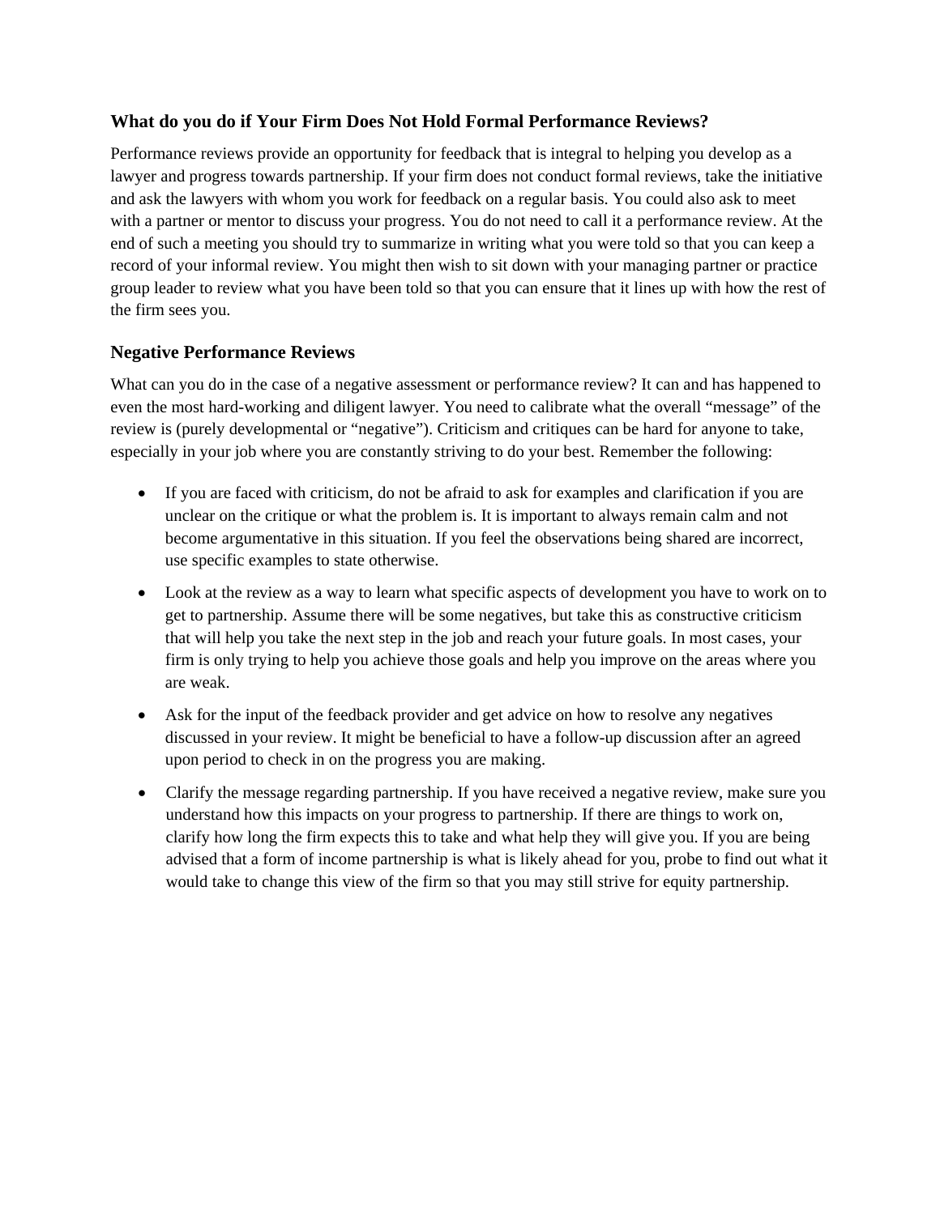### What do you do if Your Firm Does Not Hold Formal Performance Reviews?

Performance reviews provide an opportunity for feedback that is integral to helping you develop as a lawyer and progress towards partnership. If your firm does not conduct formal reviews, take the initiative and ask the lawyers with whom you work for feedback on a regular basis. You could also ask to meet with a partner or mentor to discuss your progress. You do not need to call it a performance review. At the end of such a meeting you should try to summarize in writing what you were told so that you can keep a record of your informal review. You might then wish to sit down with your managing partner or practice group leader to review what you have been told so that you can ensure that it lines up with how the rest of the firm sees you.

### Negative Performance Reviews

What can you do in the case of a negative assessment or performance review? It can and has happened to even the most hard-working and diligent lawyer. You need to calibrate what the overall "message" of the review is (purely developmental or "negative"). Criticism and critiques can be hard for anyone to take, especially in your job where you are constantly striving to do your best. Remember the following:

- If you are faced with criticism, do not be afraid to ask for examples and clarification if you are unclear on the critique or what the problem is. It is important to always remain calm and not become argumentative in this situation. If you feel the observations being shared are incorrect, use specific examples to state otherwise.
- Look at the review as a way to learn what specific aspects of development you have to work on to get to partnership. Assume there will be some negatives, but take this as constructive criticism that will help you take the next step in the job and reach your future goals. In most cases, your firm is only trying to help you achieve those goals and help you improve on the areas where you are weak.
- Ask for the input of the feedback provider and get advice on how to resolve any negatives discussed in your review. It might be beneficial to have a follow-up discussion after an agreed upon period to check in on the progress you are making.
- Clarify the message regarding partnership. If you have received a negative review, make sure you understand how this impacts on your progress to partnership. If there are things to work on, clarify how long the firm expects this to take and what help they will give you. If you are being advised that a form of income partnership is what is likely ahead for you, probe to find out what it would take to change this view of the firm so that you may still strive for equity partnership.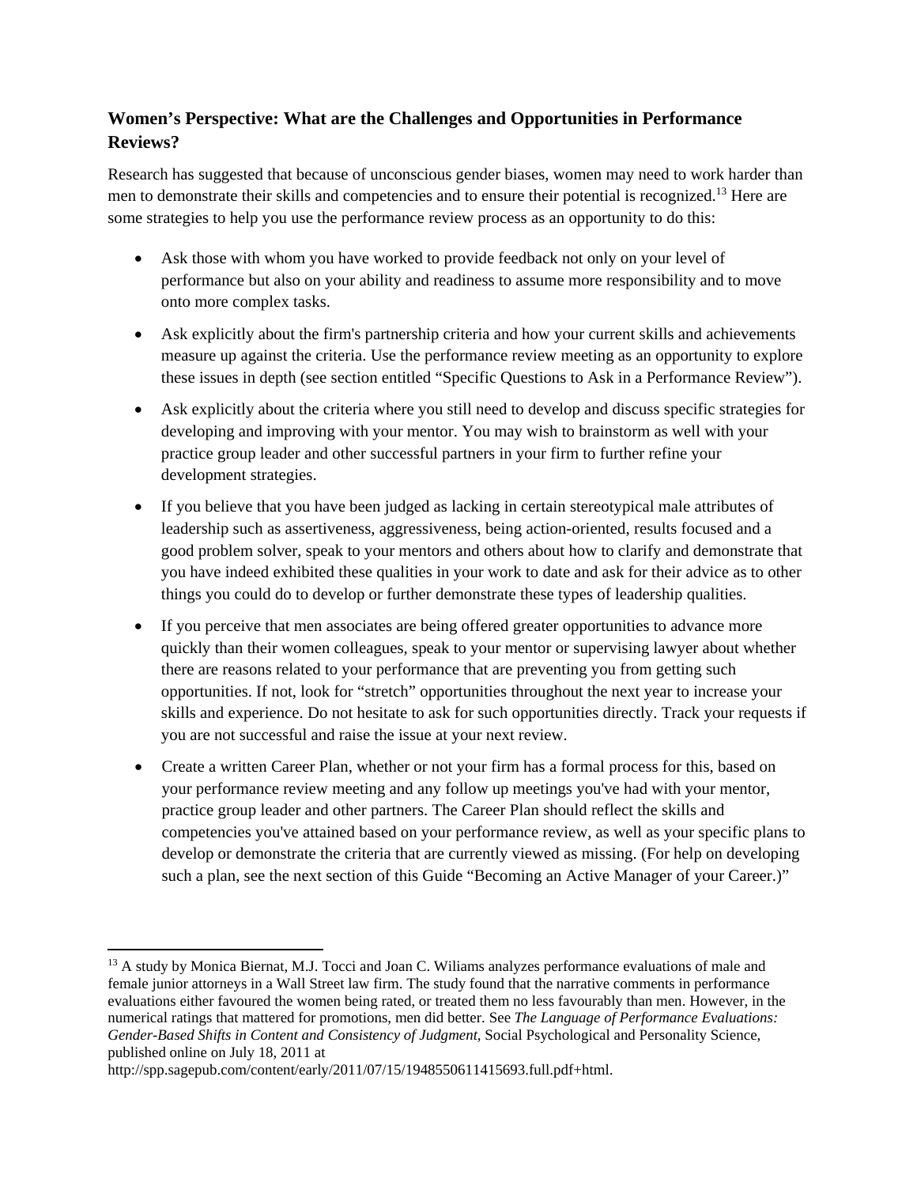### Women's Perspective: What are the Challenges and Opportunities in Performance Reviews?

Research has suggested that because of unconscious gender biases, women may need to work harder than men to demonstrate their skills and competencies and to ensure their potential is recognized.[13] Here are some strategies to help you use the performance review process as an opportunity to do this:

- Ask those with whom you have worked to provide feedback not only on your level of performance but also on your ability and readiness to assume more responsibility and to move onto more complex tasks.
- Ask explicitly about the firm's partnership criteria and how your current skills and achievements measure up against the criteria. Use the performance review meeting as an opportunity to explore these issues in depth (see section entitled "Specific Questions to Ask in a Performance Review").
- Ask explicitly about the criteria where you still need to develop and discuss specific strategies for developing and improving with your mentor. You may wish to brainstorm as well with your practice group leader and other successful partners in your firm to further refine your development strategies.
- If you believe that you have been judged as lacking in certain stereotypical male attributes of leadership such as assertiveness, aggressiveness, being action-oriented, results focused and a good problem solver, speak to your mentors and others about how to clarify and demonstrate that you have indeed exhibited these qualities in your work to date and ask for their advice as to other things you could do to develop or further demonstrate these types of leadership qualities.
- If you perceive that men associates are being offered greater opportunities to advance more quickly than their women colleagues, speak to your mentor or supervising lawyer about whether there are reasons related to your performance that are preventing you from getting such opportunities. If not, look for "stretch" opportunities throughout the next year to increase your skills and experience. Do not hesitate to ask for such opportunities directly. Track your requests if you are not successful and raise the issue at your next review.
- Create a written Career Plan, whether or not your firm has a formal process for this, based on your performance review meeting and any follow up meetings you've had with your mentor, practice group leader and other partners. The Career Plan should reflect the skills and competencies you've attained based on your performance review, as well as your specific plans to develop or demonstrate the criteria that are currently viewed as missing. (For help on developing such a plan, see the next section of this Guide "Becoming an Active Manager of your Career.)"

---

[13] A study by Monica Biernat, M.J. Tocci and Joan C. Wiliams analyzes performance evaluations of male and female junior attorneys in a Wall Street law firm. The study found that the narrative comments in performance evaluations either favoured the women being rated, or treated them no less favourably than men. However, in the numerical ratings that mattered for promotions, men did better. See *The Language of Performance Evaluations: Gender-Based Shifts in Content and Consistency of Judgment*, Social Psychological and Personality Science, published online on July 18, 2011 at http://spp.sagepub.com/content/early/2011/07/15/1948550611415693.full.pdf+html.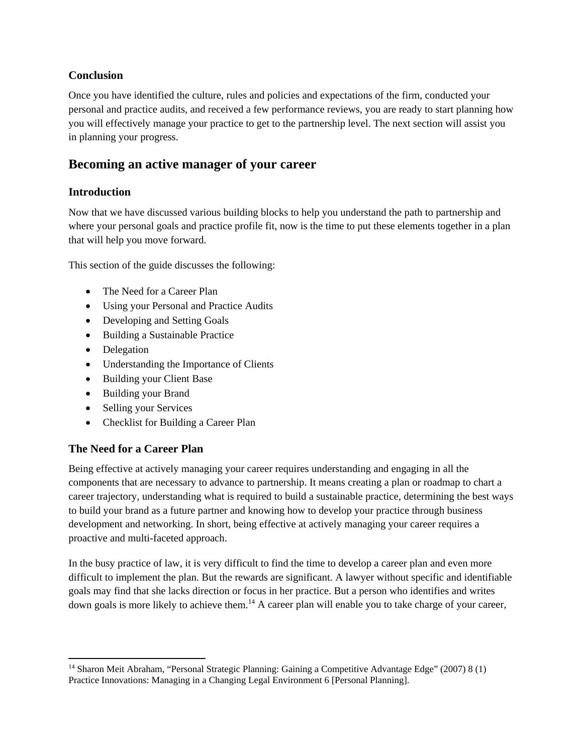### Conclusion

Once you have identified the culture, rules and policies and expectations of the firm, conducted your personal and practice audits, and received a few performance reviews, you are ready to start planning how you will effectively manage your practice to get to the partnership level. The next section will assist you in planning your progress.

## Becoming an active manager of your career

### Introduction

Now that we have discussed various building blocks to help you understand the path to partnership and where your personal goals and practice profile fit, now is the time to put these elements together in a plan that will help you move forward.

This section of the guide discusses the following:

- The Need for a Career Plan
- Using your Personal and Practice Audits
- Developing and Setting Goals
- Building a Sustainable Practice
- Delegation
- Understanding the Importance of Clients
- Building your Client Base
- Building your Brand
- Selling your Services
- Checklist for Building a Career Plan

### The Need for a Career Plan

Being effective at actively managing your career requires understanding and engaging in all the components that are necessary to advance to partnership. It means creating a plan or roadmap to chart a career trajectory, understanding what is required to build a sustainable practice, determining the best ways to build your brand as a future partner and knowing how to develop your practice through business development and networking. In short, being effective at actively managing your career requires a proactive and multi-faceted approach.

In the busy practice of law, it is very difficult to find the time to develop a career plan and even more difficult to implement the plan. But the rewards are significant. A lawyer without specific and identifiable goals may find that she lacks direction or focus in her practice. But a person who identifies and writes down goals is more likely to achieve them.[14] A career plan will enable you to take charge of your career,

---

[14] Sharon Meit Abraham, "Personal Strategic Planning: Gaining a Competitive Advantage Edge" (2007) 8 (1) Practice Innovations: Managing in a Changing Legal Environment 6 [Personal Planning].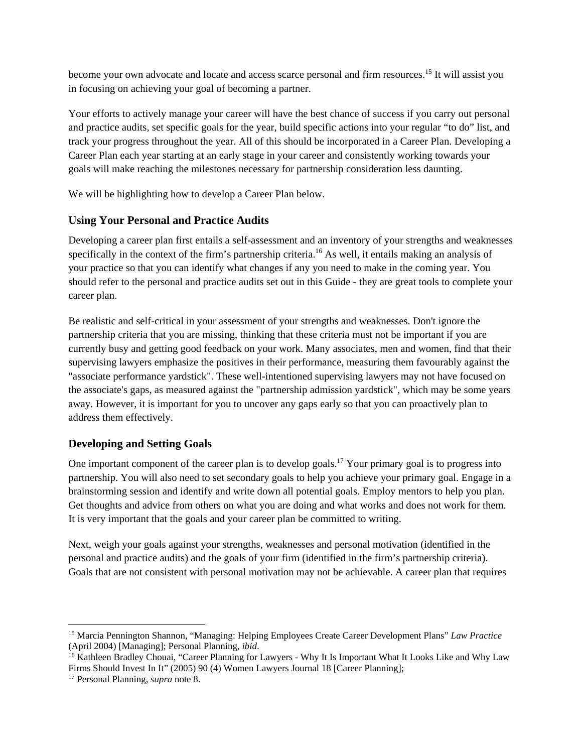become your own advocate and locate and access scarce personal and firm resources.[15] It will assist you in focusing on achieving your goal of becoming a partner.

Your efforts to actively manage your career will have the best chance of success if you carry out personal and practice audits, set specific goals for the year, build specific actions into your regular "to do" list, and track your progress throughout the year. All of this should be incorporated in a Career Plan. Developing a Career Plan each year starting at an early stage in your career and consistently working towards your goals will make reaching the milestones necessary for partnership consideration less daunting.

We will be highlighting how to develop a Career Plan below.

### Using Your Personal and Practice Audits

Developing a career plan first entails a self-assessment and an inventory of your strengths and weaknesses specifically in the context of the firm's partnership criteria.[16] As well, it entails making an analysis of your practice so that you can identify what changes if any you need to make in the coming year. You should refer to the personal and practice audits set out in this Guide - they are great tools to complete your career plan.

Be realistic and self-critical in your assessment of your strengths and weaknesses. Don't ignore the partnership criteria that you are missing, thinking that these criteria must not be important if you are currently busy and getting good feedback on your work. Many associates, men and women, find that their supervising lawyers emphasize the positives in their performance, measuring them favourably against the "associate performance yardstick". These well-intentioned supervising lawyers may not have focused on the associate's gaps, as measured against the "partnership admission yardstick", which may be some years away. However, it is important for you to uncover any gaps early so that you can proactively plan to address them effectively.

### Developing and Setting Goals

One important component of the career plan is to develop goals.[17] Your primary goal is to progress into partnership. You will also need to set secondary goals to help you achieve your primary goal. Engage in a brainstorming session and identify and write down all potential goals. Employ mentors to help you plan. Get thoughts and advice from others on what you are doing and what works and does not work for them. It is very important that the goals and your career plan be committed to writing.

Next, weigh your goals against your strengths, weaknesses and personal motivation (identified in the personal and practice audits) and the goals of your firm (identified in the firm's partnership criteria). Goals that are not consistent with personal motivation may not be achievable. A career plan that requires

---

[15] Marcia Pennington Shannon, "Managing: Helping Employees Create Career Development Plans" *Law Practice* (April 2004) [Managing]; Personal Planning, *ibid*.

[16] Kathleen Bradley Chouai, "Career Planning for Lawyers - Why It Is Important What It Looks Like and Why Law Firms Should Invest In It" (2005) 90 (4) Women Lawyers Journal 18 [Career Planning];

[17] Personal Planning, *supra* note 8.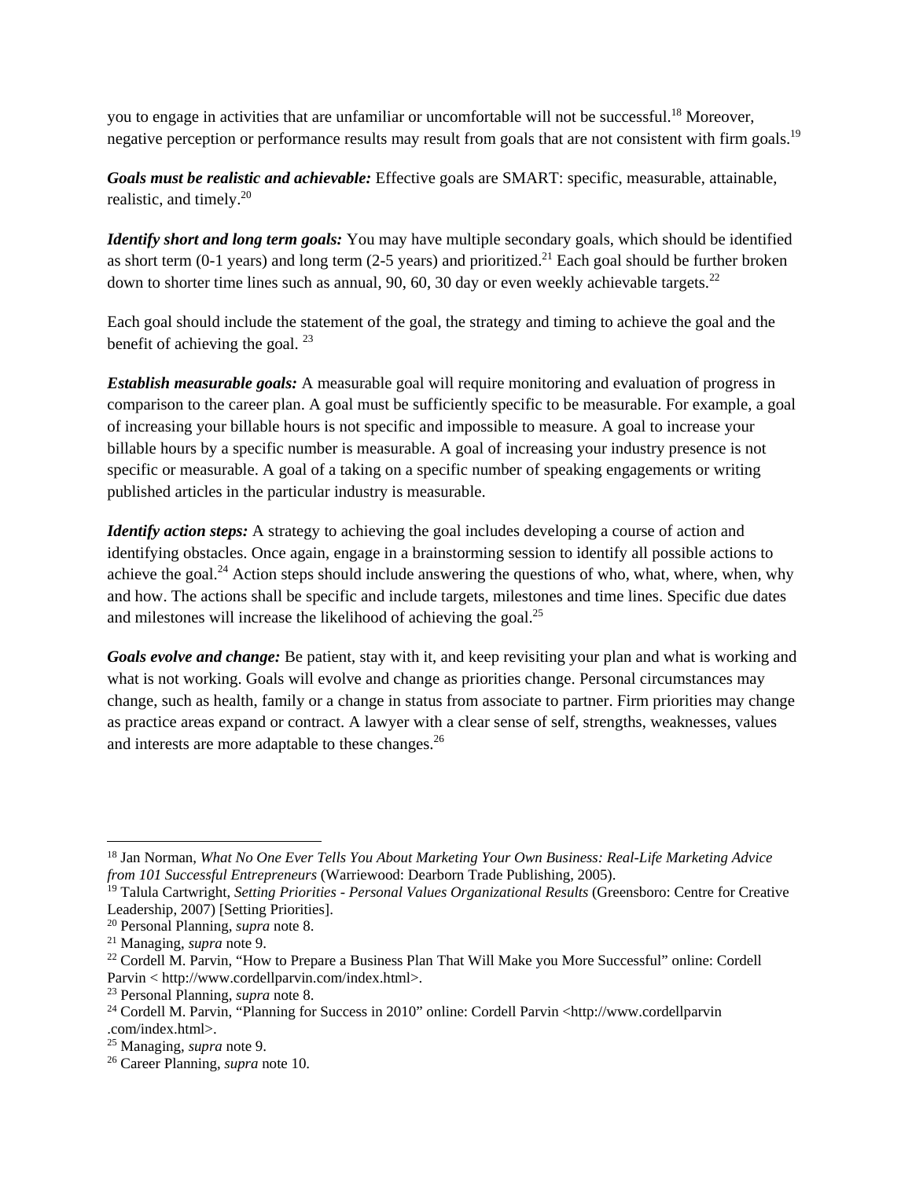you to engage in activities that are unfamiliar or uncomfortable will not be successful.[18] Moreover, negative perception or performance results may result from goals that are not consistent with firm goals.[19]

***Goals must be realistic and achievable:*** Effective goals are SMART: specific, measurable, attainable, realistic, and timely.[20]

***Identify short and long term goals:*** You may have multiple secondary goals, which should be identified as short term (0-1 years) and long term (2-5 years) and prioritized.[21] Each goal should be further broken down to shorter time lines such as annual, 90, 60, 30 day or even weekly achievable targets.[22]

Each goal should include the statement of the goal, the strategy and timing to achieve the goal and the benefit of achieving the goal. [23]

***Establish measurable goals:*** A measurable goal will require monitoring and evaluation of progress in comparison to the career plan. A goal must be sufficiently specific to be measurable. For example, a goal of increasing your billable hours is not specific and impossible to measure. A goal to increase your billable hours by a specific number is measurable. A goal of increasing your industry presence is not specific or measurable. A goal of a taking on a specific number of speaking engagements or writing published articles in the particular industry is measurable.

***Identify action steps:*** A strategy to achieving the goal includes developing a course of action and identifying obstacles. Once again, engage in a brainstorming session to identify all possible actions to achieve the goal.[24] Action steps should include answering the questions of who, what, where, when, why and how. The actions shall be specific and include targets, milestones and time lines. Specific due dates and milestones will increase the likelihood of achieving the goal.[25]

***Goals evolve and change:*** Be patient, stay with it, and keep revisiting your plan and what is working and what is not working. Goals will evolve and change as priorities change. Personal circumstances may change, such as health, family or a change in status from associate to partner. Firm priorities may change as practice areas expand or contract. A lawyer with a clear sense of self, strengths, weaknesses, values and interests are more adaptable to these changes.[26]

---

[18] Jan Norman, *What No One Ever Tells You About Marketing Your Own Business: Real-Life Marketing Advice from 101 Successful Entrepreneurs* (Warriewood: Dearborn Trade Publishing, 2005).
[19] Talula Cartwright, *Setting Priorities - Personal Values Organizational Results* (Greensboro: Centre for Creative Leadership, 2007) [Setting Priorities].
[20] Personal Planning, *supra* note 8.
[21] Managing, *supra* note 9.
[22] Cordell M. Parvin, "How to Prepare a Business Plan That Will Make you More Successful" online: Cordell Parvin < http://www.cordellparvin.com/index.html>.
[23] Personal Planning, *supra* note 8.
[24] Cordell M. Parvin, "Planning for Success in 2010" online: Cordell Parvin <http://www.cordellparvin.com/index.html>.
[25] Managing, *supra* note 9.
[26] Career Planning, *supra* note 10.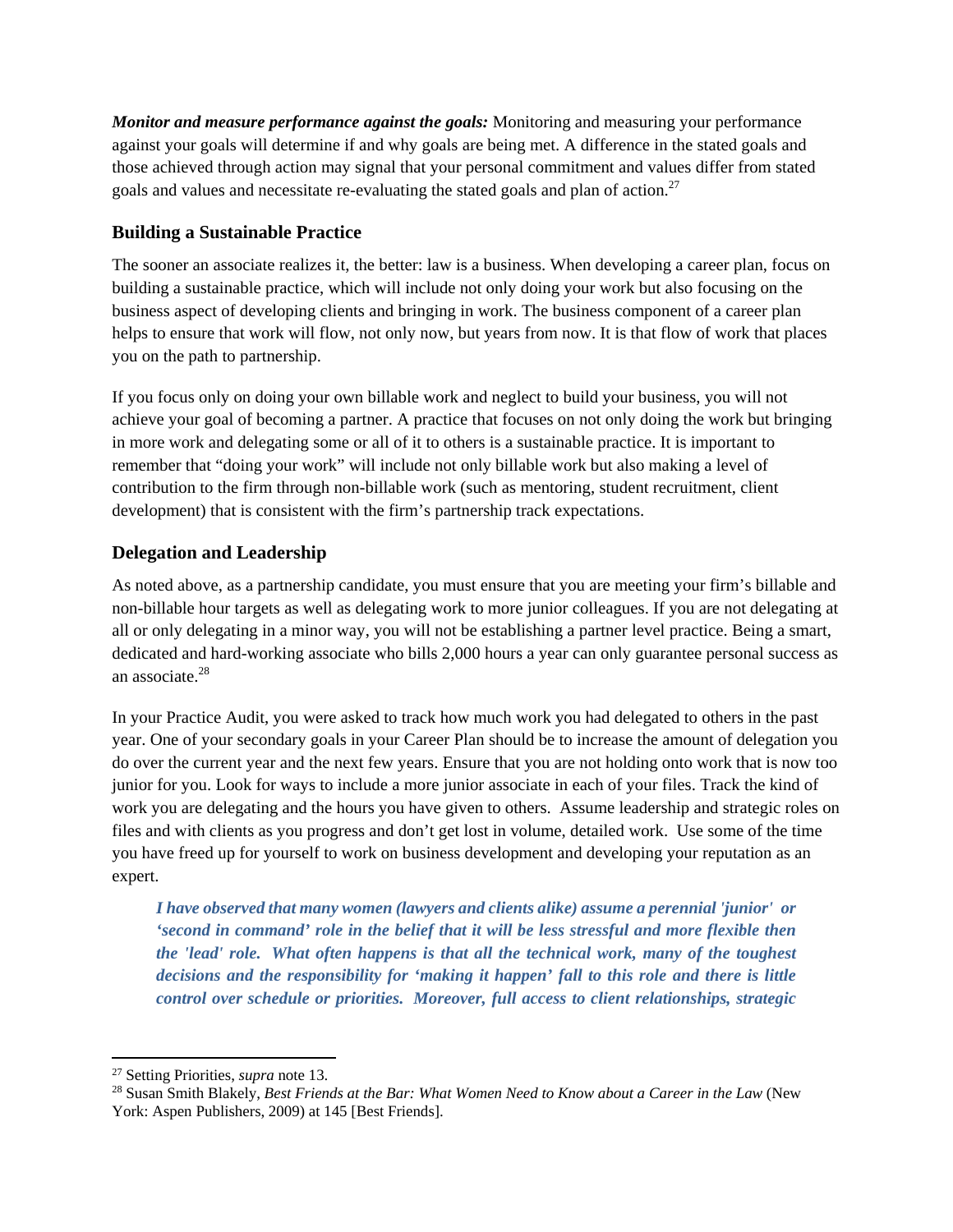***Monitor and measure performance against the goals:*** Monitoring and measuring your performance against your goals will determine if and why goals are being met. A difference in the stated goals and those achieved through action may signal that your personal commitment and values differ from stated goals and values and necessitate re-evaluating the stated goals and plan of action.[27]

## Building a Sustainable Practice

The sooner an associate realizes it, the better: law is a business. When developing a career plan, focus on building a sustainable practice, which will include not only doing your work but also focusing on the business aspect of developing clients and bringing in work. The business component of a career plan helps to ensure that work will flow, not only now, but years from now. It is that flow of work that places you on the path to partnership.

If you focus only on doing your own billable work and neglect to build your business, you will not achieve your goal of becoming a partner. A practice that focuses on not only doing the work but bringing in more work and delegating some or all of it to others is a sustainable practice. It is important to remember that "doing your work" will include not only billable work but also making a level of contribution to the firm through non-billable work (such as mentoring, student recruitment, client development) that is consistent with the firm's partnership track expectations.

## Delegation and Leadership

As noted above, as a partnership candidate, you must ensure that you are meeting your firm's billable and non-billable hour targets as well as delegating work to more junior colleagues. If you are not delegating at all or only delegating in a minor way, you will not be establishing a partner level practice. Being a smart, dedicated and hard-working associate who bills 2,000 hours a year can only guarantee personal success as an associate.[28]

In your Practice Audit, you were asked to track how much work you had delegated to others in the past year. One of your secondary goals in your Career Plan should be to increase the amount of delegation you do over the current year and the next few years. Ensure that you are not holding onto work that is now too junior for you. Look for ways to include a more junior associate in each of your files. Track the kind of work you are delegating and the hours you have given to others. Assume leadership and strategic roles on files and with clients as you progress and don't get lost in volume, detailed work. Use some of the time you have freed up for yourself to work on business development and developing your reputation as an expert.

> ***I have observed that many women (lawyers and clients alike) assume a perennial 'junior' or 'second in command' role in the belief that it will be less stressful and more flexible then the 'lead' role. What often happens is that all the technical work, many of the toughest decisions and the responsibility for 'making it happen' fall to this role and there is little control over schedule or priorities. Moreover, full access to client relationships, strategic***

---

[27] Setting Priorities, *supra* note 13.

[28] Susan Smith Blakely, *Best Friends at the Bar: What Women Need to Know about a Career in the Law* (New York: Aspen Publishers, 2009) at 145 [Best Friends].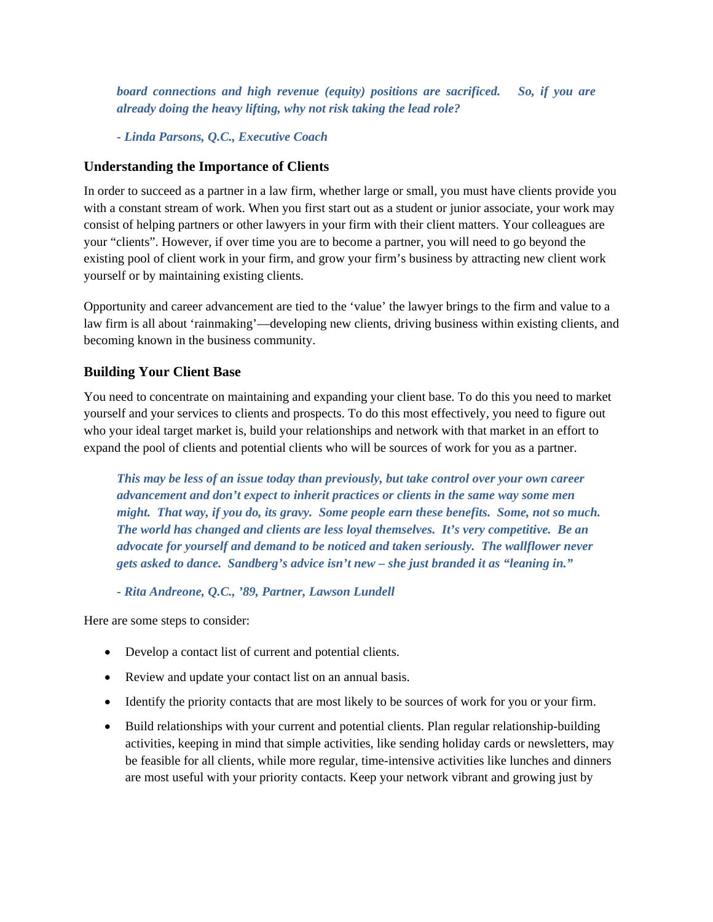***board connections and high revenue (equity) positions are sacrificed. So, if you are already doing the heavy lifting, why not risk taking the lead role?***

***- Linda Parsons, Q.C., Executive Coach***

### Understanding the Importance of Clients

In order to succeed as a partner in a law firm, whether large or small, you must have clients provide you with a constant stream of work. When you first start out as a student or junior associate, your work may consist of helping partners or other lawyers in your firm with their client matters. Your colleagues are your "clients". However, if over time you are to become a partner, you will need to go beyond the existing pool of client work in your firm, and grow your firm's business by attracting new client work yourself or by maintaining existing clients.

Opportunity and career advancement are tied to the 'value' the lawyer brings to the firm and value to a law firm is all about 'rainmaking'—developing new clients, driving business within existing clients, and becoming known in the business community.

### Building Your Client Base

You need to concentrate on maintaining and expanding your client base. To do this you need to market yourself and your services to clients and prospects. To do this most effectively, you need to figure out who your ideal target market is, build your relationships and network with that market in an effort to expand the pool of clients and potential clients who will be sources of work for you as a partner.

***This may be less of an issue today than previously, but take control over your own career advancement and don't expect to inherit practices or clients in the same way some men might. That way, if you do, its gravy. Some people earn these benefits. Some, not so much. The world has changed and clients are less loyal themselves. It's very competitive. Be an advocate for yourself and demand to be noticed and taken seriously. The wallflower never gets asked to dance. Sandberg's advice isn't new – she just branded it as "leaning in."***

***- Rita Andreone, Q.C., '89, Partner, Lawson Lundell***

Here are some steps to consider:

- Develop a contact list of current and potential clients.
- Review and update your contact list on an annual basis.
- Identify the priority contacts that are most likely to be sources of work for you or your firm.
- Build relationships with your current and potential clients. Plan regular relationship-building activities, keeping in mind that simple activities, like sending holiday cards or newsletters, may be feasible for all clients, while more regular, time-intensive activities like lunches and dinners are most useful with your priority contacts. Keep your network vibrant and growing just by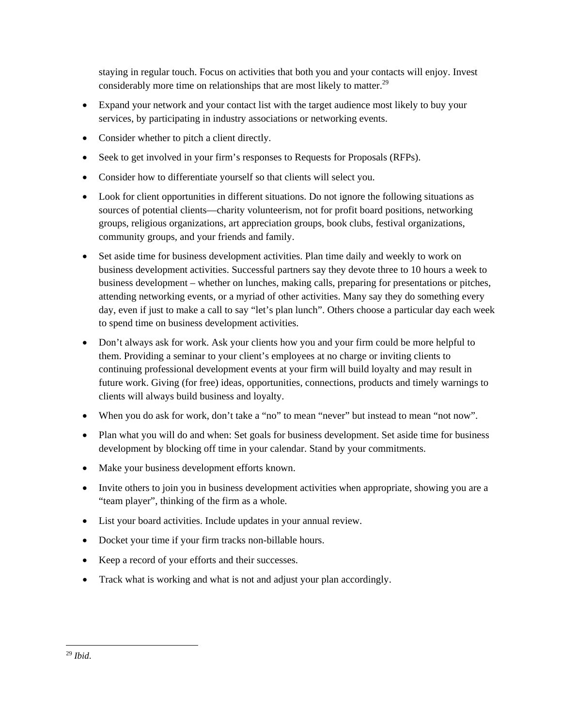staying in regular touch. Focus on activities that both you and your contacts will enjoy. Invest considerably more time on relationships that are most likely to matter.[29]

- Expand your network and your contact list with the target audience most likely to buy your services, by participating in industry associations or networking events.
- Consider whether to pitch a client directly.
- Seek to get involved in your firm's responses to Requests for Proposals (RFPs).
- Consider how to differentiate yourself so that clients will select you.
- Look for client opportunities in different situations. Do not ignore the following situations as sources of potential clients—charity volunteerism, not for profit board positions, networking groups, religious organizations, art appreciation groups, book clubs, festival organizations, community groups, and your friends and family.
- Set aside time for business development activities. Plan time daily and weekly to work on business development activities. Successful partners say they devote three to 10 hours a week to business development – whether on lunches, making calls, preparing for presentations or pitches, attending networking events, or a myriad of other activities. Many say they do something every day, even if just to make a call to say "let's plan lunch". Others choose a particular day each week to spend time on business development activities.
- Don't always ask for work. Ask your clients how you and your firm could be more helpful to them. Providing a seminar to your client's employees at no charge or inviting clients to continuing professional development events at your firm will build loyalty and may result in future work. Giving (for free) ideas, opportunities, connections, products and timely warnings to clients will always build business and loyalty.
- When you do ask for work, don't take a "no" to mean "never" but instead to mean "not now".
- Plan what you will do and when: Set goals for business development. Set aside time for business development by blocking off time in your calendar. Stand by your commitments.
- Make your business development efforts known.
- Invite others to join you in business development activities when appropriate, showing you are a "team player", thinking of the firm as a whole.
- List your board activities. Include updates in your annual review.
- Docket your time if your firm tracks non-billable hours.
- Keep a record of your efforts and their successes.
- Track what is working and what is not and adjust your plan accordingly.

---

[29] *Ibid*.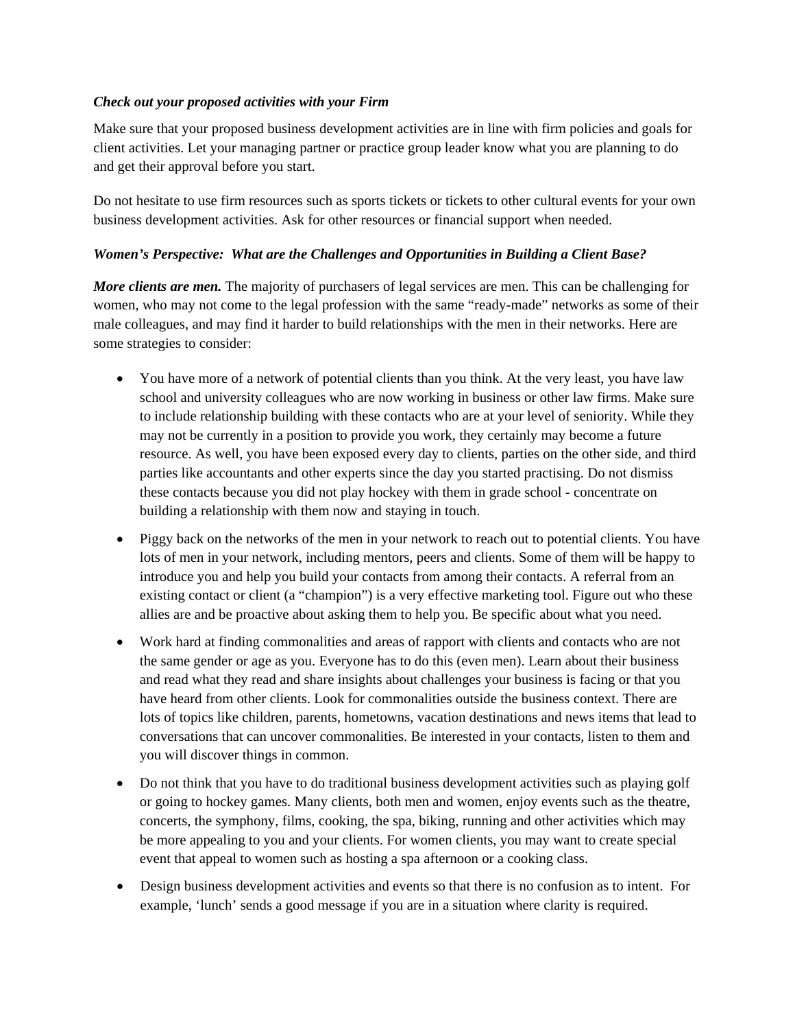***Check out your proposed activities with your Firm***

Make sure that your proposed business development activities are in line with firm policies and goals for client activities. Let your managing partner or practice group leader know what you are planning to do and get their approval before you start.

Do not hesitate to use firm resources such as sports tickets or tickets to other cultural events for your own business development activities. Ask for other resources or financial support when needed.

***Women's Perspective: What are the Challenges and Opportunities in Building a Client Base?***

***More clients are men.*** The majority of purchasers of legal services are men. This can be challenging for women, who may not come to the legal profession with the same "ready-made" networks as some of their male colleagues, and may find it harder to build relationships with the men in their networks. Here are some strategies to consider:

- You have more of a network of potential clients than you think. At the very least, you have law school and university colleagues who are now working in business or other law firms. Make sure to include relationship building with these contacts who are at your level of seniority. While they may not be currently in a position to provide you work, they certainly may become a future resource. As well, you have been exposed every day to clients, parties on the other side, and third parties like accountants and other experts since the day you started practising. Do not dismiss these contacts because you did not play hockey with them in grade school - concentrate on building a relationship with them now and staying in touch.
- Piggy back on the networks of the men in your network to reach out to potential clients. You have lots of men in your network, including mentors, peers and clients. Some of them will be happy to introduce you and help you build your contacts from among their contacts. A referral from an existing contact or client (a "champion") is a very effective marketing tool. Figure out who these allies are and be proactive about asking them to help you. Be specific about what you need.
- Work hard at finding commonalities and areas of rapport with clients and contacts who are not the same gender or age as you. Everyone has to do this (even men). Learn about their business and read what they read and share insights about challenges your business is facing or that you have heard from other clients. Look for commonalities outside the business context. There are lots of topics like children, parents, hometowns, vacation destinations and news items that lead to conversations that can uncover commonalities. Be interested in your contacts, listen to them and you will discover things in common.
- Do not think that you have to do traditional business development activities such as playing golf or going to hockey games. Many clients, both men and women, enjoy events such as the theatre, concerts, the symphony, films, cooking, the spa, biking, running and other activities which may be more appealing to you and your clients. For women clients, you may want to create special event that appeal to women such as hosting a spa afternoon or a cooking class.
- Design business development activities and events so that there is no confusion as to intent. For example, 'lunch' sends a good message if you are in a situation where clarity is required.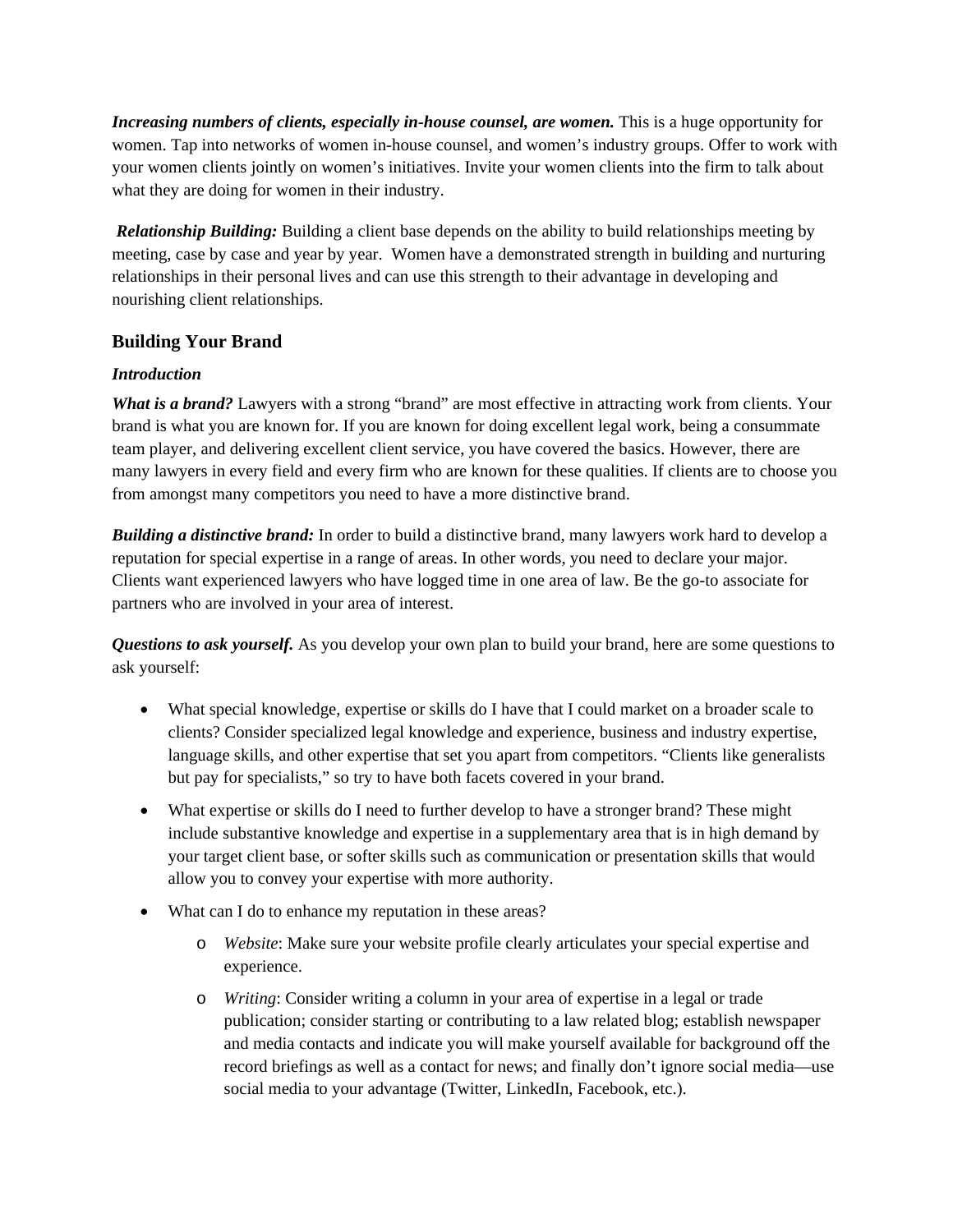***Increasing numbers of clients, especially in-house counsel, are women.*** This is a huge opportunity for women. Tap into networks of women in-house counsel, and women's industry groups. Offer to work with your women clients jointly on women's initiatives. Invite your women clients into the firm to talk about what they are doing for women in their industry.

***Relationship Building:*** Building a client base depends on the ability to build relationships meeting by meeting, case by case and year by year. Women have a demonstrated strength in building and nurturing relationships in their personal lives and can use this strength to their advantage in developing and nourishing client relationships.

## Building Your Brand

***Introduction***

***What is a brand?*** Lawyers with a strong "brand" are most effective in attracting work from clients. Your brand is what you are known for. If you are known for doing excellent legal work, being a consummate team player, and delivering excellent client service, you have covered the basics. However, there are many lawyers in every field and every firm who are known for these qualities. If clients are to choose you from amongst many competitors you need to have a more distinctive brand.

***Building a distinctive brand:*** In order to build a distinctive brand, many lawyers work hard to develop a reputation for special expertise in a range of areas. In other words, you need to declare your major. Clients want experienced lawyers who have logged time in one area of law. Be the go-to associate for partners who are involved in your area of interest.

***Questions to ask yourself.*** As you develop your own plan to build your brand, here are some questions to ask yourself:

- What special knowledge, expertise or skills do I have that I could market on a broader scale to clients? Consider specialized legal knowledge and experience, business and industry expertise, language skills, and other expertise that set you apart from competitors. "Clients like generalists but pay for specialists," so try to have both facets covered in your brand.
- What expertise or skills do I need to further develop to have a stronger brand? These might include substantive knowledge and expertise in a supplementary area that is in high demand by your target client base, or softer skills such as communication or presentation skills that would allow you to convey your expertise with more authority.
- What can I do to enhance my reputation in these areas?
    - *Website*: Make sure your website profile clearly articulates your special expertise and experience.
    - *Writing*: Consider writing a column in your area of expertise in a legal or trade publication; consider starting or contributing to a law related blog; establish newspaper and media contacts and indicate you will make yourself available for background off the record briefings as well as a contact for news; and finally don't ignore social media—use social media to your advantage (Twitter, LinkedIn, Facebook, etc.).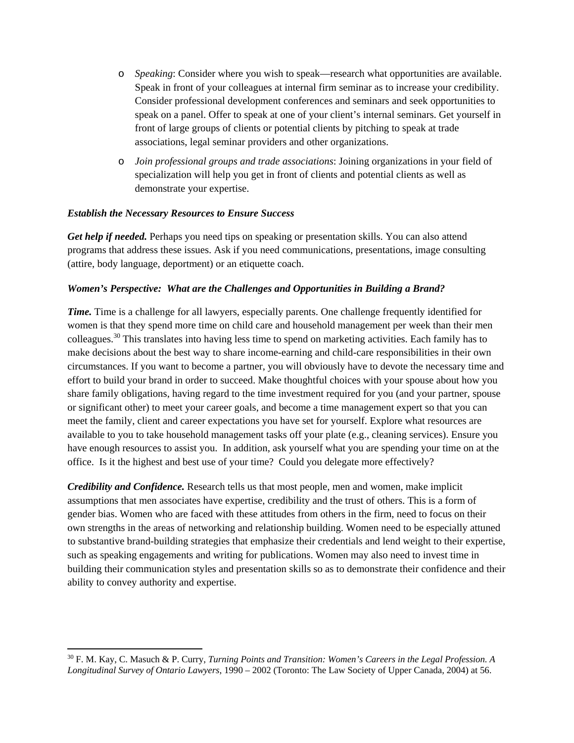- *Speaking*: Consider where you wish to speak—research what opportunities are available. Speak in front of your colleagues at internal firm seminar as to increase your credibility. Consider professional development conferences and seminars and seek opportunities to speak on a panel. Offer to speak at one of your client's internal seminars. Get yourself in front of large groups of clients or potential clients by pitching to speak at trade associations, legal seminar providers and other organizations.
- *Join professional groups and trade associations*: Joining organizations in your field of specialization will help you get in front of clients and potential clients as well as demonstrate your expertise.

***Establish the Necessary Resources to Ensure Success***

***Get help if needed.*** Perhaps you need tips on speaking or presentation skills. You can also attend programs that address these issues. Ask if you need communications, presentations, image consulting (attire, body language, deportment) or an etiquette coach.

***Women's Perspective: What are the Challenges and Opportunities in Building a Brand?***

***Time.*** Time is a challenge for all lawyers, especially parents. One challenge frequently identified for women is that they spend more time on child care and household management per week than their men colleagues.[30] This translates into having less time to spend on marketing activities. Each family has to make decisions about the best way to share income-earning and child-care responsibilities in their own circumstances. If you want to become a partner, you will obviously have to devote the necessary time and effort to build your brand in order to succeed. Make thoughtful choices with your spouse about how you share family obligations, having regard to the time investment required for you (and your partner, spouse or significant other) to meet your career goals, and become a time management expert so that you can meet the family, client and career expectations you have set for yourself. Explore what resources are available to you to take household management tasks off your plate (e.g., cleaning services). Ensure you have enough resources to assist you. In addition, ask yourself what you are spending your time on at the office. Is it the highest and best use of your time? Could you delegate more effectively?

***Credibility and Confidence.*** Research tells us that most people, men and women, make implicit assumptions that men associates have expertise, credibility and the trust of others. This is a form of gender bias. Women who are faced with these attitudes from others in the firm, need to focus on their own strengths in the areas of networking and relationship building. Women need to be especially attuned to substantive brand-building strategies that emphasize their credentials and lend weight to their expertise, such as speaking engagements and writing for publications. Women may also need to invest time in building their communication styles and presentation skills so as to demonstrate their confidence and their ability to convey authority and expertise.

---

[30] F. M. Kay, C. Masuch & P. Curry, *Turning Points and Transition: Women's Careers in the Legal Profession. A Longitudinal Survey of Ontario Lawyers*, 1990 – 2002 (Toronto: The Law Society of Upper Canada, 2004) at 56.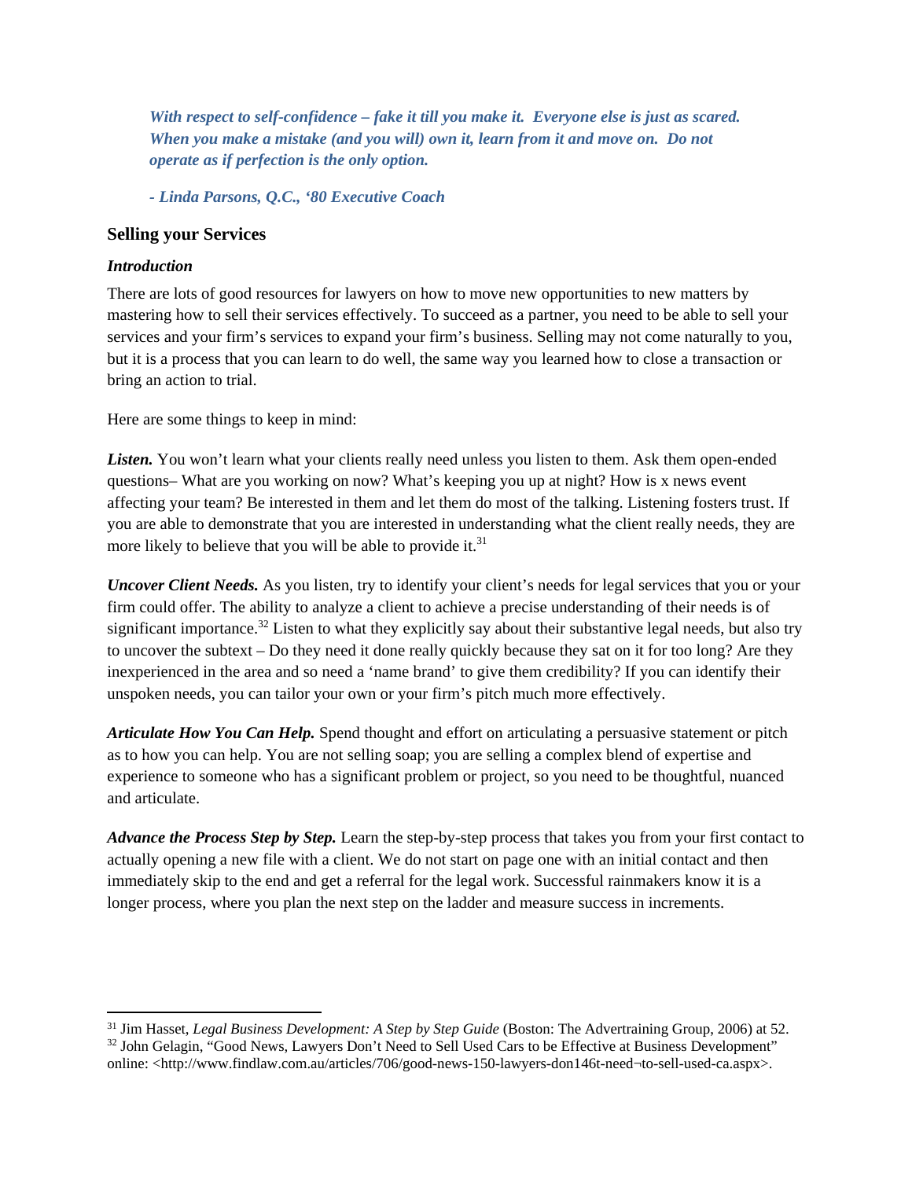***With respect to self-confidence – fake it till you make it. Everyone else is just as scared. When you make a mistake (and you will) own it, learn from it and move on. Do not operate as if perfection is the only option.***

***- Linda Parsons, Q.C., '80 Executive Coach***

## Selling your Services

### *Introduction*

There are lots of good resources for lawyers on how to move new opportunities to new matters by mastering how to sell their services effectively. To succeed as a partner, you need to be able to sell your services and your firm's services to expand your firm's business. Selling may not come naturally to you, but it is a process that you can learn to do well, the same way you learned how to close a transaction or bring an action to trial.

Here are some things to keep in mind:

***Listen.*** You won't learn what your clients really need unless you listen to them. Ask them open-ended questions– What are you working on now? What's keeping you up at night? How is x news event affecting your team? Be interested in them and let them do most of the talking. Listening fosters trust. If you are able to demonstrate that you are interested in understanding what the client really needs, they are more likely to believe that you will be able to provide it.[31]

***Uncover Client Needs.*** As you listen, try to identify your client's needs for legal services that you or your firm could offer. The ability to analyze a client to achieve a precise understanding of their needs is of significant importance.[32] Listen to what they explicitly say about their substantive legal needs, but also try to uncover the subtext – Do they need it done really quickly because they sat on it for too long? Are they inexperienced in the area and so need a 'name brand' to give them credibility? If you can identify their unspoken needs, you can tailor your own or your firm's pitch much more effectively.

***Articulate How You Can Help.*** Spend thought and effort on articulating a persuasive statement or pitch as to how you can help. You are not selling soap; you are selling a complex blend of expertise and experience to someone who has a significant problem or project, so you need to be thoughtful, nuanced and articulate.

***Advance the Process Step by Step.*** Learn the step-by-step process that takes you from your first contact to actually opening a new file with a client. We do not start on page one with an initial contact and then immediately skip to the end and get a referral for the legal work. Successful rainmakers know it is a longer process, where you plan the next step on the ladder and measure success in increments.

---

[31] Jim Hasset, *Legal Business Development: A Step by Step Guide* (Boston: The Advertraining Group, 2006) at 52.

[32] John Gelagin, "Good News, Lawyers Don't Need to Sell Used Cars to be Effective at Business Development" online: <http://www.findlaw.com.au/articles/706/good-news-150-lawyers-don146t-need¬to-sell-used-ca.aspx>.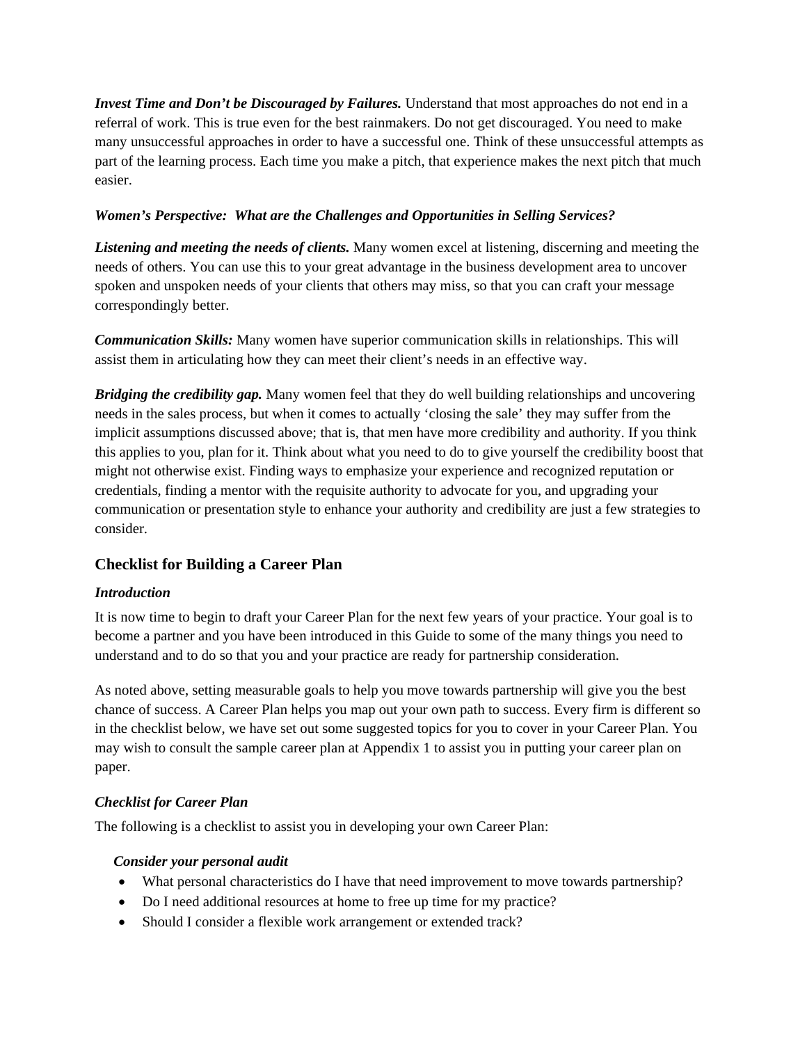***Invest Time and Don't be Discouraged by Failures.*** Understand that most approaches do not end in a referral of work. This is true even for the best rainmakers. Do not get discouraged. You need to make many unsuccessful approaches in order to have a successful one. Think of these unsuccessful attempts as part of the learning process. Each time you make a pitch, that experience makes the next pitch that much easier.

***Women's Perspective: What are the Challenges and Opportunities in Selling Services?***

***Listening and meeting the needs of clients.*** Many women excel at listening, discerning and meeting the needs of others. You can use this to your great advantage in the business development area to uncover spoken and unspoken needs of your clients that others may miss, so that you can craft your message correspondingly better.

***Communication Skills:*** Many women have superior communication skills in relationships. This will assist them in articulating how they can meet their client's needs in an effective way.

***Bridging the credibility gap.*** Many women feel that they do well building relationships and uncovering needs in the sales process, but when it comes to actually 'closing the sale' they may suffer from the implicit assumptions discussed above; that is, that men have more credibility and authority. If you think this applies to you, plan for it. Think about what you need to do to give yourself the credibility boost that might not otherwise exist. Finding ways to emphasize your experience and recognized reputation or credentials, finding a mentor with the requisite authority to advocate for you, and upgrading your communication or presentation style to enhance your authority and credibility are just a few strategies to consider.

## Checklist for Building a Career Plan

***Introduction***

It is now time to begin to draft your Career Plan for the next few years of your practice. Your goal is to become a partner and you have been introduced in this Guide to some of the many things you need to understand and to do so that you and your practice are ready for partnership consideration.

As noted above, setting measurable goals to help you move towards partnership will give you the best chance of success. A Career Plan helps you map out your own path to success. Every firm is different so in the checklist below, we have set out some suggested topics for you to cover in your Career Plan. You may wish to consult the sample career plan at Appendix 1 to assist you in putting your career plan on paper.

***Checklist for Career Plan***

The following is a checklist to assist you in developing your own Career Plan:

***Consider your personal audit***

- What personal characteristics do I have that need improvement to move towards partnership?
- Do I need additional resources at home to free up time for my practice?
- Should I consider a flexible work arrangement or extended track?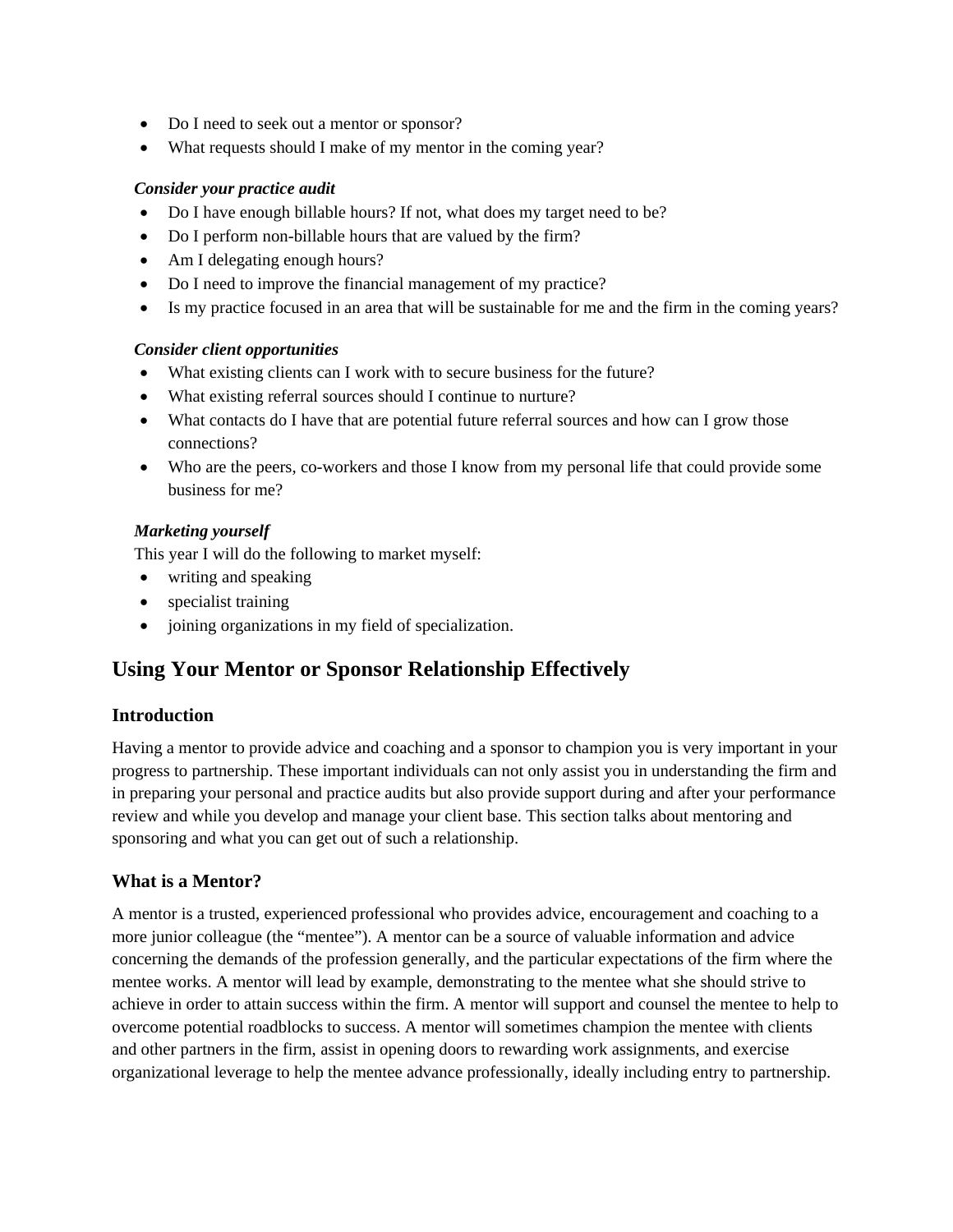- Do I need to seek out a mentor or sponsor?
- What requests should I make of my mentor in the coming year?

***Consider your practice audit***

- Do I have enough billable hours? If not, what does my target need to be?
- Do I perform non-billable hours that are valued by the firm?
- Am I delegating enough hours?
- Do I need to improve the financial management of my practice?
- Is my practice focused in an area that will be sustainable for me and the firm in the coming years?

***Consider client opportunities***

- What existing clients can I work with to secure business for the future?
- What existing referral sources should I continue to nurture?
- What contacts do I have that are potential future referral sources and how can I grow those connections?
- Who are the peers, co-workers and those I know from my personal life that could provide some business for me?

***Marketing yourself***

This year I will do the following to market myself:

- writing and speaking
- specialist training
- joining organizations in my field of specialization.

## Using Your Mentor or Sponsor Relationship Effectively

### Introduction

Having a mentor to provide advice and coaching and a sponsor to champion you is very important in your progress to partnership. These important individuals can not only assist you in understanding the firm and in preparing your personal and practice audits but also provide support during and after your performance review and while you develop and manage your client base. This section talks about mentoring and sponsoring and what you can get out of such a relationship.

### What is a Mentor?

A mentor is a trusted, experienced professional who provides advice, encouragement and coaching to a more junior colleague (the "mentee"). A mentor can be a source of valuable information and advice concerning the demands of the profession generally, and the particular expectations of the firm where the mentee works. A mentor will lead by example, demonstrating to the mentee what she should strive to achieve in order to attain success within the firm. A mentor will support and counsel the mentee to help to overcome potential roadblocks to success. A mentor will sometimes champion the mentee with clients and other partners in the firm, assist in opening doors to rewarding work assignments, and exercise organizational leverage to help the mentee advance professionally, ideally including entry to partnership.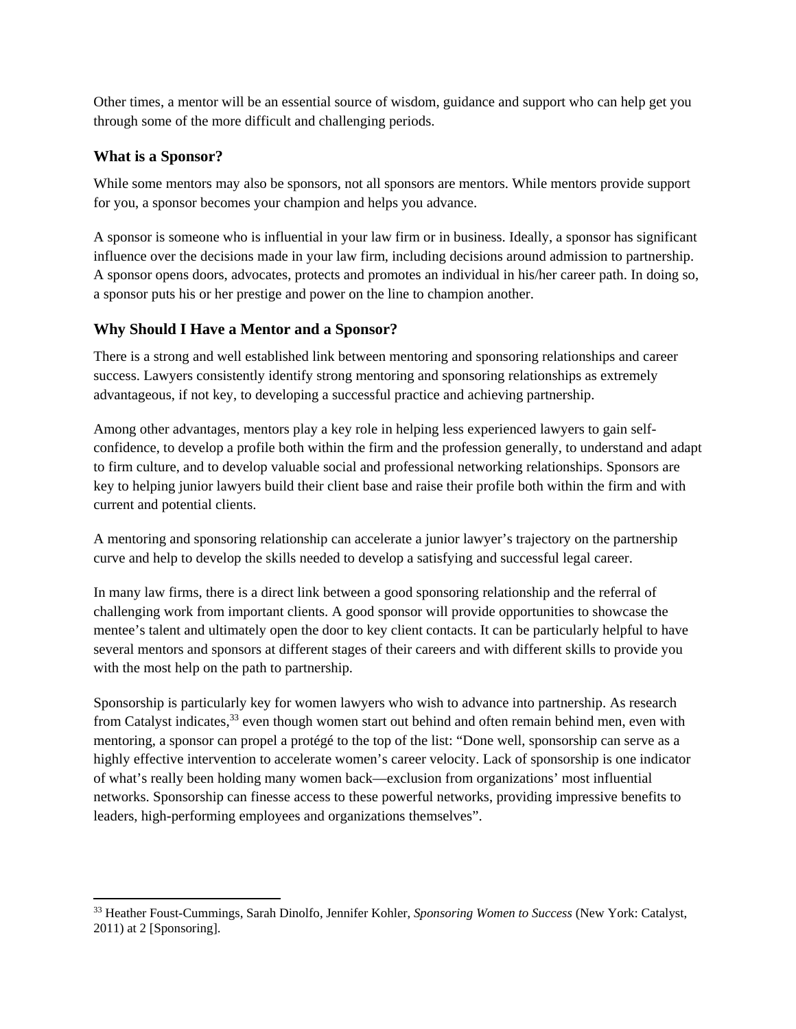Other times, a mentor will be an essential source of wisdom, guidance and support who can help get you through some of the more difficult and challenging periods.

### What is a Sponsor?

While some mentors may also be sponsors, not all sponsors are mentors. While mentors provide support for you, a sponsor becomes your champion and helps you advance.

A sponsor is someone who is influential in your law firm or in business. Ideally, a sponsor has significant influence over the decisions made in your law firm, including decisions around admission to partnership. A sponsor opens doors, advocates, protects and promotes an individual in his/her career path. In doing so, a sponsor puts his or her prestige and power on the line to champion another.

### Why Should I Have a Mentor and a Sponsor?

There is a strong and well established link between mentoring and sponsoring relationships and career success. Lawyers consistently identify strong mentoring and sponsoring relationships as extremely advantageous, if not key, to developing a successful practice and achieving partnership.

Among other advantages, mentors play a key role in helping less experienced lawyers to gain self-confidence, to develop a profile both within the firm and the profession generally, to understand and adapt to firm culture, and to develop valuable social and professional networking relationships. Sponsors are key to helping junior lawyers build their client base and raise their profile both within the firm and with current and potential clients.

A mentoring and sponsoring relationship can accelerate a junior lawyer's trajectory on the partnership curve and help to develop the skills needed to develop a satisfying and successful legal career.

In many law firms, there is a direct link between a good sponsoring relationship and the referral of challenging work from important clients. A good sponsor will provide opportunities to showcase the mentee's talent and ultimately open the door to key client contacts. It can be particularly helpful to have several mentors and sponsors at different stages of their careers and with different skills to provide you with the most help on the path to partnership.

Sponsorship is particularly key for women lawyers who wish to advance into partnership. As research from Catalyst indicates,[33] even though women start out behind and often remain behind men, even with mentoring, a sponsor can propel a protégé to the top of the list: "Done well, sponsorship can serve as a highly effective intervention to accelerate women's career velocity. Lack of sponsorship is one indicator of what's really been holding many women back—exclusion from organizations' most influential networks. Sponsorship can finesse access to these powerful networks, providing impressive benefits to leaders, high-performing employees and organizations themselves".

---

[33] Heather Foust-Cummings, Sarah Dinolfo, Jennifer Kohler, *Sponsoring Women to Success* (New York: Catalyst, 2011) at 2 [Sponsoring].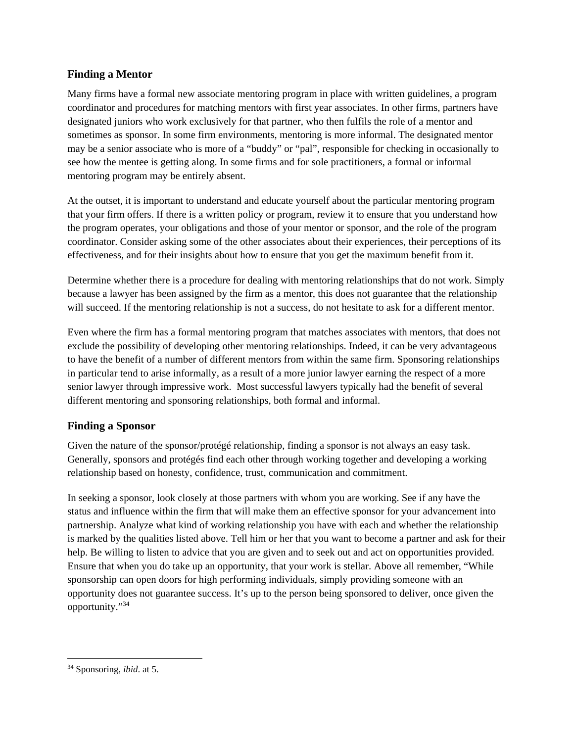## Finding a Mentor

Many firms have a formal new associate mentoring program in place with written guidelines, a program coordinator and procedures for matching mentors with first year associates. In other firms, partners have designated juniors who work exclusively for that partner, who then fulfils the role of a mentor and sometimes as sponsor. In some firm environments, mentoring is more informal. The designated mentor may be a senior associate who is more of a "buddy" or "pal", responsible for checking in occasionally to see how the mentee is getting along. In some firms and for sole practitioners, a formal or informal mentoring program may be entirely absent.

At the outset, it is important to understand and educate yourself about the particular mentoring program that your firm offers. If there is a written policy or program, review it to ensure that you understand how the program operates, your obligations and those of your mentor or sponsor, and the role of the program coordinator. Consider asking some of the other associates about their experiences, their perceptions of its effectiveness, and for their insights about how to ensure that you get the maximum benefit from it.

Determine whether there is a procedure for dealing with mentoring relationships that do not work. Simply because a lawyer has been assigned by the firm as a mentor, this does not guarantee that the relationship will succeed. If the mentoring relationship is not a success, do not hesitate to ask for a different mentor.

Even where the firm has a formal mentoring program that matches associates with mentors, that does not exclude the possibility of developing other mentoring relationships. Indeed, it can be very advantageous to have the benefit of a number of different mentors from within the same firm. Sponsoring relationships in particular tend to arise informally, as a result of a more junior lawyer earning the respect of a more senior lawyer through impressive work. Most successful lawyers typically had the benefit of several different mentoring and sponsoring relationships, both formal and informal.

## Finding a Sponsor

Given the nature of the sponsor/protégé relationship, finding a sponsor is not always an easy task. Generally, sponsors and protégés find each other through working together and developing a working relationship based on honesty, confidence, trust, communication and commitment.

In seeking a sponsor, look closely at those partners with whom you are working. See if any have the status and influence within the firm that will make them an effective sponsor for your advancement into partnership. Analyze what kind of working relationship you have with each and whether the relationship is marked by the qualities listed above. Tell him or her that you want to become a partner and ask for their help. Be willing to listen to advice that you are given and to seek out and act on opportunities provided. Ensure that when you do take up an opportunity, that your work is stellar. Above all remember, "While sponsorship can open doors for high performing individuals, simply providing someone with an opportunity does not guarantee success. It's up to the person being sponsored to deliver, once given the opportunity."[34]

---

[34] Sponsoring, *ibid*. at 5.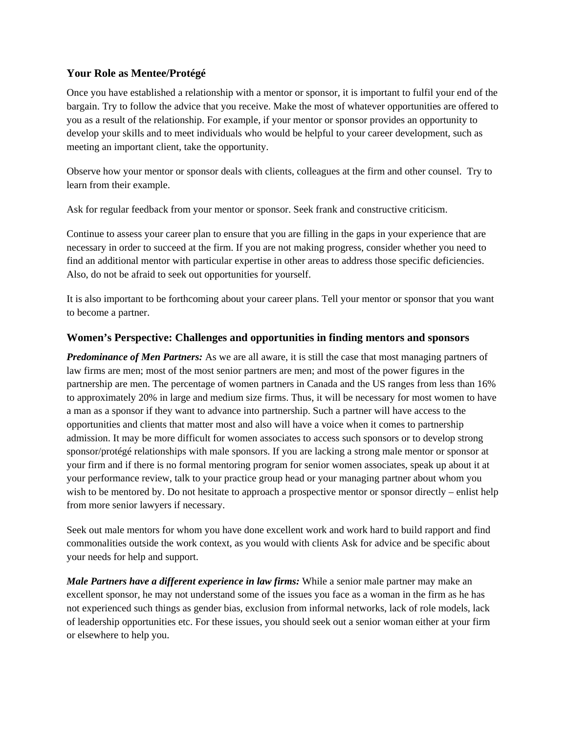### Your Role as Mentee/Protégé

Once you have established a relationship with a mentor or sponsor, it is important to fulfil your end of the bargain. Try to follow the advice that you receive. Make the most of whatever opportunities are offered to you as a result of the relationship. For example, if your mentor or sponsor provides an opportunity to develop your skills and to meet individuals who would be helpful to your career development, such as meeting an important client, take the opportunity.

Observe how your mentor or sponsor deals with clients, colleagues at the firm and other counsel. Try to learn from their example.

Ask for regular feedback from your mentor or sponsor. Seek frank and constructive criticism.

Continue to assess your career plan to ensure that you are filling in the gaps in your experience that are necessary in order to succeed at the firm. If you are not making progress, consider whether you need to find an additional mentor with particular expertise in other areas to address those specific deficiencies. Also, do not be afraid to seek out opportunities for yourself.

It is also important to be forthcoming about your career plans. Tell your mentor or sponsor that you want to become a partner.

### Women's Perspective: Challenges and opportunities in finding mentors and sponsors

***Predominance of Men Partners:*** As we are all aware, it is still the case that most managing partners of law firms are men; most of the most senior partners are men; and most of the power figures in the partnership are men. The percentage of women partners in Canada and the US ranges from less than 16% to approximately 20% in large and medium size firms. Thus, it will be necessary for most women to have a man as a sponsor if they want to advance into partnership. Such a partner will have access to the opportunities and clients that matter most and also will have a voice when it comes to partnership admission. It may be more difficult for women associates to access such sponsors or to develop strong sponsor/protégé relationships with male sponsors. If you are lacking a strong male mentor or sponsor at your firm and if there is no formal mentoring program for senior women associates, speak up about it at your performance review, talk to your practice group head or your managing partner about whom you wish to be mentored by. Do not hesitate to approach a prospective mentor or sponsor directly – enlist help from more senior lawyers if necessary.

Seek out male mentors for whom you have done excellent work and work hard to build rapport and find commonalities outside the work context, as you would with clients Ask for advice and be specific about your needs for help and support.

***Male Partners have a different experience in law firms:*** While a senior male partner may make an excellent sponsor, he may not understand some of the issues you face as a woman in the firm as he has not experienced such things as gender bias, exclusion from informal networks, lack of role models, lack of leadership opportunities etc. For these issues, you should seek out a senior woman either at your firm or elsewhere to help you.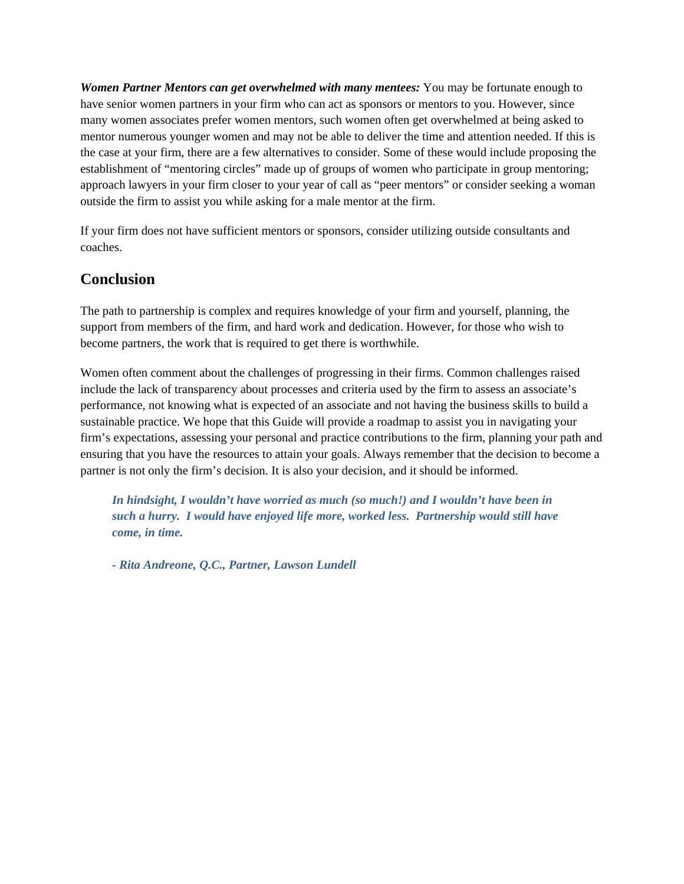***Women Partner Mentors can get overwhelmed with many mentees:*** You may be fortunate enough to have senior women partners in your firm who can act as sponsors or mentors to you. However, since many women associates prefer women mentors, such women often get overwhelmed at being asked to mentor numerous younger women and may not be able to deliver the time and attention needed. If this is the case at your firm, there are a few alternatives to consider. Some of these would include proposing the establishment of "mentoring circles" made up of groups of women who participate in group mentoring; approach lawyers in your firm closer to your year of call as "peer mentors" or consider seeking a woman outside the firm to assist you while asking for a male mentor at the firm.

If your firm does not have sufficient mentors or sponsors, consider utilizing outside consultants and coaches.

## Conclusion

The path to partnership is complex and requires knowledge of your firm and yourself, planning, the support from members of the firm, and hard work and dedication. However, for those who wish to become partners, the work that is required to get there is worthwhile.

Women often comment about the challenges of progressing in their firms. Common challenges raised include the lack of transparency about processes and criteria used by the firm to assess an associate's performance, not knowing what is expected of an associate and not having the business skills to build a sustainable practice. We hope that this Guide will provide a roadmap to assist you in navigating your firm's expectations, assessing your personal and practice contributions to the firm, planning your path and ensuring that you have the resources to attain your goals. Always remember that the decision to become a partner is not only the firm's decision. It is also your decision, and it should be informed.

> ***In hindsight, I wouldn't have worried as much (so much!) and I wouldn't have been in such a hurry. I would have enjoyed life more, worked less. Partnership would still have come, in time.***
>
> ***- Rita Andreone, Q.C., Partner, Lawson Lundell***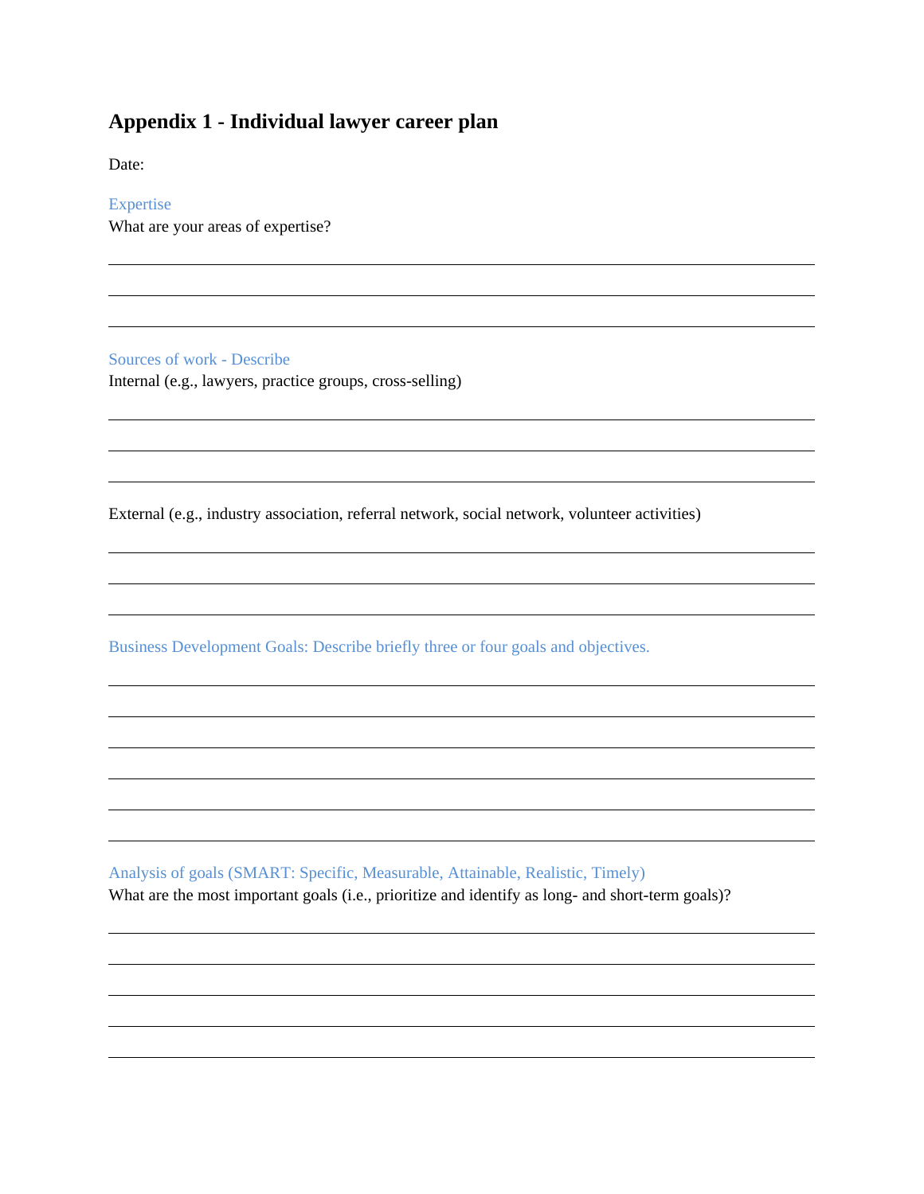## Appendix 1 - Individual lawyer career plan

Date:

### Expertise

What are your areas of expertise?

### Sources of work - Describe

Internal (e.g., lawyers, practice groups, cross-selling)

External (e.g., industry association, referral network, social network, volunteer activities)

### Business Development Goals: Describe briefly three or four goals and objectives.

### Analysis of goals (SMART: Specific, Measurable, Attainable, Realistic, Timely)

What are the most important goals (i.e., prioritize and identify as long- and short-term goals)?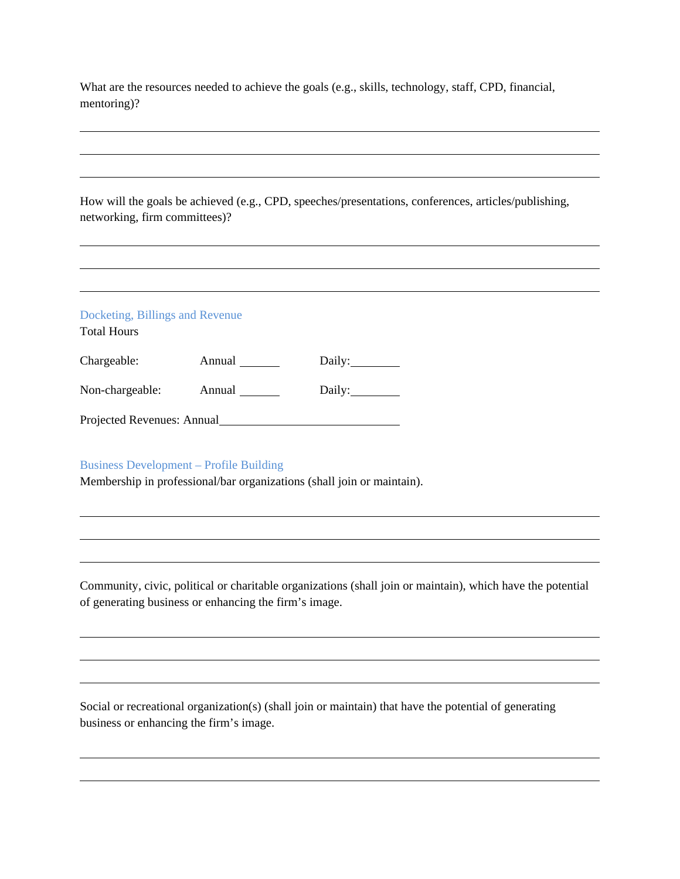What are the resources needed to achieve the goals (e.g., skills, technology, staff, CPD, financial, mentoring)?

\_\_\_\_\_\_\_\_\_\_\_\_\_\_\_\_\_\_\_\_\_\_\_\_\_\_\_\_\_\_\_\_\_\_\_\_\_\_\_\_\_\_\_\_\_\_\_\_\_\_\_\_\_\_\_\_\_\_\_\_\_\_\_\_\_\_\_\_\_\_\_\_

\_\_\_\_\_\_\_\_\_\_\_\_\_\_\_\_\_\_\_\_\_\_\_\_\_\_\_\_\_\_\_\_\_\_\_\_\_\_\_\_\_\_\_\_\_\_\_\_\_\_\_\_\_\_\_\_\_\_\_\_\_\_\_\_\_\_\_\_\_\_\_\_

\_\_\_\_\_\_\_\_\_\_\_\_\_\_\_\_\_\_\_\_\_\_\_\_\_\_\_\_\_\_\_\_\_\_\_\_\_\_\_\_\_\_\_\_\_\_\_\_\_\_\_\_\_\_\_\_\_\_\_\_\_\_\_\_\_\_\_\_\_\_\_\_

How will the goals be achieved (e.g., CPD, speeches/presentations, conferences, articles/publishing, networking, firm committees)?

\_\_\_\_\_\_\_\_\_\_\_\_\_\_\_\_\_\_\_\_\_\_\_\_\_\_\_\_\_\_\_\_\_\_\_\_\_\_\_\_\_\_\_\_\_\_\_\_\_\_\_\_\_\_\_\_\_\_\_\_\_\_\_\_\_\_\_\_\_\_\_\_

\_\_\_\_\_\_\_\_\_\_\_\_\_\_\_\_\_\_\_\_\_\_\_\_\_\_\_\_\_\_\_\_\_\_\_\_\_\_\_\_\_\_\_\_\_\_\_\_\_\_\_\_\_\_\_\_\_\_\_\_\_\_\_\_\_\_\_\_\_\_\_\_

\_\_\_\_\_\_\_\_\_\_\_\_\_\_\_\_\_\_\_\_\_\_\_\_\_\_\_\_\_\_\_\_\_\_\_\_\_\_\_\_\_\_\_\_\_\_\_\_\_\_\_\_\_\_\_\_\_\_\_\_\_\_\_\_\_\_\_\_\_\_\_\_

## Docketing, Billings and Revenue

Total Hours

Chargeable: Annual \_\_\_\_\_\_\_ Daily:\_\_\_\_\_\_\_\_

Non-chargeable: Annual \_\_\_\_\_\_\_ Daily:\_\_\_\_\_\_\_\_

Projected Revenues: Annual\_\_\_\_\_\_\_\_\_\_\_\_\_\_\_\_\_\_\_\_\_\_\_\_\_\_\_\_\_\_

## Business Development – Profile Building

Membership in professional/bar organizations (shall join or maintain).

\_\_\_\_\_\_\_\_\_\_\_\_\_\_\_\_\_\_\_\_\_\_\_\_\_\_\_\_\_\_\_\_\_\_\_\_\_\_\_\_\_\_\_\_\_\_\_\_\_\_\_\_\_\_\_\_\_\_\_\_\_\_\_\_\_\_\_\_\_\_\_\_

\_\_\_\_\_\_\_\_\_\_\_\_\_\_\_\_\_\_\_\_\_\_\_\_\_\_\_\_\_\_\_\_\_\_\_\_\_\_\_\_\_\_\_\_\_\_\_\_\_\_\_\_\_\_\_\_\_\_\_\_\_\_\_\_\_\_\_\_\_\_\_\_

\_\_\_\_\_\_\_\_\_\_\_\_\_\_\_\_\_\_\_\_\_\_\_\_\_\_\_\_\_\_\_\_\_\_\_\_\_\_\_\_\_\_\_\_\_\_\_\_\_\_\_\_\_\_\_\_\_\_\_\_\_\_\_\_\_\_\_\_\_\_\_\_

Community, civic, political or charitable organizations (shall join or maintain), which have the potential of generating business or enhancing the firm's image.

\_\_\_\_\_\_\_\_\_\_\_\_\_\_\_\_\_\_\_\_\_\_\_\_\_\_\_\_\_\_\_\_\_\_\_\_\_\_\_\_\_\_\_\_\_\_\_\_\_\_\_\_\_\_\_\_\_\_\_\_\_\_\_\_\_\_\_\_\_\_\_\_

\_\_\_\_\_\_\_\_\_\_\_\_\_\_\_\_\_\_\_\_\_\_\_\_\_\_\_\_\_\_\_\_\_\_\_\_\_\_\_\_\_\_\_\_\_\_\_\_\_\_\_\_\_\_\_\_\_\_\_\_\_\_\_\_\_\_\_\_\_\_\_\_

\_\_\_\_\_\_\_\_\_\_\_\_\_\_\_\_\_\_\_\_\_\_\_\_\_\_\_\_\_\_\_\_\_\_\_\_\_\_\_\_\_\_\_\_\_\_\_\_\_\_\_\_\_\_\_\_\_\_\_\_\_\_\_\_\_\_\_\_\_\_\_\_

Social or recreational organization(s) (shall join or maintain) that have the potential of generating business or enhancing the firm's image.

\_\_\_\_\_\_\_\_\_\_\_\_\_\_\_\_\_\_\_\_\_\_\_\_\_\_\_\_\_\_\_\_\_\_\_\_\_\_\_\_\_\_\_\_\_\_\_\_\_\_\_\_\_\_\_\_\_\_\_\_\_\_\_\_\_\_\_\_\_\_\_\_

\_\_\_\_\_\_\_\_\_\_\_\_\_\_\_\_\_\_\_\_\_\_\_\_\_\_\_\_\_\_\_\_\_\_\_\_\_\_\_\_\_\_\_\_\_\_\_\_\_\_\_\_\_\_\_\_\_\_\_\_\_\_\_\_\_\_\_\_\_\_\_\_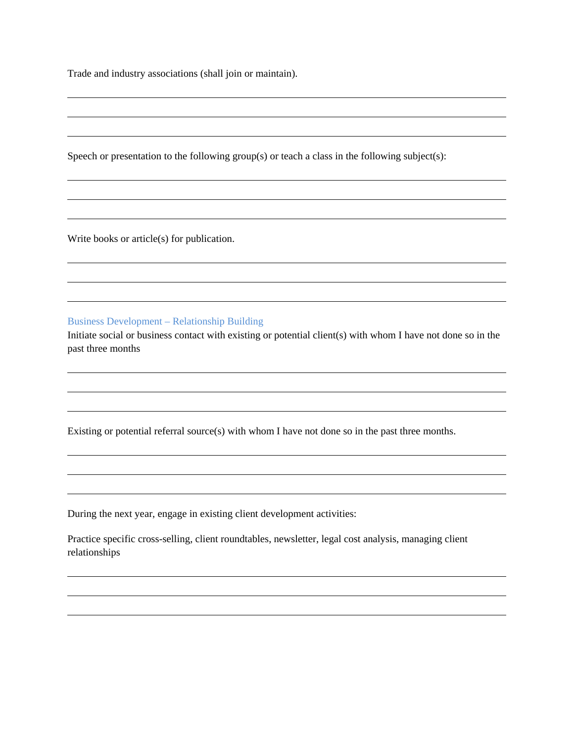Trade and industry associations (shall join or maintain).

---

---

---

Speech or presentation to the following group(s) or teach a class in the following subject(s):

---

---

---

Write books or article(s) for publication.

---

---

---

## Business Development – Relationship Building

Initiate social or business contact with existing or potential client(s) with whom I have not done so in the past three months

---

---

---

Existing or potential referral source(s) with whom I have not done so in the past three months.

---

---

---

During the next year, engage in existing client development activities:

Practice specific cross-selling, client roundtables, newsletter, legal cost analysis, managing client relationships

---

---

---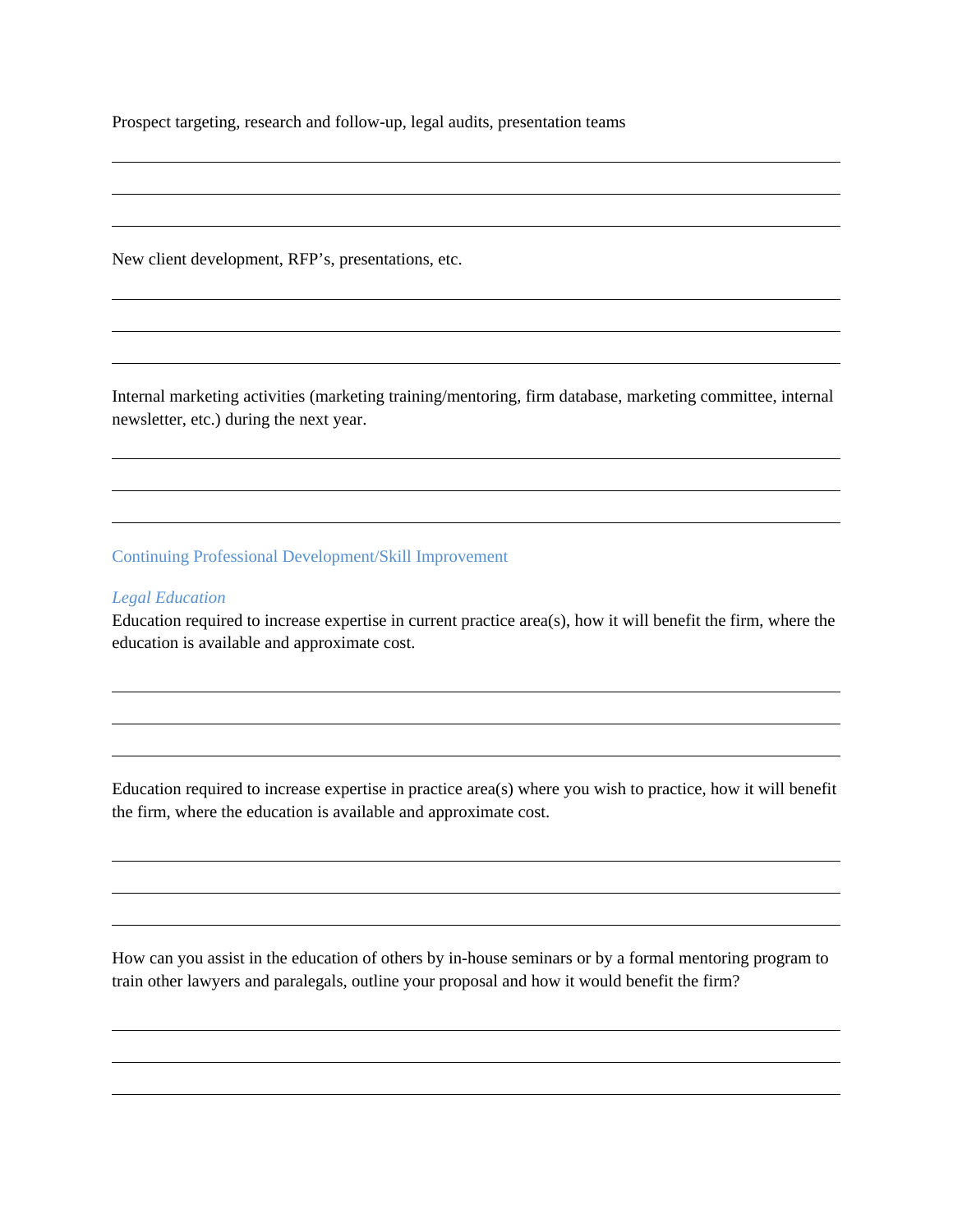Prospect targeting, research and follow-up, legal audits, presentation teams

New client development, RFP's, presentations, etc.

Internal marketing activities (marketing training/mentoring, firm database, marketing committee, internal newsletter, etc.) during the next year.

## Continuing Professional Development/Skill Improvement

### *Legal Education*

Education required to increase expertise in current practice area(s), how it will benefit the firm, where the education is available and approximate cost.

Education required to increase expertise in practice area(s) where you wish to practice, how it will benefit the firm, where the education is available and approximate cost.

How can you assist in the education of others by in-house seminars or by a formal mentoring program to train other lawyers and paralegals, outline your proposal and how it would benefit the firm?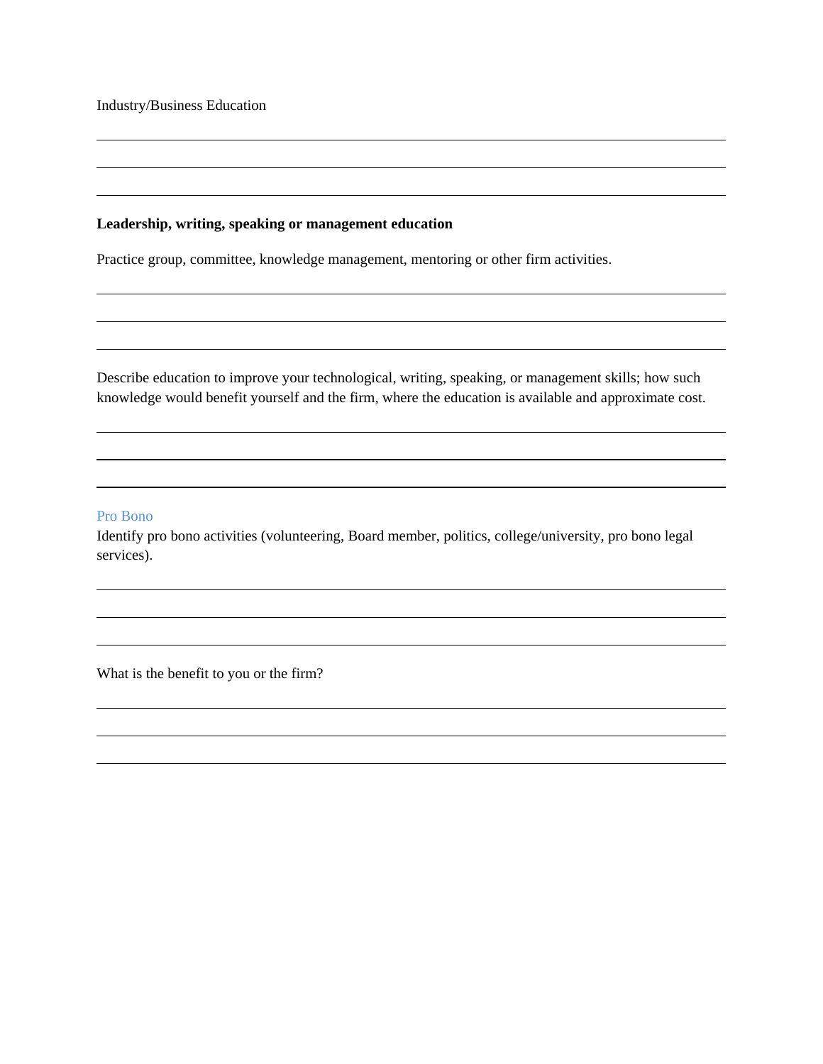Industry/Business Education

\_\_\_\_\_\_\_\_\_\_\_\_\_\_\_\_\_\_\_\_\_\_\_\_\_\_\_\_\_\_\_\_\_\_\_\_\_\_\_\_\_\_\_\_\_\_\_\_\_\_\_\_\_\_\_\_\_\_\_\_\_\_\_\_\_\_\_\_\_\_\_\_\_\_\_\_

\_\_\_\_\_\_\_\_\_\_\_\_\_\_\_\_\_\_\_\_\_\_\_\_\_\_\_\_\_\_\_\_\_\_\_\_\_\_\_\_\_\_\_\_\_\_\_\_\_\_\_\_\_\_\_\_\_\_\_\_\_\_\_\_\_\_\_\_\_\_\_\_\_\_\_\_

\_\_\_\_\_\_\_\_\_\_\_\_\_\_\_\_\_\_\_\_\_\_\_\_\_\_\_\_\_\_\_\_\_\_\_\_\_\_\_\_\_\_\_\_\_\_\_\_\_\_\_\_\_\_\_\_\_\_\_\_\_\_\_\_\_\_\_\_\_\_\_\_\_\_\_\_

**Leadership, writing, speaking or management education**

Practice group, committee, knowledge management, mentoring or other firm activities.

\_\_\_\_\_\_\_\_\_\_\_\_\_\_\_\_\_\_\_\_\_\_\_\_\_\_\_\_\_\_\_\_\_\_\_\_\_\_\_\_\_\_\_\_\_\_\_\_\_\_\_\_\_\_\_\_\_\_\_\_\_\_\_\_\_\_\_\_\_\_\_\_\_\_\_\_

\_\_\_\_\_\_\_\_\_\_\_\_\_\_\_\_\_\_\_\_\_\_\_\_\_\_\_\_\_\_\_\_\_\_\_\_\_\_\_\_\_\_\_\_\_\_\_\_\_\_\_\_\_\_\_\_\_\_\_\_\_\_\_\_\_\_\_\_\_\_\_\_\_\_\_\_

\_\_\_\_\_\_\_\_\_\_\_\_\_\_\_\_\_\_\_\_\_\_\_\_\_\_\_\_\_\_\_\_\_\_\_\_\_\_\_\_\_\_\_\_\_\_\_\_\_\_\_\_\_\_\_\_\_\_\_\_\_\_\_\_\_\_\_\_\_\_\_\_\_\_\_\_

Describe education to improve your technological, writing, speaking, or management skills; how such knowledge would benefit yourself and the firm, where the education is available and approximate cost.

\_\_\_\_\_\_\_\_\_\_\_\_\_\_\_\_\_\_\_\_\_\_\_\_\_\_\_\_\_\_\_\_\_\_\_\_\_\_\_\_\_\_\_\_\_\_\_\_\_\_\_\_\_\_\_\_\_\_\_\_\_\_\_\_\_\_\_\_\_\_\_\_\_\_\_\_

\_\_\_\_\_\_\_\_\_\_\_\_\_\_\_\_\_\_\_\_\_\_\_\_\_\_\_\_\_\_\_\_\_\_\_\_\_\_\_\_\_\_\_\_\_\_\_\_\_\_\_\_\_\_\_\_\_\_\_\_\_\_\_\_\_\_\_\_\_\_\_\_\_\_\_\_

\_\_\_\_\_\_\_\_\_\_\_\_\_\_\_\_\_\_\_\_\_\_\_\_\_\_\_\_\_\_\_\_\_\_\_\_\_\_\_\_\_\_\_\_\_\_\_\_\_\_\_\_\_\_\_\_\_\_\_\_\_\_\_\_\_\_\_\_\_\_\_\_\_\_\_\_

## Pro Bono

Identify pro bono activities (volunteering, Board member, politics, college/university, pro bono legal services).

\_\_\_\_\_\_\_\_\_\_\_\_\_\_\_\_\_\_\_\_\_\_\_\_\_\_\_\_\_\_\_\_\_\_\_\_\_\_\_\_\_\_\_\_\_\_\_\_\_\_\_\_\_\_\_\_\_\_\_\_\_\_\_\_\_\_\_\_\_\_\_\_\_\_\_\_

\_\_\_\_\_\_\_\_\_\_\_\_\_\_\_\_\_\_\_\_\_\_\_\_\_\_\_\_\_\_\_\_\_\_\_\_\_\_\_\_\_\_\_\_\_\_\_\_\_\_\_\_\_\_\_\_\_\_\_\_\_\_\_\_\_\_\_\_\_\_\_\_\_\_\_\_

\_\_\_\_\_\_\_\_\_\_\_\_\_\_\_\_\_\_\_\_\_\_\_\_\_\_\_\_\_\_\_\_\_\_\_\_\_\_\_\_\_\_\_\_\_\_\_\_\_\_\_\_\_\_\_\_\_\_\_\_\_\_\_\_\_\_\_\_\_\_\_\_\_\_\_\_

What is the benefit to you or the firm?

\_\_\_\_\_\_\_\_\_\_\_\_\_\_\_\_\_\_\_\_\_\_\_\_\_\_\_\_\_\_\_\_\_\_\_\_\_\_\_\_\_\_\_\_\_\_\_\_\_\_\_\_\_\_\_\_\_\_\_\_\_\_\_\_\_\_\_\_\_\_\_\_\_\_\_\_

\_\_\_\_\_\_\_\_\_\_\_\_\_\_\_\_\_\_\_\_\_\_\_\_\_\_\_\_\_\_\_\_\_\_\_\_\_\_\_\_\_\_\_\_\_\_\_\_\_\_\_\_\_\_\_\_\_\_\_\_\_\_\_\_\_\_\_\_\_\_\_\_\_\_\_\_

\_\_\_\_\_\_\_\_\_\_\_\_\_\_\_\_\_\_\_\_\_\_\_\_\_\_\_\_\_\_\_\_\_\_\_\_\_\_\_\_\_\_\_\_\_\_\_\_\_\_\_\_\_\_\_\_\_\_\_\_\_\_\_\_\_\_\_\_\_\_\_\_\_\_\_\_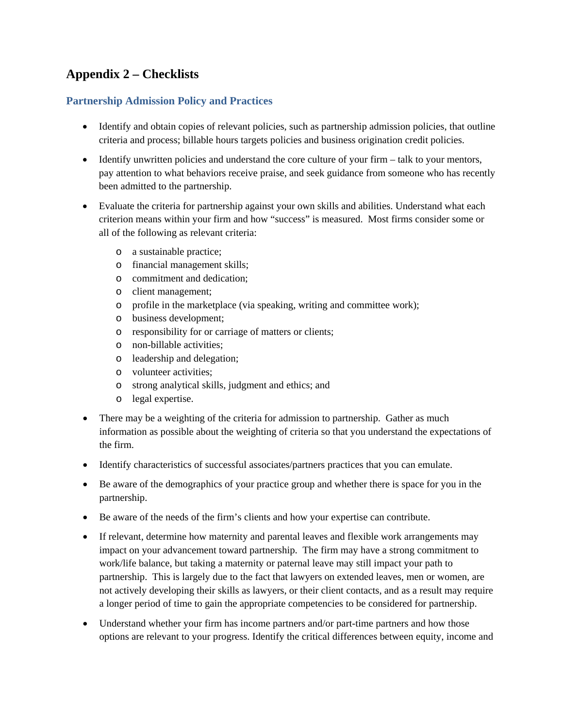# Appendix 2 – Checklists

## Partnership Admission Policy and Practices

- Identify and obtain copies of relevant policies, such as partnership admission policies, that outline criteria and process; billable hours targets policies and business origination credit policies.
- Identify unwritten policies and understand the core culture of your firm – talk to your mentors, pay attention to what behaviors receive praise, and seek guidance from someone who has recently been admitted to the partnership.
- Evaluate the criteria for partnership against your own skills and abilities. Understand what each criterion means within your firm and how "success" is measured. Most firms consider some or all of the following as relevant criteria:
  - a sustainable practice;
  - financial management skills;
  - commitment and dedication;
  - client management;
  - profile in the marketplace (via speaking, writing and committee work);
  - business development;
  - responsibility for or carriage of matters or clients;
  - non-billable activities;
  - leadership and delegation;
  - volunteer activities;
  - strong analytical skills, judgment and ethics; and
  - legal expertise.
- There may be a weighting of the criteria for admission to partnership. Gather as much information as possible about the weighting of criteria so that you understand the expectations of the firm.
- Identify characteristics of successful associates/partners practices that you can emulate.
- Be aware of the demographics of your practice group and whether there is space for you in the partnership.
- Be aware of the needs of the firm's clients and how your expertise can contribute.
- If relevant, determine how maternity and parental leaves and flexible work arrangements may impact on your advancement toward partnership. The firm may have a strong commitment to work/life balance, but taking a maternity or paternal leave may still impact your path to partnership. This is largely due to the fact that lawyers on extended leaves, men or women, are not actively developing their skills as lawyers, or their client contacts, and as a result may require a longer period of time to gain the appropriate competencies to be considered for partnership.
- Understand whether your firm has income partners and/or part-time partners and how those options are relevant to your progress. Identify the critical differences between equity, income and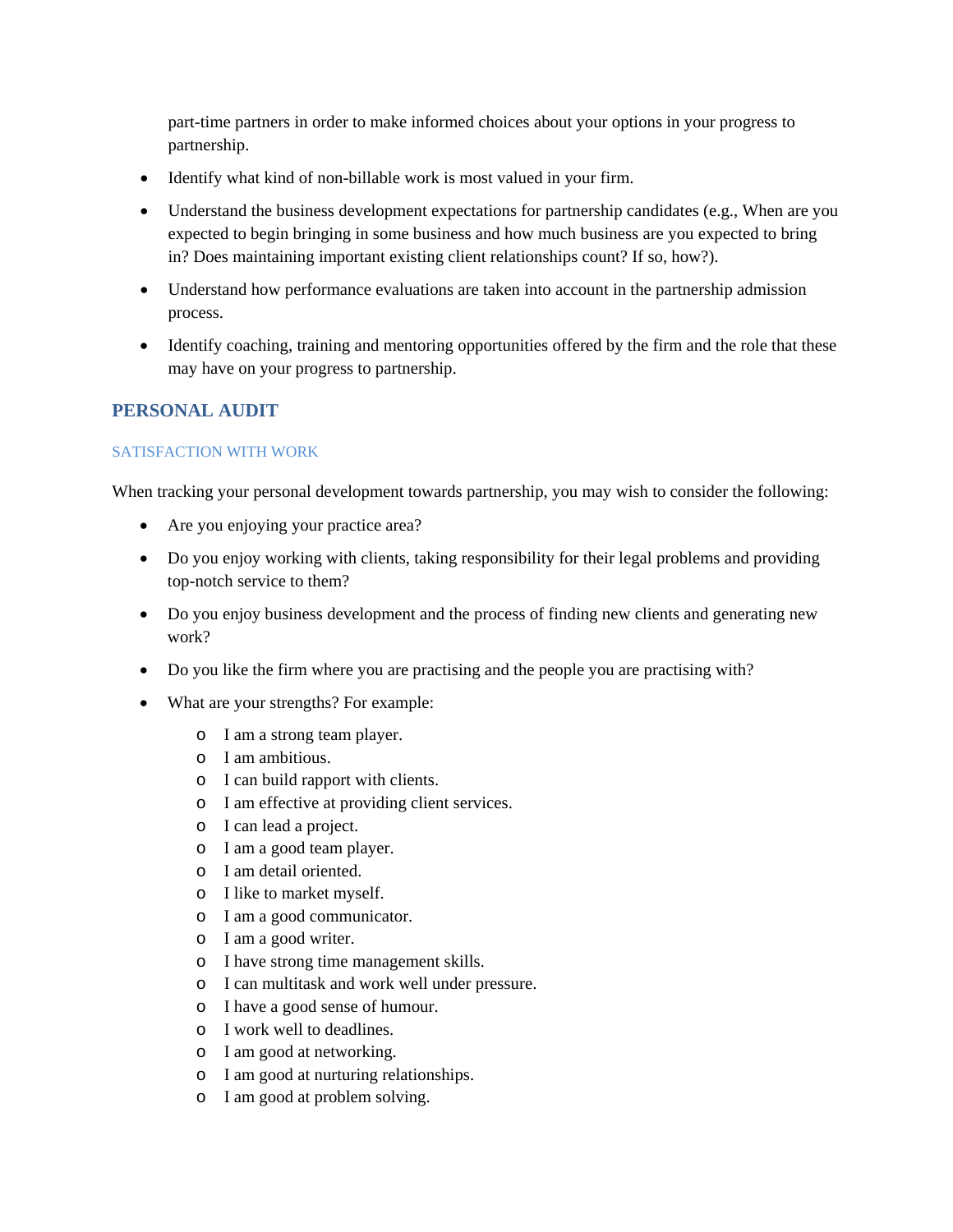part-time partners in order to make informed choices about your options in your progress to partnership.

- Identify what kind of non-billable work is most valued in your firm.
- Understand the business development expectations for partnership candidates (e.g., When are you expected to begin bringing in some business and how much business are you expected to bring in? Does maintaining important existing client relationships count? If so, how?).
- Understand how performance evaluations are taken into account in the partnership admission process.
- Identify coaching, training and mentoring opportunities offered by the firm and the role that these may have on your progress to partnership.

## PERSONAL AUDIT

### SATISFACTION WITH WORK

When tracking your personal development towards partnership, you may wish to consider the following:

- Are you enjoying your practice area?
- Do you enjoy working with clients, taking responsibility for their legal problems and providing top-notch service to them?
- Do you enjoy business development and the process of finding new clients and generating new work?
- Do you like the firm where you are practising and the people you are practising with?
- What are your strengths? For example:
    - I am a strong team player.
    - I am ambitious.
    - I can build rapport with clients.
    - I am effective at providing client services.
    - I can lead a project.
    - I am a good team player.
    - I am detail oriented.
    - I like to market myself.
    - I am a good communicator.
    - I am a good writer.
    - I have strong time management skills.
    - I can multitask and work well under pressure.
    - I have a good sense of humour.
    - I work well to deadlines.
    - I am good at networking.
    - I am good at nurturing relationships.
    - I am good at problem solving.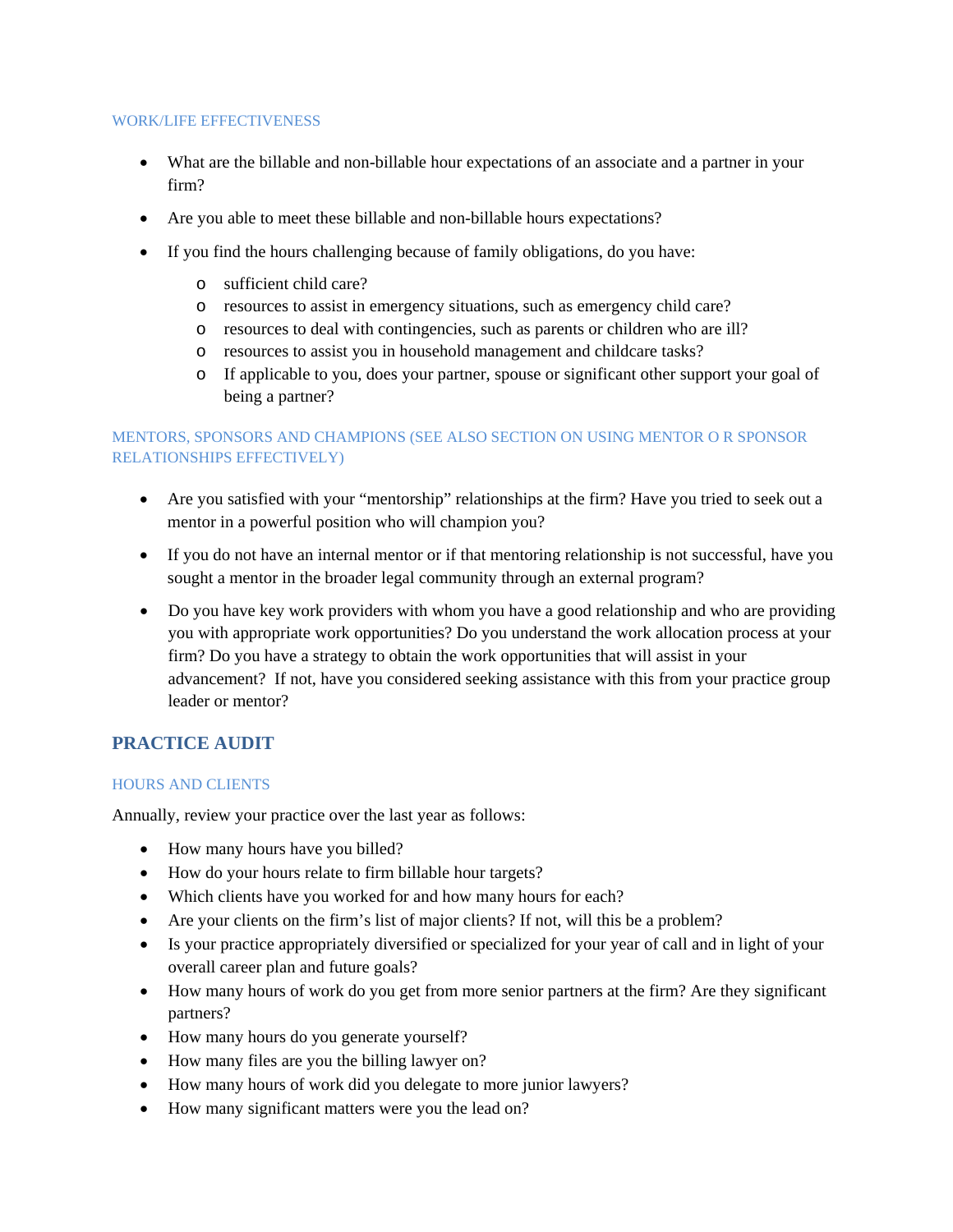### WORK/LIFE EFFECTIVENESS

- What are the billable and non-billable hour expectations of an associate and a partner in your firm?
- Are you able to meet these billable and non-billable hours expectations?
- If you find the hours challenging because of family obligations, do you have:
    - sufficient child care?
    - resources to assist in emergency situations, such as emergency child care?
    - resources to deal with contingencies, such as parents or children who are ill?
    - resources to assist you in household management and childcare tasks?
    - If applicable to you, does your partner, spouse or significant other support your goal of being a partner?

### MENTORS, SPONSORS AND CHAMPIONS (SEE ALSO SECTION ON USING MENTOR O R SPONSOR RELATIONSHIPS EFFECTIVELY)

- Are you satisfied with your "mentorship" relationships at the firm? Have you tried to seek out a mentor in a powerful position who will champion you?
- If you do not have an internal mentor or if that mentoring relationship is not successful, have you sought a mentor in the broader legal community through an external program?
- Do you have key work providers with whom you have a good relationship and who are providing you with appropriate work opportunities? Do you understand the work allocation process at your firm? Do you have a strategy to obtain the work opportunities that will assist in your advancement? If not, have you considered seeking assistance with this from your practice group leader or mentor?

## PRACTICE AUDIT

### HOURS AND CLIENTS

Annually, review your practice over the last year as follows:

- How many hours have you billed?
- How do your hours relate to firm billable hour targets?
- Which clients have you worked for and how many hours for each?
- Are your clients on the firm's list of major clients? If not, will this be a problem?
- Is your practice appropriately diversified or specialized for your year of call and in light of your overall career plan and future goals?
- How many hours of work do you get from more senior partners at the firm? Are they significant partners?
- How many hours do you generate yourself?
- How many files are you the billing lawyer on?
- How many hours of work did you delegate to more junior lawyers?
- How many significant matters were you the lead on?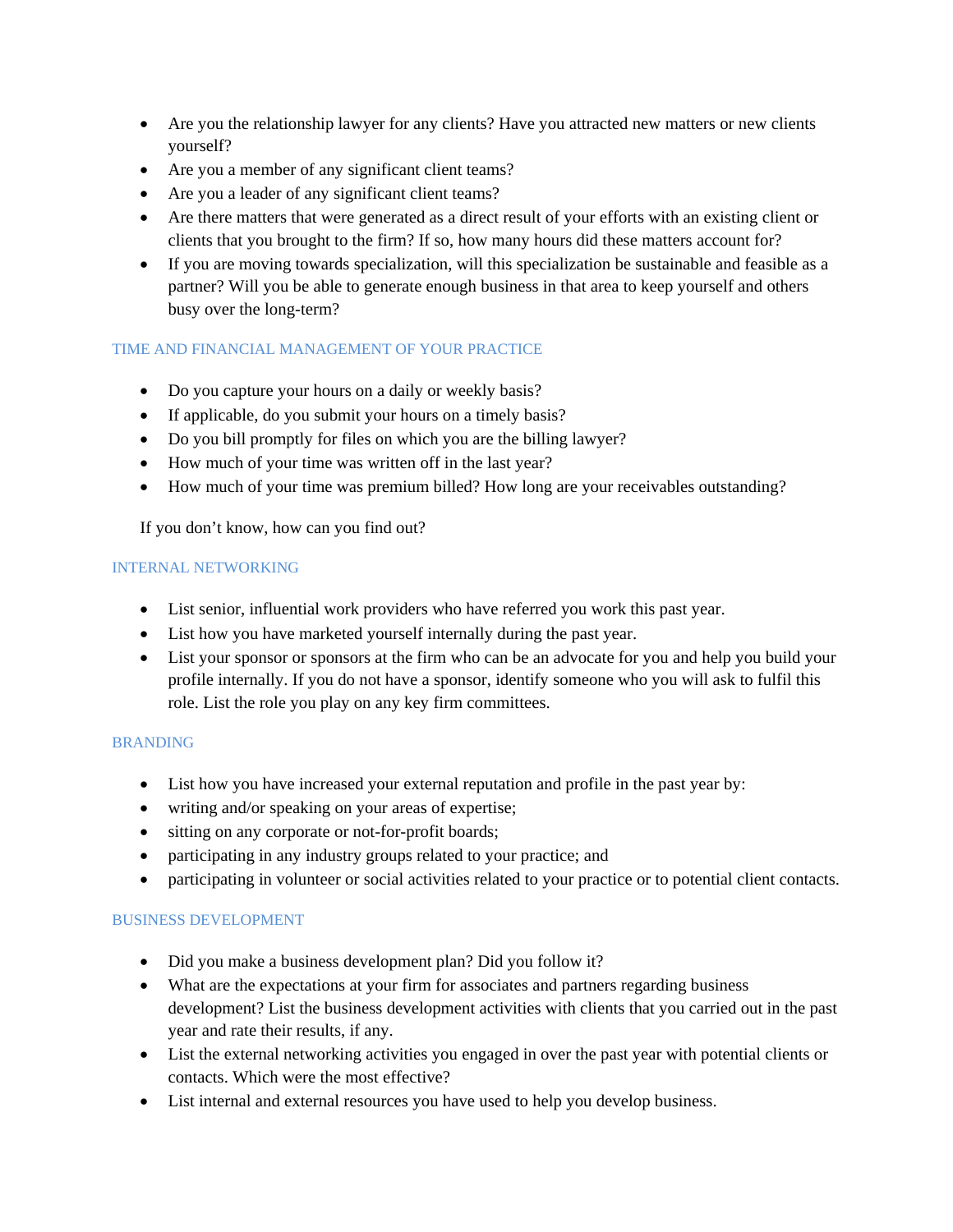- Are you the relationship lawyer for any clients? Have you attracted new matters or new clients yourself?
- Are you a member of any significant client teams?
- Are you a leader of any significant client teams?
- Are there matters that were generated as a direct result of your efforts with an existing client or clients that you brought to the firm? If so, how many hours did these matters account for?
- If you are moving towards specialization, will this specialization be sustainable and feasible as a partner? Will you be able to generate enough business in that area to keep yourself and others busy over the long-term?

### TIME AND FINANCIAL MANAGEMENT OF YOUR PRACTICE

- Do you capture your hours on a daily or weekly basis?
- If applicable, do you submit your hours on a timely basis?
- Do you bill promptly for files on which you are the billing lawyer?
- How much of your time was written off in the last year?
- How much of your time was premium billed? How long are your receivables outstanding?

If you don't know, how can you find out?

### INTERNAL NETWORKING

- List senior, influential work providers who have referred you work this past year.
- List how you have marketed yourself internally during the past year.
- List your sponsor or sponsors at the firm who can be an advocate for you and help you build your profile internally. If you do not have a sponsor, identify someone who you will ask to fulfil this role. List the role you play on any key firm committees.

### BRANDING

- List how you have increased your external reputation and profile in the past year by:
- writing and/or speaking on your areas of expertise;
- sitting on any corporate or not-for-profit boards;
- participating in any industry groups related to your practice; and
- participating in volunteer or social activities related to your practice or to potential client contacts.

### BUSINESS DEVELOPMENT

- Did you make a business development plan? Did you follow it?
- What are the expectations at your firm for associates and partners regarding business development? List the business development activities with clients that you carried out in the past year and rate their results, if any.
- List the external networking activities you engaged in over the past year with potential clients or contacts. Which were the most effective?
- List internal and external resources you have used to help you develop business.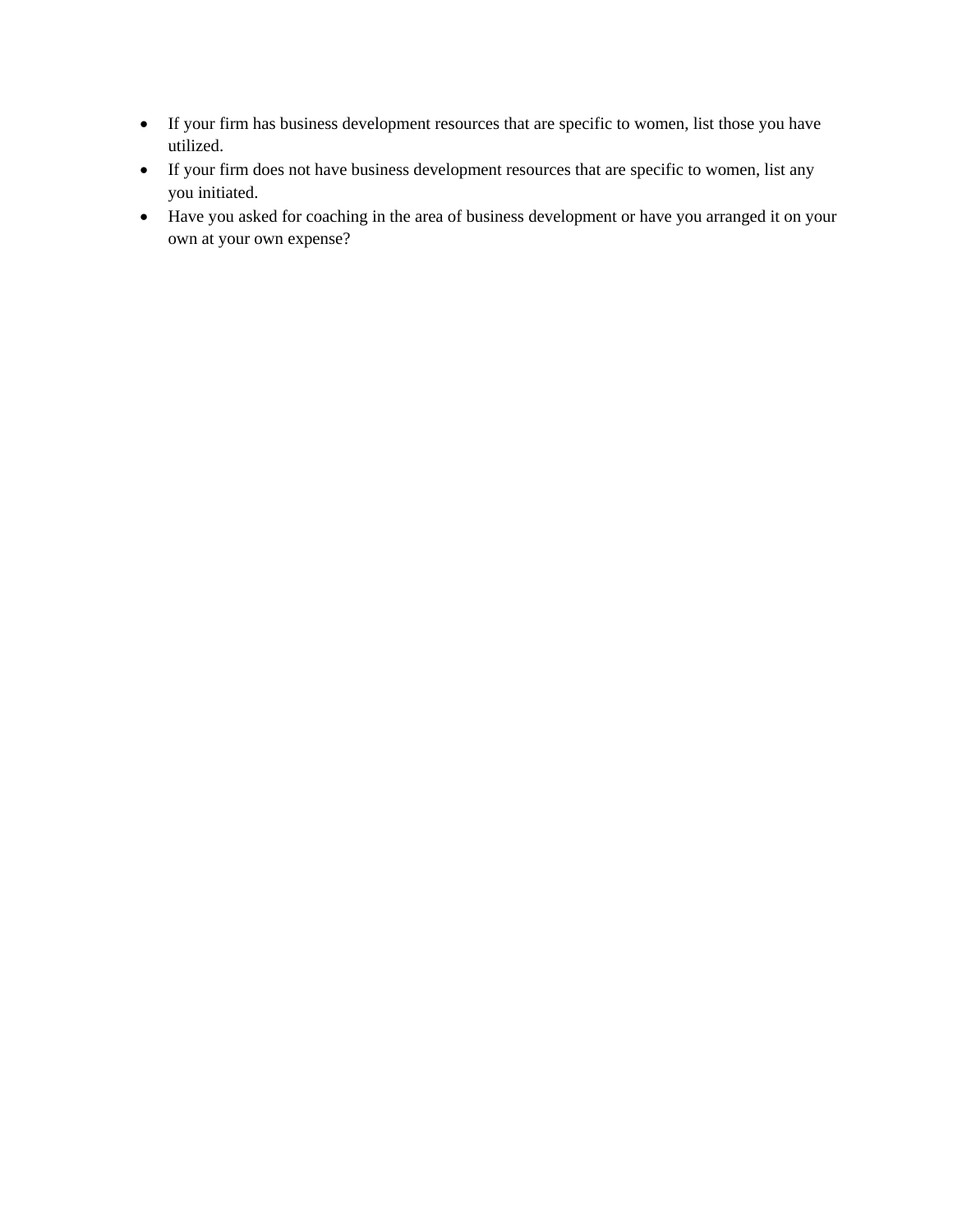- If your firm has business development resources that are specific to women, list those you have utilized.
- If your firm does not have business development resources that are specific to women, list any you initiated.
- Have you asked for coaching in the area of business development or have you arranged it on your own at your own expense?